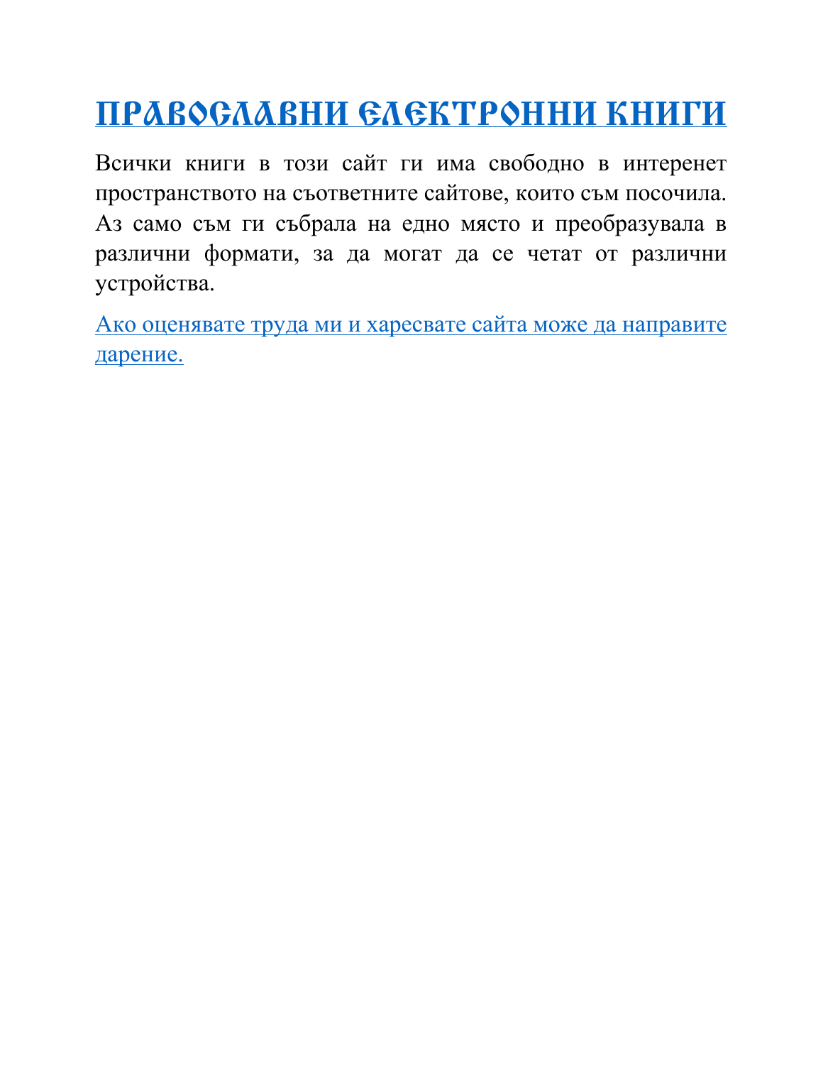# [ПРАВОСЛАВНИ ЕЛЕКТРОННИ КНИГИ]

Всички книги в този сайт ги има свободно в интеренет пространството на съответните сайтове, които съм посочила. Аз само съм ги събрала на едно място и преобразувала в различни формати, за да могат да се четат от различни устройства.

[Ако оценявате труда ми и харесвате сайта може да направите дарение.]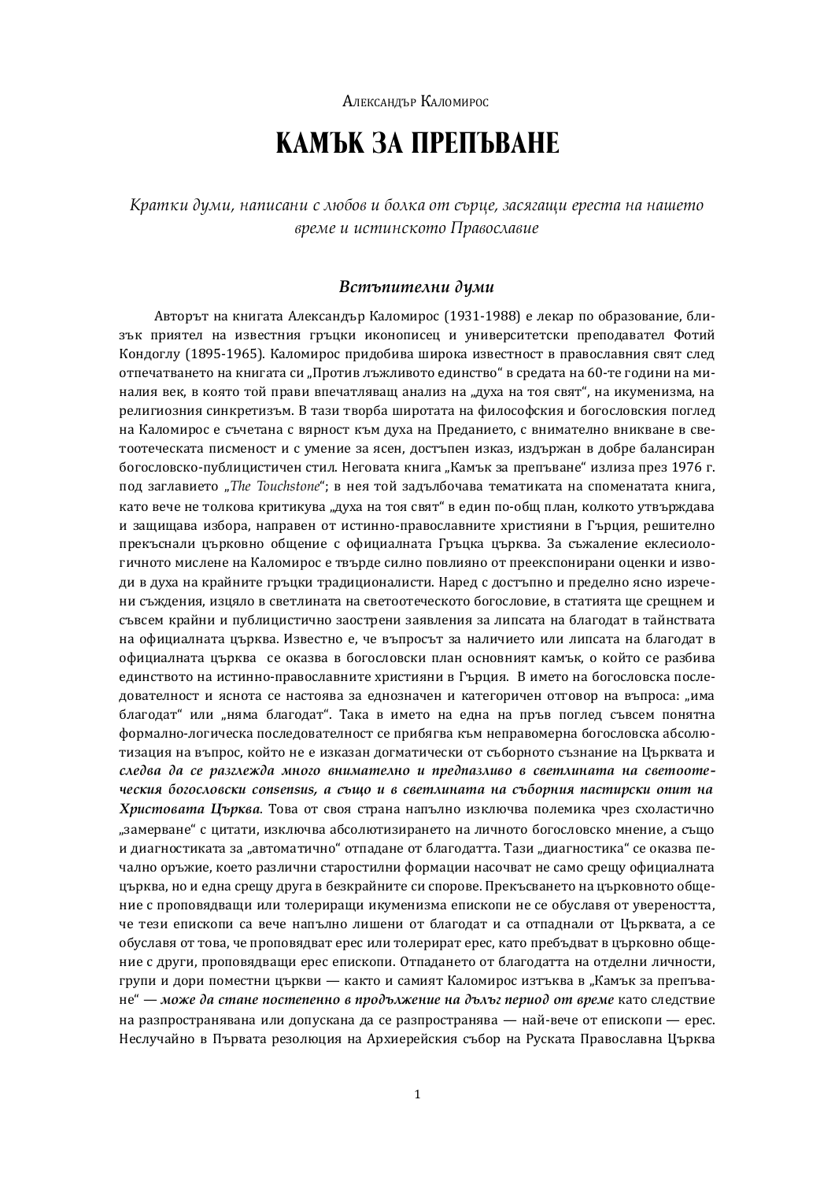Александър Каломирос

# КАМЪК ЗА ПРЕПЪВАНЕ

*Кратки думи, написани с любов и болка от сърце, засягащи ереста на нашето време и истинското Православие*

## Встъпителни думи

Авторът на книгата Александър Каломирос (1931-1988) е лекар по образование, близък приятел на известния гръцки иконописец и университетски преподавател Фотий Кондоглу (1895-1965). Каломирос придобива широка известност в православния свят след отпечатването на книгата си „Против лъжливото единство" в средата на 60-те години на миналия век, в която той прави впечатляващ анализ на „духа на тоя свят", на икуменизма, на религиозния синкретизъм. В тази творба широтата на философския и богословския поглед на Каломирос е съчетана с вярност към духа на Преданието, с внимателно вникване в светоотеческата писменост и с умение за ясен, достъпен изказ, издържан в добре балансиран богословско-публицистичен стил. Неговата книга „Камък за препъване" излиза през 1976 г. под заглавието „*The Touchstone*"; в нея той задълбочава тематиката на споменатата книга, като вече не толкова критикува „духа на тоя свят" в един по-общ план, колкото утвърждава и защищава избора, направен от истинно-православните християни в Гърция, решително прекъснали църковно общение с официалната Гръцка църква. За съжаление еклесиологичното мислене на Каломирос е твърде силно повлияно от преекспонирани оценки и изводи в духа на крайните гръцки традиционалисти. Наред с достъпно и пределно ясно изречени съждения, изцяло в светлината на светоотеческото богословие, в статията ще срещнем и съвсем крайни и публицистично заострени заявления за липсата на благодат в тайнствата на официалната църква. Известно е, че въпросът за наличието или липсата на благодат в официалната църква се оказва в богословски план основният камък, о който се разбива единството на истинно-православните християни в Гърция. В името на богословска последователност и яснота се настоява за еднозначен и категоричен отговор на въпроса: „има благодат" или „няма благодат". Така в името на една на пръв поглед съвсем понятна формално-логическа последователност се прибягва към неправомерна богословска абсолютизация на въпрос, който не е изказан догматически от съборното съзнание на Църквата и ***следва да се разглежда много внимателно и предпазливо в светлината на светоотеческия богословски consensus, а също и в светлината на съборния пастирски опит на Христовата Църква***. Това от своя страна напълно изключва полемика чрез схоластично „замерване" с цитати, изключва абсолютизирането на личното богословско мнение, а също и диагностиката за „автоматично" отпадане от благодатта. Тази „диагностика" се оказва печално оръжие, което различни старостилни формации насочват не само срещу официалната църква, но и една срещу друга в безкрайните си спорове. Прекъсването на църковното общение с проповядващи или толериращи икуменизма епископи не се обуславя от увереността, че тези епископи са вече напълно лишени от благодат и са отпаднали от Църквата, а се обуславя от това, че проповядват ерес или толерират ерес, като пребъдват в църковно общение с други, проповядващи ерес епископи. Отпадането от благодатта на отделни личности, групи и дори поместни църкви — както и самият Каломирос изтъква в „Камък за препъване" — ***може да стане постепенно в продължение на дълъг период от време*** като следствие на разпространявана или допускана да се разпространява — най-вече от епископи — ерес. Неслучайно в Първата резолюция на Архиерейския събор на Руската Православна Църква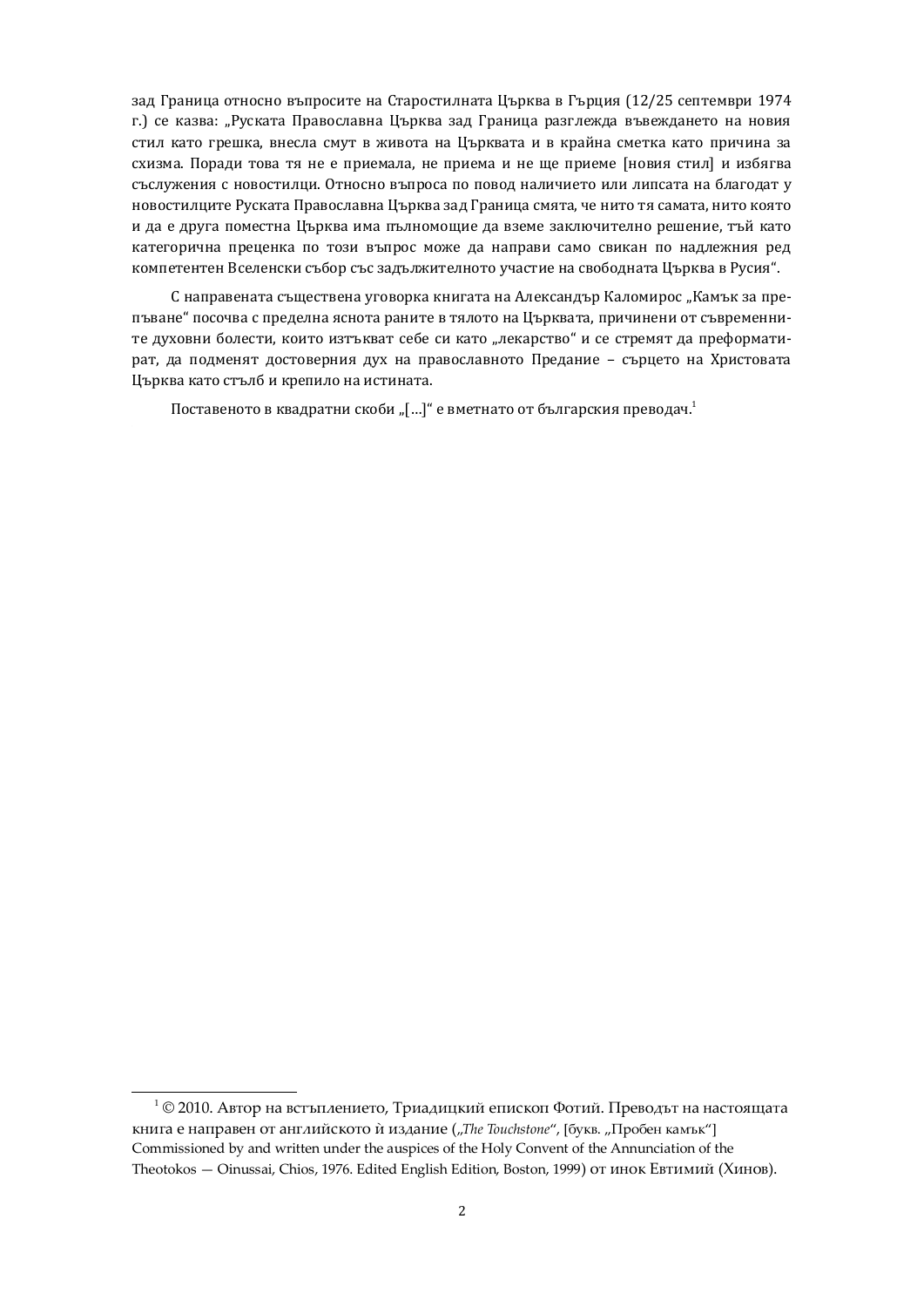зад Граница относно въпросите на Старостилната Църква в Гърция (12/25 септември 1974 г.) се казва: „Руската Православна Църква зад Граница разглежда въвеждането на новия стил като грешка, внесла смут в живота на Църквата и в крайна сметка като причина за схизма. Поради това тя не е приемала, не приема и не ще приеме [новия стил] и избягва съслужения с новостилци. Относно въпроса по повод наличието или липсата на благодат у новостилците Руската Православна Църква зад Граница смята, че нито тя самата, нито която и да е друга поместна Църква има пълномощие да вземе заключително решение, тъй като категорична преценка по този въпрос може да направи само свикан по надлежния ред компетентен Вселенски събор със задължителното участие на свободната Църква в Русия“.

С направената съществена уговорка книгата на Александър Каломирос „Камък за препъване“ посочва с пределна яснота раните в тялото на Църквата, причинени от съвременните духовни болести, които изтъкват себе си като „лекарство“ и се стремят да преформатират, да подменят достоверния дух на православното Предание – сърцето на Христовата Църква като стълб и крепило на истината.

Поставеното в квадратни скоби „[…]“ е вметнато от българския преводач.[1]

[1] © 2010. Автор на встъплението, Триадицкий епископ Фотий. Преводът на настоящата книга е направен от английското ѝ издание („*The Touchstone*“, [букв. „Пробен камък“] Commissioned by and written under the auspices of the Holy Convent of the Annunciation of the Theotokos — Oinussai, Chios, 1976. Edited English Edition, Boston, 1999) от инок Евтимий (Хинов).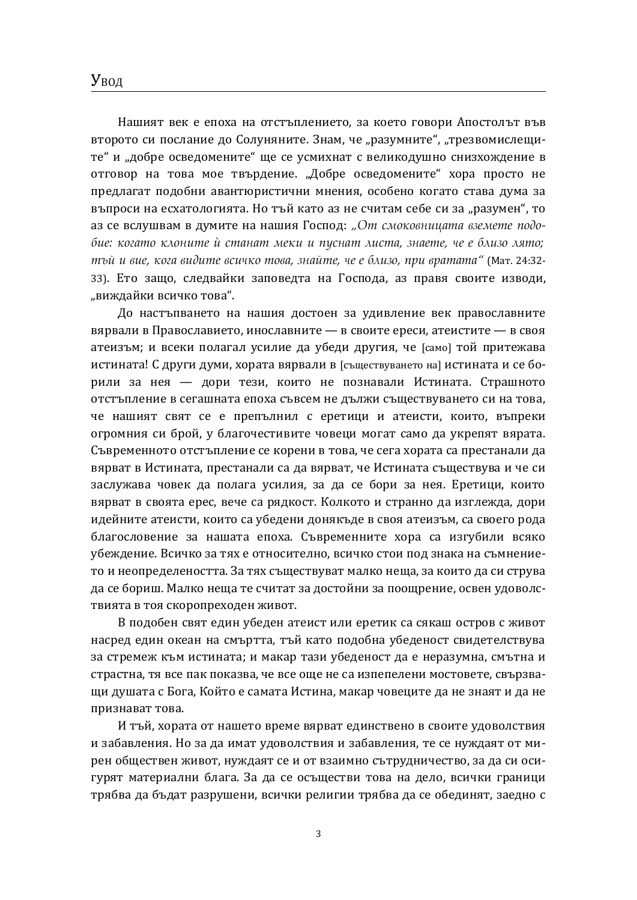# Увод

Нашият век е епоха на отстъплението, за което говори Апостолът във второто си послание до Солуняните. Знам, че „разумните“, „трезвомислещите“ и „добре осведомените“ ще се усмихнат с великодушно снизхождение в отговор на това мое твърдение. „Добре осведомените“ хора просто не предлагат подобни авантюристични мнения, особено когато става дума за въпроси на есхатологията. Но тъй като аз не считам себе си за „разумен“, то аз се вслушвам в думите на нашия Господ: *„От смоковницата вземете подобие: когато клоните ѝ станат меки и пуснат листа, знаете, че е близо лято; тъй и вие, кога видите всичко това, знайте, че е близо, при вратата“* (Мат. 24:32-33). Ето защо, следвайки заповедта на Господа, аз правя своите изводи, „виждайки всичко това“.

До настъпването на нашия достоен за удивление век православните вярвали в Православието, инославните — в своите ереси, атеистите — в своя атеизъм; и всеки полагал усилие да убеди другия, че [само] той притежава истината! С други думи, хората вярвали в [съществуването на] истината и се борили за нея — дори тези, които не познавали Истината. Страшното отстъпление в сегашната епоха съвсем не дължи съществуването си на това, че нашият свят се е препълнил с еретици и атеисти, които, въпреки огромния си брой, у благочестивите човеци могат само да укрепят вярата. Съвременното отстъпление се корени в това, че сега хората са престанали да вярват в Истината, престанали са да вярват, че Истината съществува и че си заслужава човек да полага усилия, за да се бори за нея. Еретици, които вярват в своята ерес, вече са рядкост. Колкото и странно да изглежда, дори идейните атеисти, които са убедени донякъде в своя атеизъм, са своего рода благословение за нашата епоха. Съвременните хора са изгубили всяко убеждение. Всичко за тях е относително, всичко стои под знака на съмнението и неопределеността. За тях съществуват малко неща, за които да си струва да се бориш. Малко неща те считат за достойни за поощрение, освен удоволствията в тоя скоропреходен живот.

В подобен свят един убеден атеист или еретик са сякаш остров с живот насред един океан на смъртта, тъй като подобна убеденост свидетелства за стремеж към истината; и макар тази убеденост да е неразумна, смътна и страстна, тя все пак показва, че все още не са изпепелени мостовете, свързващи душата с Бога, Който е самата Истина, макар човеците да не знаят и да не признават това.

И тъй, хората от нашето време вярват единствено в своите удоволствия и забавления. Но за да имат удоволствия и забавления, те се нуждаят от мирен обществен живот, нуждаят се и от взаимно сътрудничество, за да си осигурят материални блага. За да се осъществи това на дело, всички граници трябва да бъдат разрушени, всички религии трябва да се обединят, заедно с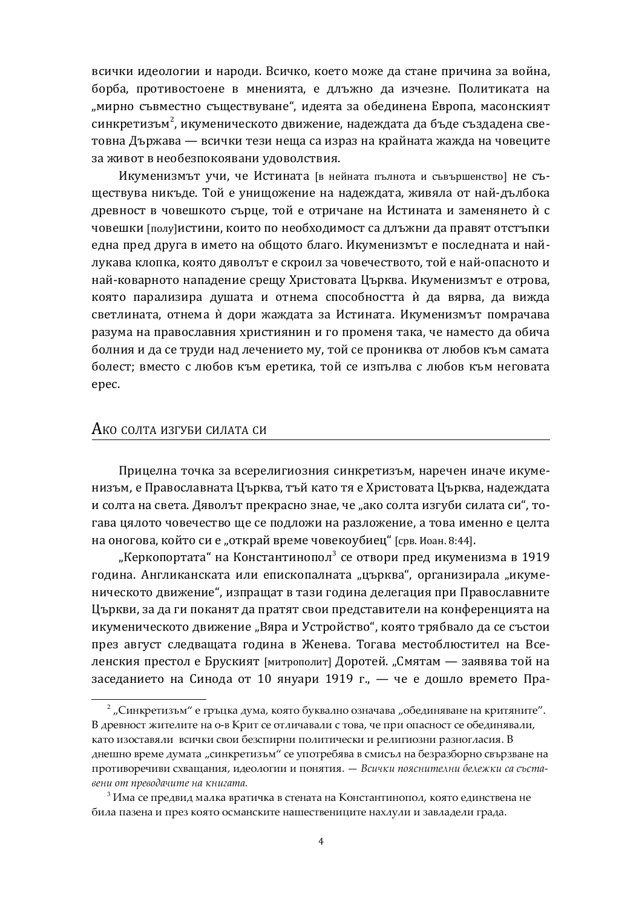всички идеологии и народи. Всичко, което може да стане причина за война, борба, противостоене в мненията, е длъжно да изчезне. Политиката на „мирно съвместно съществуване“, идеята за обединена Европа, масонският синкретизъм[2], икуменическото движение, надеждата да бъде създадена световна Държава — всички тези неща са израз на крайната жажда на човеците за живот в необезпокоявани удоволствия.

Икуменизмът учи, че Истината [в нейната пълнота и съвършенство] не съществува никъде. Той е унищожение на надеждата, живяла от най-дълбока древност в човешкото сърце, той е отричане на Истината и заменянето ѝ с човешки [полу]истини, които по необходимост са длъжни да правят отстъпки една пред друга в името на общото благо. Икуменизмът е последната и най-лукава клопка, която дяволът е скроил за човечеството, той е най-опасното и най-коварното нападение срещу Христовата Църква. Икуменизмът е отрова, която парализира душата и отнема способността ѝ да вярва, да вижда светлината, отнема ѝ дори жаждата за Истината. Икуменизмът помрачава разума на православния християнин и го променя така, че наместо да обича болния и да се труди над лечението му, той се проникува от любов към самата болест; вместо с любов към еретика, той се изпълва с любов към неговата ерес.

## Ако солта изгуби силата си

Прицелна точка за всерелигиозния синкретизъм, наречен иначе икуменизъм, е Православната Църква, тъй като тя е Христовата Църква, надеждата и солта на света. Дяволът прекрасно знае, че „ако солта изгуби силата си“, тогава цялото човечество ще се подложи на разложение, а това именно е целта на оногова, който си е „открай време човекоубиец“ [срв. Иоан. 8:44].

„Керкопортата“ на Константинопол[3] се отвори пред икуменизма в 1919 година. Англиканската или епископалната „църква“, организирала „икуменическото движение“, изпращат в тази година делегация при Православните Църкви, за да ги поканят да пратят свои представители на конференцията на икуменическото движение „Вяра и Устройство“, която трябвало да се състои през август следващата година в Женева. Тогава местоблюстител на Вселенския престол е Бруският [митрополит] Доротей. „Смятам — заявява той на заседанието на Синода от 10 януари 1919 г., — че е дошло времето Пра-

---

[2] „Синкретизъм“ е гръцка дума, която буквално означава „обединяване на критяните“. В древност жителите на о-в Крит се отличавали с това, че при опасност се обединявали, като изоставяли всички свои безспирни политически и религиозни разногласия. В днешно време думата „синкретизъм“ се употребява в смисъл на безразборно свързване на противоречиви схващания, идеологии и понятия. — *Всички пояснителни бележки са съставени от преводачите на книгата.*

[3] Има се предвид малка вратичка в стената на Константинопол, която единствена не била пазена и през която османските нашественици нахлули и завладели града.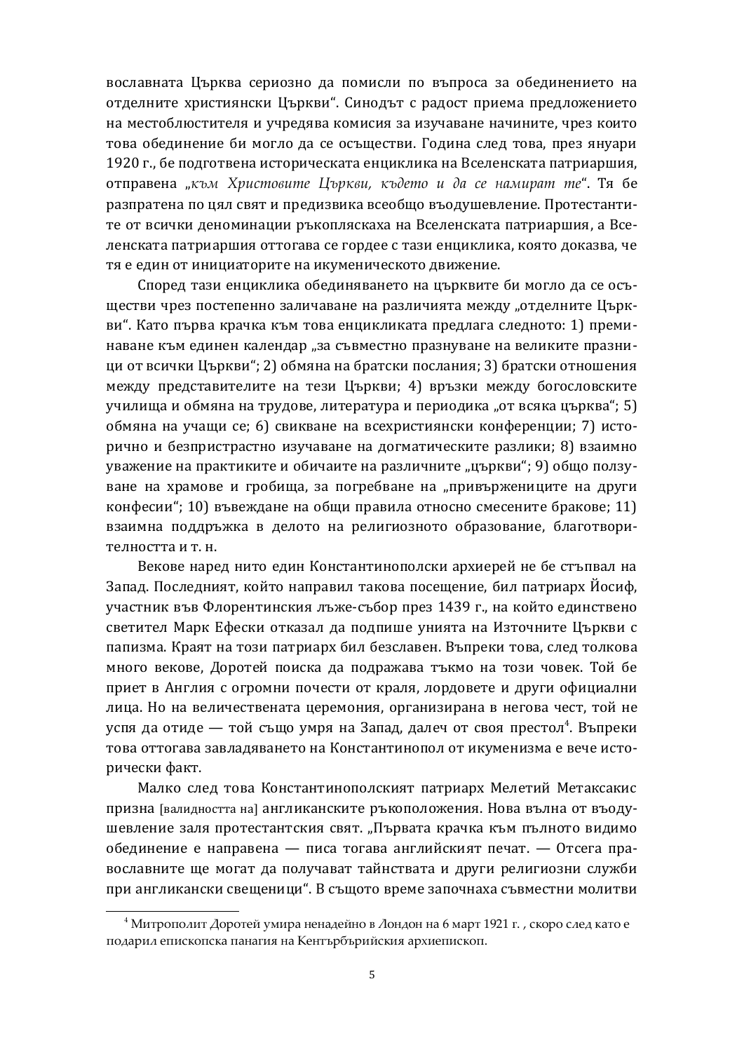вославната Църква сериозно да помисли по въпроса за обединението на отделните християнски Църкви“. Синодът с радост приема предложението на местоблюстителя и учредява комисия за изучаване начините, чрез които това обединение би могло да се осъществи. Година след това, през януари 1920 г., бе подготвена историческата енциклика на Вселенската патриаршия, отправена *„към Христовите Църкви, където и да се намират те“*. Тя бе разпратена по цял свят и предизвика всеобщо въодушевление. Протестантите от всички деноминации ръкопляскаха на Вселенската патриаршия, а Вселенската патриаршия оттогава се гордее с тази енциклика, която доказва, че тя е един от инициаторите на икуменическото движение.

Според тази енциклика обединяването на църквите би могло да се осъществи чрез постепенно заличаване на различията между „отделните Църкви“. Като първа крачка към това енцикликата предлага следното: 1) преминаване към единен календар „за съвместно празнуване на великите празници от всички Църкви“; 2) обмяна на братски послания; 3) братски отношения между представителите на тези Църкви; 4) връзки между богословските училища и обмяна на трудове, литература и периодика „от всяка църква“; 5) обмяна на учащи се; 6) свикване на всехристиянски конференции; 7) исторично и безпристрастно изучаване на догматическите разлики; 8) взаимно уважение на практиките и обичаите на различните „църкви“; 9) общо ползуване на храмове и гробища, за погребване на „привържениците на други конфесии“; 10) въвеждане на общи правила относно смесените бракове; 11) взаимна поддръжка в делото на религиозното образование, благотворителността и т. н.

Векове наред нито един Константинополски архиерей не бе стъпвал на Запад. Последният, който направил такова посещение, бил патриарх Йосиф, участник във Флорентинския лъже-събор през 1439 г., на който единствено светител Марк Ефески отказал да подпише унията на Източните Църкви с папизма. Краят на този патриарх бил безславен. Въпреки това, след толкова много векове, Доротей поиска да подражава тъкмо на този човек. Той бе приет в Англия с огромни почести от краля, лордовете и други официални лица. Но на величествената церемония, организирана в негова чест, той не успя да отиде — той също умря на Запад, далеч от своя престол[4]. Въпреки това оттогава завладяването на Константинопол от икуменизма е вече исторически факт.

Малко след това Константинополският патриарх Мелетий Метаксакис призна [валидността на] англиканските ръкоположения. Нова вълна от въодушевление заля протестантския свят. „Първата крачка към пълното видимо обединение е направена — писа тогава английският печат. — Отсега православните ще могат да получават тайнствата и други религиозни служби при англикански свещеници“. В същото време започнаха съвместни молитви

---

[4] Митрополит Доротей умира ненадейно в Лондон на 6 март 1921 г. , скоро след като е подарил епископска панагия на Кентърбърийския архиепископ.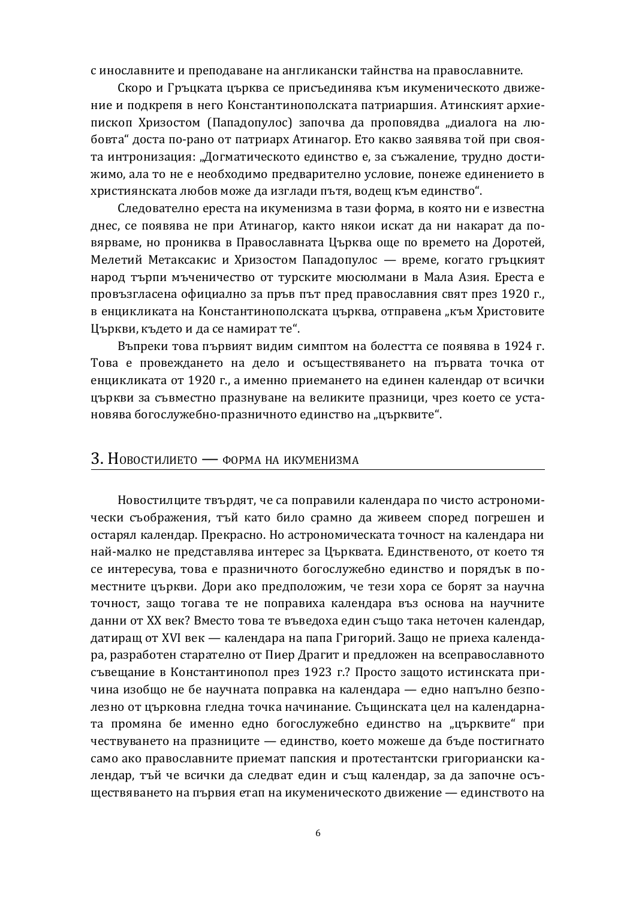с инославните и преподаване на англикански тайнства на православните.

Скоро и Гръцката църква се присъединява към икуменическото движение и подкрепя в него Константинополската патриаршия. Атинският архиепископ Хризостом (Пападопулос) започва да проповядва „диалога на любовта" доста по-рано от патриарх Атинагор. Ето какво заявява той при своята интронизация: „Догматическото единство е, за съжаление, трудно достижимо, ала то не е необходимо предварително условие, понеже единението в християнската любов може да изглади пътя, водещ към единство".

Следователно ереста на икуменизма в тази форма, в която ни е известна днес, се появява не при Атинагор, както някои искат да ни накарат да повярваме, но прониква в Православната Църква още по времето на Доротей, Мелетий Метаксакис и Хризостом Пападопулос — време, когато гръцкият народ търпи мъченичество от турските мюсюлмани в Мала Азия. Ереста е провъзгласена официално за пръв път пред православния свят през 1920 г., в енцикликата на Константинополската църква, отправена „към Христовите Църкви, където и да се намират те".

Въпреки това първият видим симптом на болестта се появява в 1924 г. Това е провеждането на дело и осъществяването на първата точка от енцикликата от 1920 г., а именно приемането на единен календар от всички църкви за съвместно празнуване на великите празници, чрез което се установява богослужебно-празничното единство на „църквите".

## 3. Новостилието — форма на икуменизма

Новостилците твърдят, че са поправили календара по чисто астрономически съображения, тъй като било срамно да живеем според погрешен и остарял календар. Прекрасно. Но астрономическата точност на календара ни най-малко не представлява интерес за Църквата. Единственото, от което тя се интересува, това е празничното богослужебно единство и порядък в поместните църкви. Дори ако предположим, че тези хора се борят за научна точност, защо тогава те не поправиха календара въз основа на научните данни от XX век? Вместо това те въведоха един също така неточен календар, датиращ от XVI век — календара на папа Григорий. Защо не приеха календара, разработен старателно от Пиер Драгит и предложен на всеправославното съвещание в Константинопол през 1923 г.? Просто защото истинската причина изобщо не бе научната поправка на календара — едно напълно безполезно от църковна гледна точка начинание. Същинската цел на календарната промяна бе именно едно богослужебно единство на „църквите" при чествуването на празниците — единство, което можеше да бъде постигнато само ако православните приемат папския и протестантски григориански календар, тъй че всички да следват един и същ календар, за да започне осъществяването на първия етап на икуменическото движение — единството на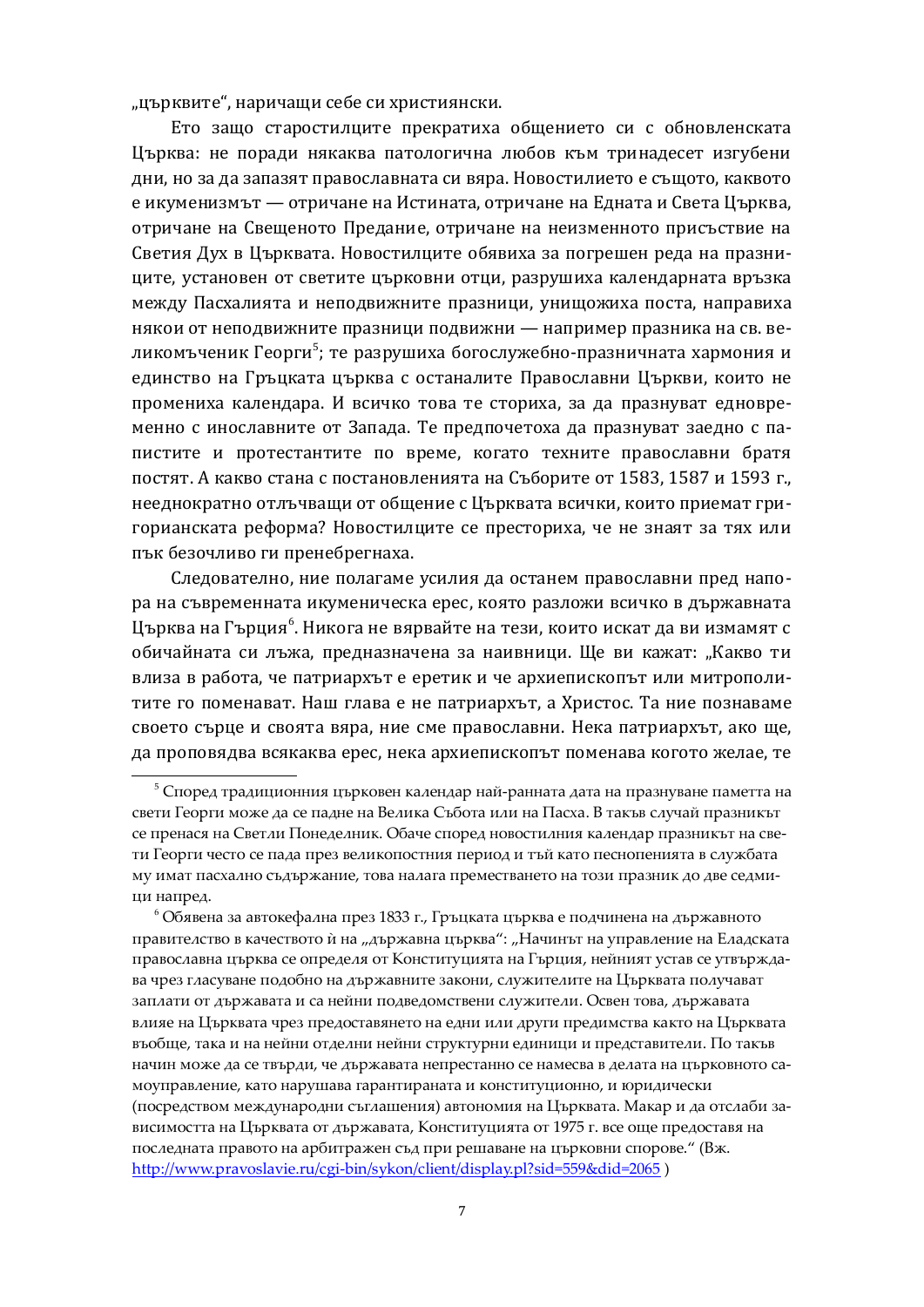„църквите“, наричащи себе си християнски.

Ето защо старостилците прекратиха общението си с обновленската Църква: не поради някаква патологична любов към тринадесет изгубени дни, но за да запазят православната си вяра. Новостилието е същото, каквото е икуменизмът — отричане на Истината, отричане на Едната и Света Църква, отричане на Свещеното Предание, отричане на неизменното присъствие на Светия Дух в Църквата. Новостилците обявиха за погрешен реда на празниците, установен от светите църковни отци, разрушиха календарната връзка между Пасхалията и неподвижните празници, унищожиха поста, направиха някои от неподвижните празници подвижни — например празника на св. великомъченик Георги[5]; те разрушиха богослужебно-празничната хармония и единство на Гръцката църква с останалите Православни Църкви, които не промениха календара. И всичко това те сториха, за да празнуват едновременно с инославните от Запада. Те предпочетоха да празнуват заедно с папистите и протестантите по време, когато техните православни братя постят. А какво стана с постановленията на Съборите от 1583, 1587 и 1593 г., нееднократно отлъчващи от общение с Църквата всички, които приемат григорианската реформа? Новостилците се престориха, че не знаят за тях или пък безочливо ги пренебрегнаха.

Следователно, ние полагаме усилия да останем православни пред напора на съвременната икуменическа ерес, която разложи всичко в държавната Църква на Гърция[6]. Никога не вярвайте на тези, които искат да ви измамят с обичайната си лъжа, предназначена за наивници. Ще ви кажат: „Какво ти влиза в работа, че патриархът е еретик и че архиепископът или митрополитите го поменават. Наш глава е не патриархът, а Христос. Та ние познаваме своето сърце и своята вяра, ние сме православни. Нека патриархът, ако ще, да проповядва всякаква ерес, нека архиепископът поменава когото желае, те

---

[5] Според традиционния църковен календар най-ранната дата на празнуване паметта на свети Георги може да се падне на Велика Събота или на Пасха. В такъв случай празникът се пренася на Светли Понеделник. Обаче според новостилния календар празникът на свети Георги често се пада през великопостния период и тъй като песнопенията в службата му имат пасхално съдържание, това налага преместването на този празник до две седмици напред.

[6] Обявена за автокефална през 1833 г., Гръцката църква е подчинена на държавното правителство в качеството ѝ на „държавна църква“: „Начинът на управление на Еладската православна църква се определя от Конституцията на Гърция, нейният устав се утвърждава чрез гласуване подобно на държавните закони, служителите на Църквата получават заплати от държавата и са нейни подведомствени служители. Освен това, държавата влияе на Църквата чрез предоставянето на едни или други предимства както на Църквата въобще, така и на нейни отделни нейни структурни единици и представители. По такъв начин може да се твърди, че държавата непрестанно се намесва в делата на църковното самоуправление, като нарушава гарантираната и конституционно, и юридически (посредством международни съглашения) автономия на Църквата. Макар и да отслаби зависимостта на Църквата от държавата, Конституцията от 1975 г. все още предоставя на последната правото на арбитражен съд при решаване на църковни спорове.“ (Вж. http://www.pravoslavie.ru/cgi-bin/sykon/client/display.pl?sid=559&did=2065 )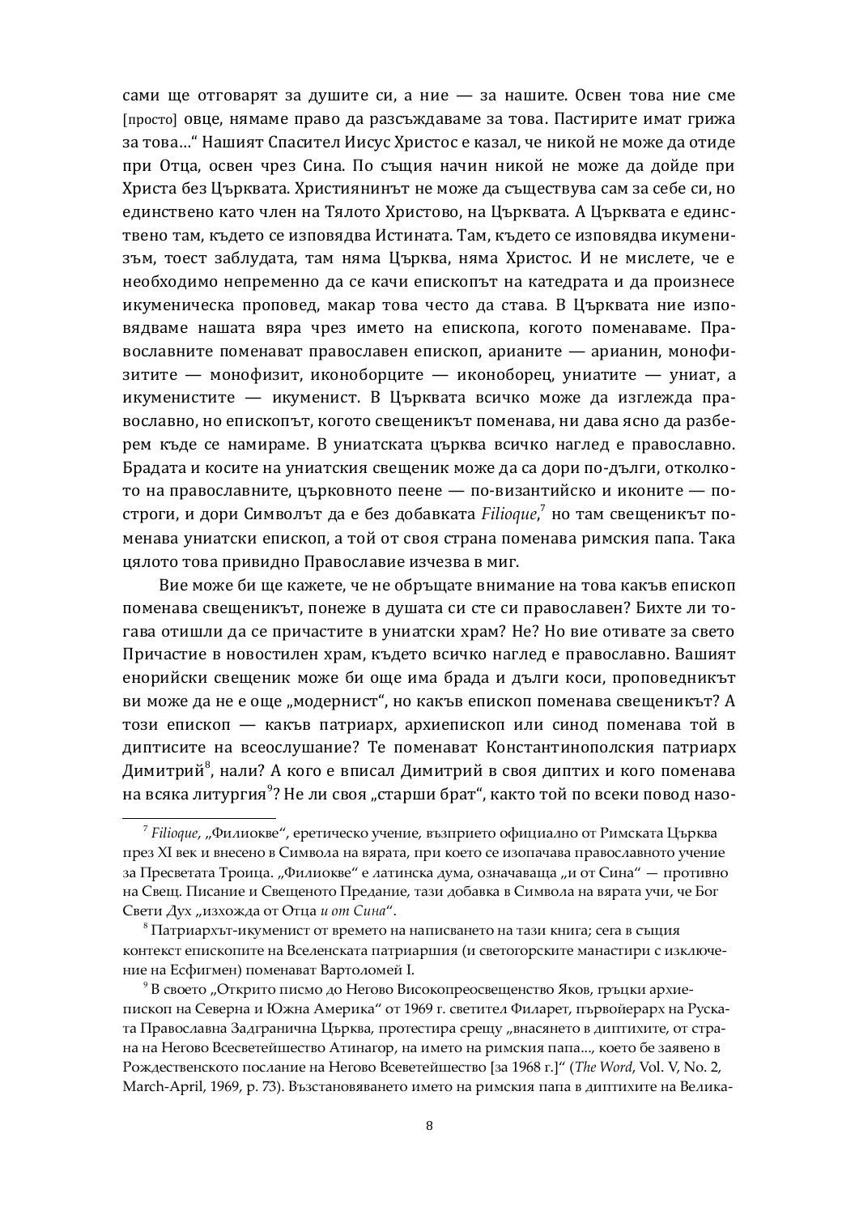сами ще отговарят за душите си, а ние — за нашите. Освен това ние сме [просто] овце, нямаме право да разсъждаваме за това. Пастирите имат грижа за това…" Нашият Спасител Иисус Христос е казал, че никой не може да отиде при Отца, освен чрез Сина. По същия начин никой не може да дойде при Христа без Църквата. Християнинът не може да съществува сам за себе си, но единствено като член на Тялото Христово, на Църквата. А Църквата е единствено там, където се изповядва Истината. Там, където се изповядва икуменизъм, тоест заблудата, там няма Църква, няма Христос. И не мислете, че е необходимо непременно да се качи епископът на катедрата и да произнесе икуменическа проповед, макар това често да става. В Църквата ние изповядваме нашата вяра чрез името на епископа, когото поменаваме. Православните поменават православен епископ, арианите — арианин, монофизитите — монофизит, иконоборците — иконоборец, униатите — униат, а икуменистите — икуменист. В Църквата всичко може да изглежда православно, но епископът, когото свещеникът поменава, ни дава ясно да разберем къде се намираме. В униатската църква всичко наглед е православно. Брадата и косите на униатския свещеник може да са дори по-дълги, отколкото на православните, църковното пеене — по-византийско и иконите — по-строги, и дори Символът да е без добавката *Filioque*,[7] но там свещеникът поменава униатски епископ, а той от своя страна поменава римския папа. Така цялото това привидно Православие изчезва в миг.

Вие може би ще кажете, че не обръщате внимание на това какъв епископ поменава свещеникът, понеже в душата си сте си православен? Бихте ли тогава отишли да се причастите в униатски храм? Не? Но вие отивате за свето Причастие в новостилен храм, където всичко наглед е православно. Вашият енорийски свещеник може би още има брада и дълги коси, проповедникът ви може да не е още „модернист", но какъв епископ поменава свещеникът? А този епископ — какъв патриарх, архиепископ или синод поменава той в диптисите на всеослушание? Те поменават Константинополския патриарх Димитрий[8], нали? А кого е вписал Димитрий в своя диптих и кого поменава на всяка литургия[9]? Не ли своя „старши брат", както той по всеки повод назо-

---

[7] *Filioque*, „Филиокве", еретическо учение, възприето официално от Римската Църква през XI век и внесено в Символа на вярата, при което се изопачава православното учение за Пресветата Троица. „Филиокве" е латинска дума, означаваща „и от Сина" — противно на Свещ. Писание и Свещеното Предание, тази добавка в Символа на вярата учи, че Бог Свети Дух „изхожда от Отца *и от Сина*".

[8] Патриархът-икуменист от времето на написването на тази книга; сега в същия контекст епископите на Вселенската патриаршия (и светогорските манастири с изключение на Есфигмен) поменават Вартоломей I.

[9] В своето „Открито писмо до Негово Високопреосвещенство Яков, гръцки архиепископ на Северна и Южна Америка" от 1969 г. светител Филарет, първойерарх на Руската Православна Задгранична Църква, протестира срещу „внасянето в диптихите, от страна на Негово Всесветейшество Атинагор, на името на римския папа…, което бе заявено в Рождественското послание на Негово Всеветейшество [за 1968 г.]" (*The Word*, Vol. V, No. 2, March-April, 1969, p. 73). Възстановяването името на римския папа в диптихите на Велика-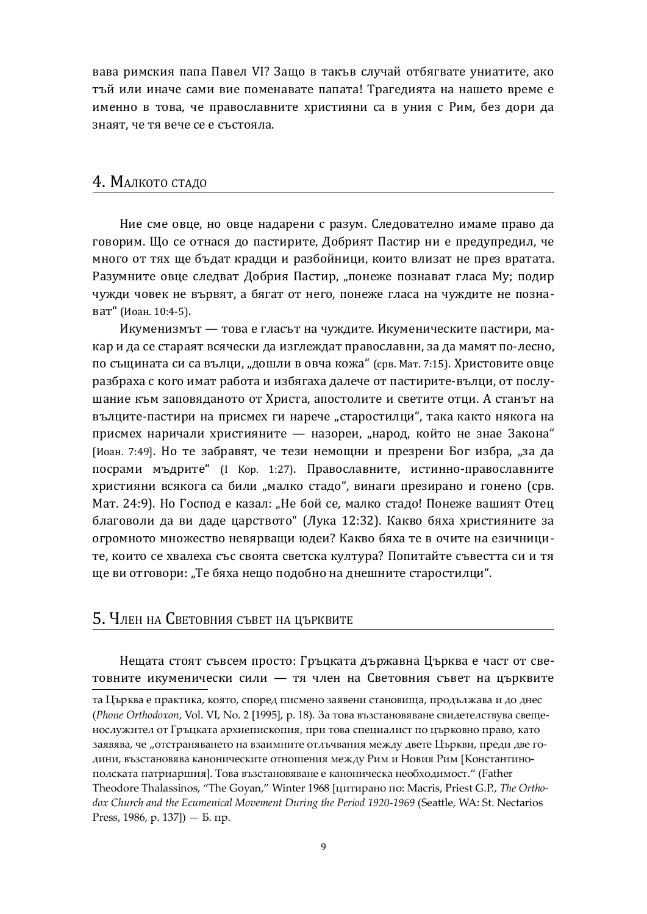вава римския папа Павел VI? Защо в такъв случай отбягвате униатите, ако тъй или иначе сами вие поменавате папата! Трагедията на нашето време е именно в това, че православните християни са в уния с Рим, без дори да знаят, че тя вече се е състояла.

## 4. Малкото стадо

Ние сме овце, но овце надарени с разум. Следователно имаме право да говорим. Що се отнася до пастирите, Добрият Пастир ни е предупредил, че много от тях ще бъдат крадци и разбойници, които влизат не през вратата. Разумните овце следват Добрия Пастир, „понеже познават гласа Му; подир чужди човек не вървят, а бягат от него, понеже гласа на чуждите не познават“ (Иоан. 10:4-5).

Икуменизмът — това е гласът на чуждите. Икуменическите пастири, макар и да се стараят всячески да изглеждат православни, за да мамят по-лесно, по същината си са вълци, „дошли в овча кожа“ (срв. Мат. 7:15). Христовите овце разбраха с кого имат работа и избягаха далече от пастирите-вълци, от послушание към заповяданото от Христа, апостолите и светите отци. А станът на вълците-пастири на присмех ги нарече „старостилци“, така както някога на присмех наричали християните — назореи, „народ, който не знае Закона“ [Иоан. 7:49]. Но те забравят, че тези немощни и презрени Бог избра, „за да посрами мъдрите“ (I Кор. 1:27). Православните, истинно-православните християни всякога са били „малко стадо“, винаги презирано и гонено (срв. Мат. 24:9). Но Господ е казал: „Не бой се, малко стадо! Понеже вашият Отец благоволи да ви даде царството“ (Лука 12:32). Какво бяха християните за огромното множество невярващи юдеи? Какво бяха те в очите на езичниците, които се хвалеха със своята светска култура? Попитайте съвестта си и тя ще ви отговори: „Те бяха нещо подобно на днешните старостилци“.

## 5. Член на Световния съвет на църквите

Нещата стоят съвсем просто: Гръцката държавна Църква е част от световните икуменически сили — тя член на Световния съвет на църквите

---

та Църква е практика, която, според писмено заявени становища, продължава и до днес (*Phone Orthodoxon*, Vol. VI, No. 2 [1995], p. 18). За това възстановяване свидетелства свещенослужител от Гръцката архиепископия, при това специалист по църковно право, като заявява, че „отстраняването на взаимните отлъчвания между двете Църкви, преди две години, възстановява каноническите отношения между Рим и Новия Рим [Константинополската патриаршия]. Това възстановяване е канонически необходимост.“ (Father Theodore Thalassinos, “The Goyan,” Winter 1968 [цитирано по: Macris, Priest G.P., *The Orthodox Church and the Ecumenical Movement During the Period 1920-1969* (Seattle, WA: St. Nectarios Press, 1986, p. 137]) — Б. пр.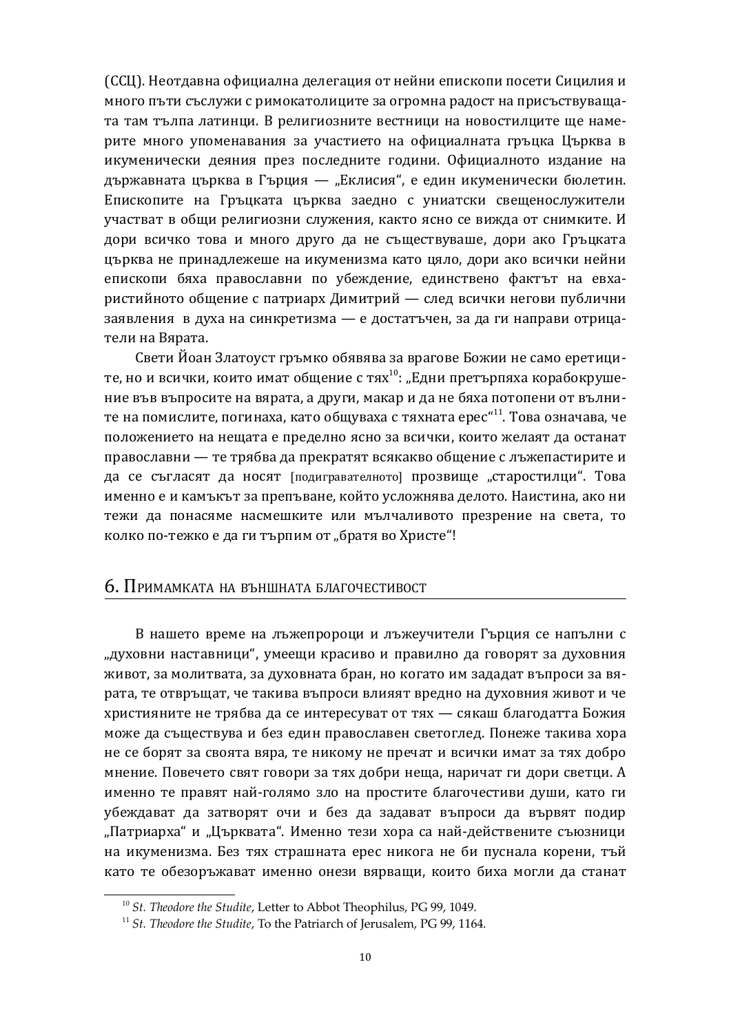(ССЦ). Неотдавна официална делегация от нейни епископи посети Сицилия и много пъти съслужи с римокатолиците за огромна радост на присъстващата там тълпа латинци. В религиозните вестници на новостилците ще намерите много упоменавания за участието на официалната гръцка Църква в икуменически деяния през последните години. Официалното издание на държавната църква в Гърция — „Еклисия“, е един икуменически бюлетин. Епископите на Гръцката църква заедно с униатски свещенослужители участват в общи религиозни служения, както ясно се вижда от снимките. И дори всичко това и много друго да не съществуваше, дори ако Гръцката църква не принадлежеше на икуменизма като цяло, дори ако всички нейни епископи бяха православни по убеждение, единствено фактът на евхаристийното общение с патриарх Димитрий — след всички негови публични заявления в духа на синкретизма — е достатъчен, за да ги направи отрицатели на Вярата.

Свети Йоан Златоуст гръмко обявява за врагове Божии не само еретиците, но и всички, които имат общение с тях[10]: „Едни претърпяха корабокрушение във въпросите на вярата, а други, макар и да не бяха потопени от вълните на помислите, погинаха, като общуваха с тяхната ерес“[11]. Това означава, че положението на нещата е пределно ясно за всички, които желаят да останат православни — те трябва да прекратят всякакво общение с лъжепастирите и да се съгласят да носят [подигравателното] прозвище „старостилци“. Това именно е и камъкът за препъване, който усложнява делото. Наистина, ако ни тежи да понасяме насмешките или мълчаливото презрение на света, то колко по-тежко е да ги търпим от „братя во Христе“!

## 6. Примамката на външната благочестивост

В нашето време на лъжепророци и лъжеучители Гърция се напълни с „духовни наставници“, умеещи красиво и правилно да говорят за духовния живот, за молитвата, за духовната бран, но когато им зададат въпроси за вярата, те отвръщат, че такива въпроси влияят вредно на духовния живот и че християните не трябва да се интересуват от тях — сякаш благодатта Божия може да съществува и без един православен светоглед. Понеже такива хора не се борят за своята вяра, те никому не пречат и всички имат за тях добро мнение. Повечето свят говори за тях добри неща, наричат ги дори светци. А именно те правят най-голямо зло на простите благочестиви души, като ги убеждават да затворят очи и без да задават въпроси да вървят подир „Патриарха“ и „Църквата“. Именно тези хора са най-действените съюзници на икуменизма. Без тях страшната ерес никога не би пуснала корени, тъй като те обезоръжават именно онези вярващи, които биха могли да станат

---

[10] *St. Theodore the Studite*, Letter to Abbot Theophilus, PG 99, 1049.

[11] *St. Theodore the Studite*, To the Patriarch of Jerusalem, PG 99, 1164.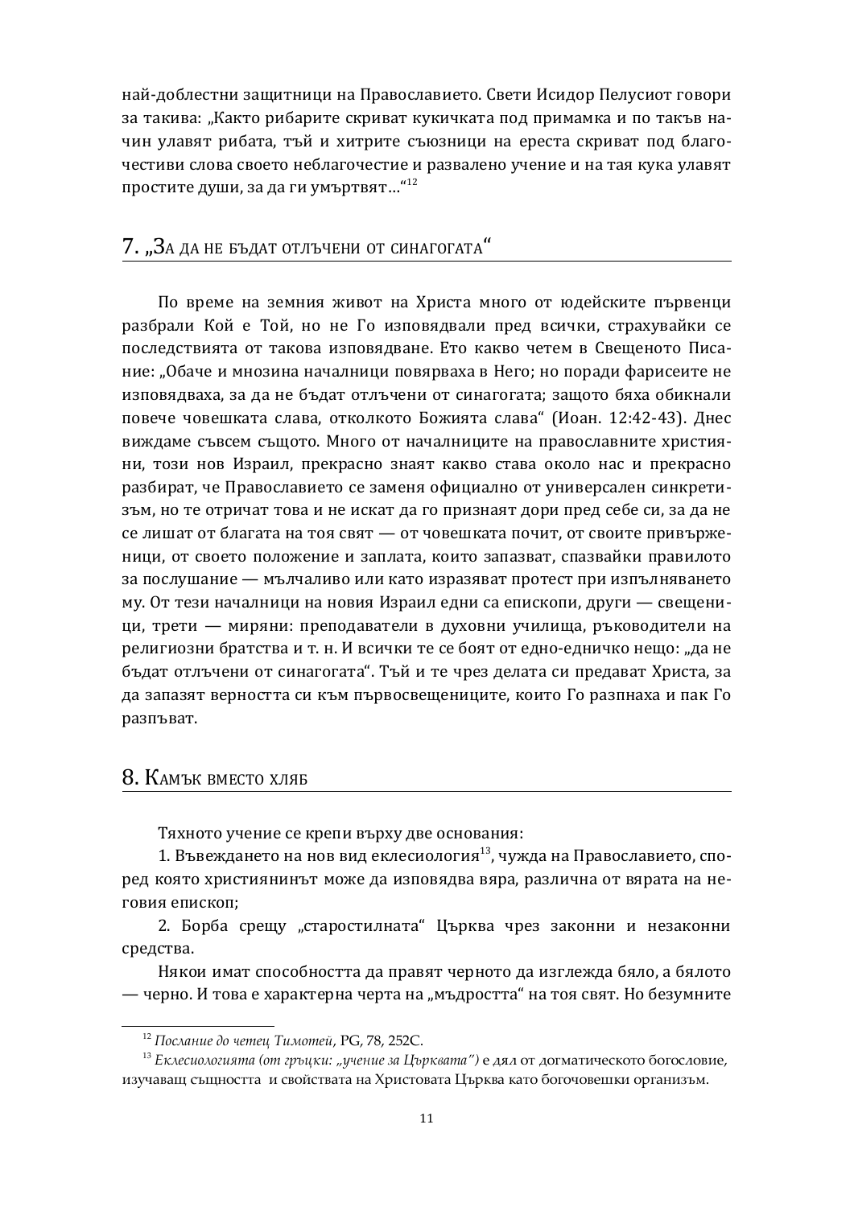най-доблестни защитници на Православието. Свети Исидор Пелусиот говори за такива: „Както рибарите скриват кукичката под примамка и по такъв начин улавят рибата, тъй и хитрите съюзници на ереста скриват под благочестиви слова своето неблагочестие и развалено учение и на тая кука улавят простите души, за да ги умъртвят…“[12]

## 7. „За да не бъдат отлъчени от синагогата“

По време на земния живот на Христа много от юдейските първенци разбрали Кой е Той, но не Го изповядвали пред всички, страхувайки се последствията от такова изповядване. Ето какво четем в Свещеното Писание: „Обаче и мнозина началници повярваха в Него; но поради фарисеите не изповядваха, за да не бъдат отлъчени от синагогата; защото бяха обикнали повече човешката слава, отколкото Божията слава“ (Иоан. 12:42-43). Днес виждаме съвсем същото. Много от началниците на православните християни, този нов Израил, прекрасно знаят какво става около нас и прекрасно разбират, че Православието се заменя официално от универсален синкретизъм, но те отричат това и не искат да го признаят дори пред себе си, за да не се лишат от благата на тоя свят — от човешката почит, от своите привърженици, от своето положение и заплата, които запазват, спазвайки правилото за послушание — мълчаливо или като изразяват протест при изпълняването му. От тези началници на новия Израил едни са епископи, други — свещеници, трети — миряни: преподаватели в духовни училища, ръководители на религиозни братства и т. н. И всички те се боят от едно-едничко нещо: „да не бъдат отлъчени от синагогата“. Тъй и те чрез делата си предават Христа, за да запазят верността си към първосвещениците, които Го разпнаха и пак Го разпъват.

## 8. Камък вместо хляб

Тяхното учение се крепи върху две основания:

1. Въвеждането на нов вид еклесиология[13], чужда на Православието, според която християнинът може да изповядва вяра, различна от вярата на неговия епископ;

2. Борба срещу „старостилната“ Църква чрез законни и незаконни средства.

Някои имат способността да правят черното да изглежда бяло, а бялото — черно. И това е характерна черта на „мъдростта“ на тоя свят. Но безумните

---

[12] *Послание до четец Тимотей*, PG, 78, 252C.

[13] *Еклесиологията (от гръцки: „учение за Църквата“)* е дял от догматическото богословие, изучаващ същността и свойствата на Христовата Църква като богочовешки организъм.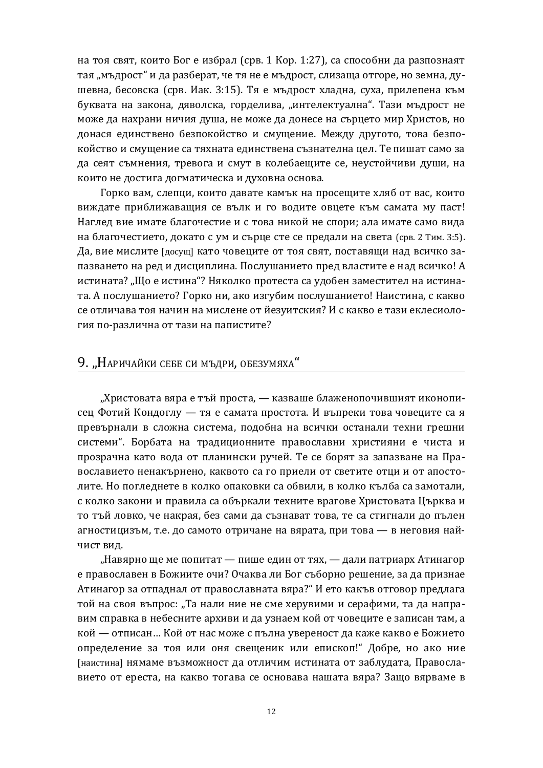на тоя свят, които Бог е избрал (срв. 1 Кор. 1:27), са способни да разпознаят тая „мъдрост" и да разберат, че тя не е мъдрост, слизаща отгоре, но земна, душевна, бесовска (срв. Иак. 3:15). Тя е мъдрост хладна, суха, прилепена към буквата на закона, дяволска, горделива, „интелектуална". Тази мъдрост не може да нахрани ничия душа, не може да донесе на сърцето мир Христов, но донася единствено безпокойство и смущение. Между другото, това безпокойство и смущение са тяхната единствена съзнателна цел. Те пишат само за да сеят съмнения, тревога и смут в колебаещите се, неустойчиви души, на които не достига догматическа и духовна основа.

Горко вам, слепци, които давате камък на просещите хляб от вас, които виждате приближаващия се вълк и го водите овцете към самата му паст! Наглед вие имате благочестие и с това никой не спори; ала имате само вида на благочестието, докато с ум и сърце сте се предали на света (срв. 2 Тим. 3:5). Да, вие мислите [досущ] като човеците от тоя свят, поставящи над всичко запазването на ред и дисциплина. Послушанието пред властите е над всичко! А истината? „Що е истина"? Няколко протеста са удобен заместител на истината. А послушанието? Горко ни, ако изгубим послушанието! Наистина, с какво се отличава тоя начин на мислене от йезуитския? И с какво е тази еклесиология по-различна от тази на папистите?

## 9. „Наричайки себе си мъдри, обезумяха"

„Христовата вяра е тъй проста, — казваше блаженопочившият иконописец Фотий Кондоглу — тя е самата простота. И въпреки това човеците са я превърнали в сложна система, подобна на всички останали техни грешни системи". Борбата на традиционните православни християни е чиста и прозрачна като вода от планински ручей. Те се борят за запазване на Православието ненакърнено, каквото са го приели от светите отци и от апостолите. Но погледнете в колко опаковки са обвили, в колко кълба са замотали, с колко закони и правила са объркали техните врагове Христовата Църква и то тъй ловко, че накрая, без сами да съзнават това, те са стигнали до пълен агностицизъм, т.е. до самото отричане на вярата, при това — в неговия найчист вид.

„Навярно ще ме попитат — пише един от тях, — дали патриарх Атинагор е православен в Божиите очи? Очаква ли Бог съборно решение, за да признае Атинагор за отпаднал от православната вяра?" И ето какъв отговор предлага той на своя въпрос: „Та нали ние не сме херувими и серафими, та да направим справка в небесните архиви и да узнаем кой от човеците е записан там, а кой — отписан… Кой от нас може с пълна увереност да каже какво е Божието определение за тоя или оня свещеник или епископ!" Добре, но ако ние [наистина] нямаме възможност да отличим истината от заблудата, Православието от ереста, на какво тогава се основава нашата вяра? Защо вярваме в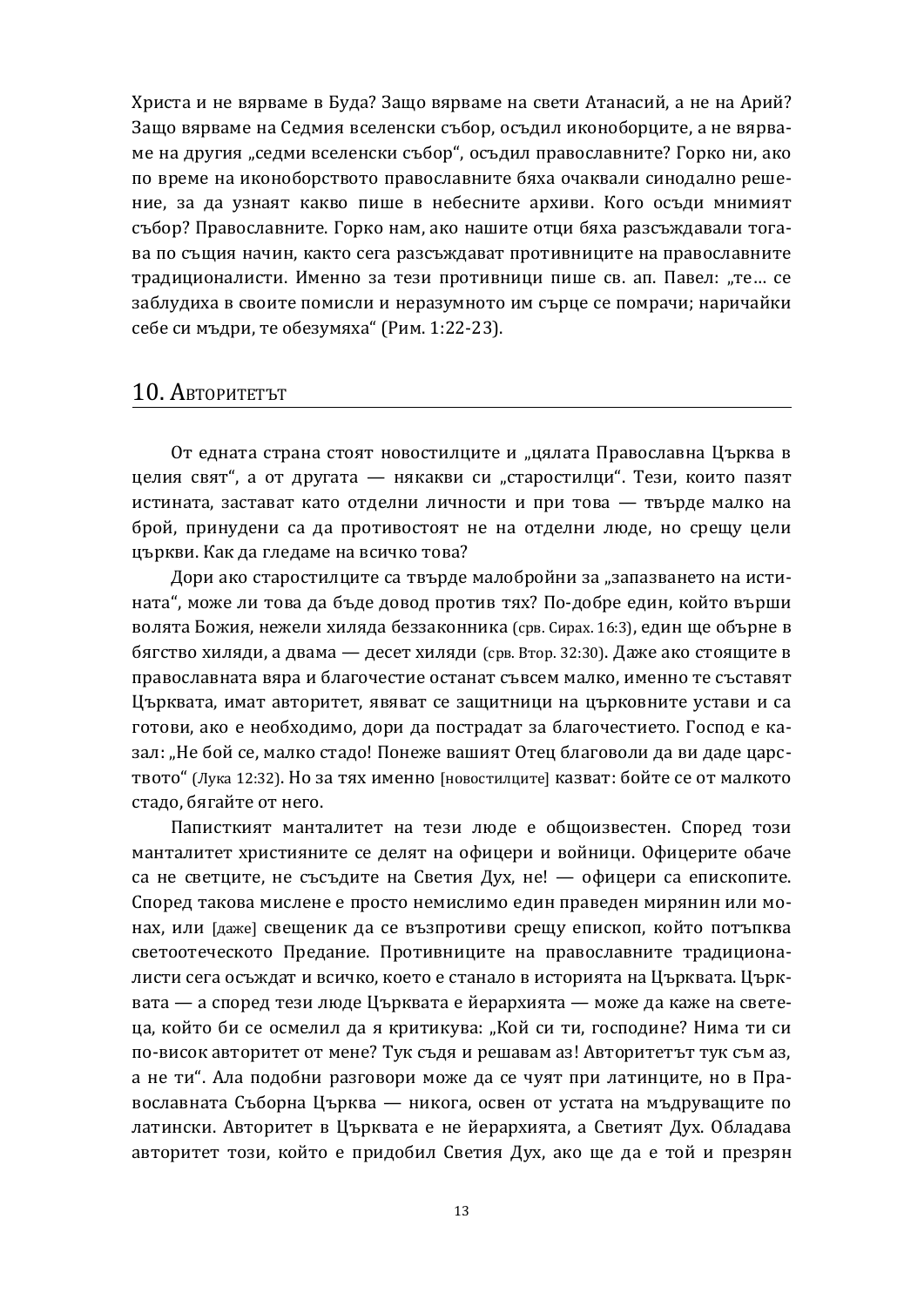Христа и не вярваме в Буда? Защо вярваме на свети Атанасий, а не на Арий? Защо вярваме на Седмия вселенски събор, осъдил иконоборците, а не вярваме на другия „седми вселенски събор", осъдил православните? Горко ни, ако по време на иконоборството православните бяха очаквали синодално решение, за да узнаят какво пише в небесните архиви. Кого осъди мнимият събор? Православните. Горко нам, ако нашите отци бяха разсъждавали тогава по същия начин, както сега разсъждават противниците на православните традиционалисти. Именно за тези противници пише св. ап. Павел: „те… се заблудиха в своите помисли и неразумното им сърце се помрачи; наричайки себе си мъдри, те обезумяха" (Рим. 1:22-23).

## 10. Авторитетът

От едната страна стоят новостилците и „цялата Православна Църква в целия свят", а от другата — някакви си „старостилци". Тези, които пазят истината, застават като отделни личности и при това — твърде малко на брой, принудени са да противостоят не на отделни люде, но срещу цели църкви. Как да гледаме на всичко това?

Дори ако старостилците са твърде малобройни за „запазването на истината", може ли това да бъде довод против тях? По-добре един, който върши волята Божия, нежели хиляда беззаконника (срв. Сирах. 16:3), един ще обърне в бягство хиляди, а двама — десет хиляди (срв. Втор. 32:30). Даже ако стоящите в православната вяра и благочестие останат съвсем малко, именно те съставят Църквата, имат авторитет, явяват се защитници на църковните устави и са готови, ако е необходимо, дори да пострадат за благочестието. Господ е казал: „Не бой се, малко стадо! Понеже вашият Отец благоволи да ви даде царството" (Лука 12:32). Но за тях именно [новостилците] казват: бойте се от малкото стадо, бягайте от него.

Паписткият манталитет на тези люде е общоизвестен. Според този манталитет християните се делят на офицери и войници. Офицерите обаче са не светците, не съсъдите на Светия Дух, не! — офицери са епископите. Според такова мислене е просто немислимо един праведен мирянин или монах, или [даже] свещеник да се възпротиви срещу епископ, който потъпква светоотеческото Предание. Противниците на православните традиционалисти сега осъждат и всичко, което е станало в историята на Църквата. Църквата — а според тези люде Църквата е йерархията — може да каже на светеца, който би се осмелил да я критикува: „Кой си ти, господине? Нима ти си по-висок авторитет от мене? Тук съдя и решавам аз! Авторитетът тук съм аз, а не ти". Ала подобни разговори може да се чуят при латинците, но в Православната Съборна Църква — никога, освен от устата на мъдруващите по латински. Авторитет в Църквата е не йерархията, а Светият Дух. Обладава авторитет този, който е придобил Светия Дух, ако ще да е той и презрян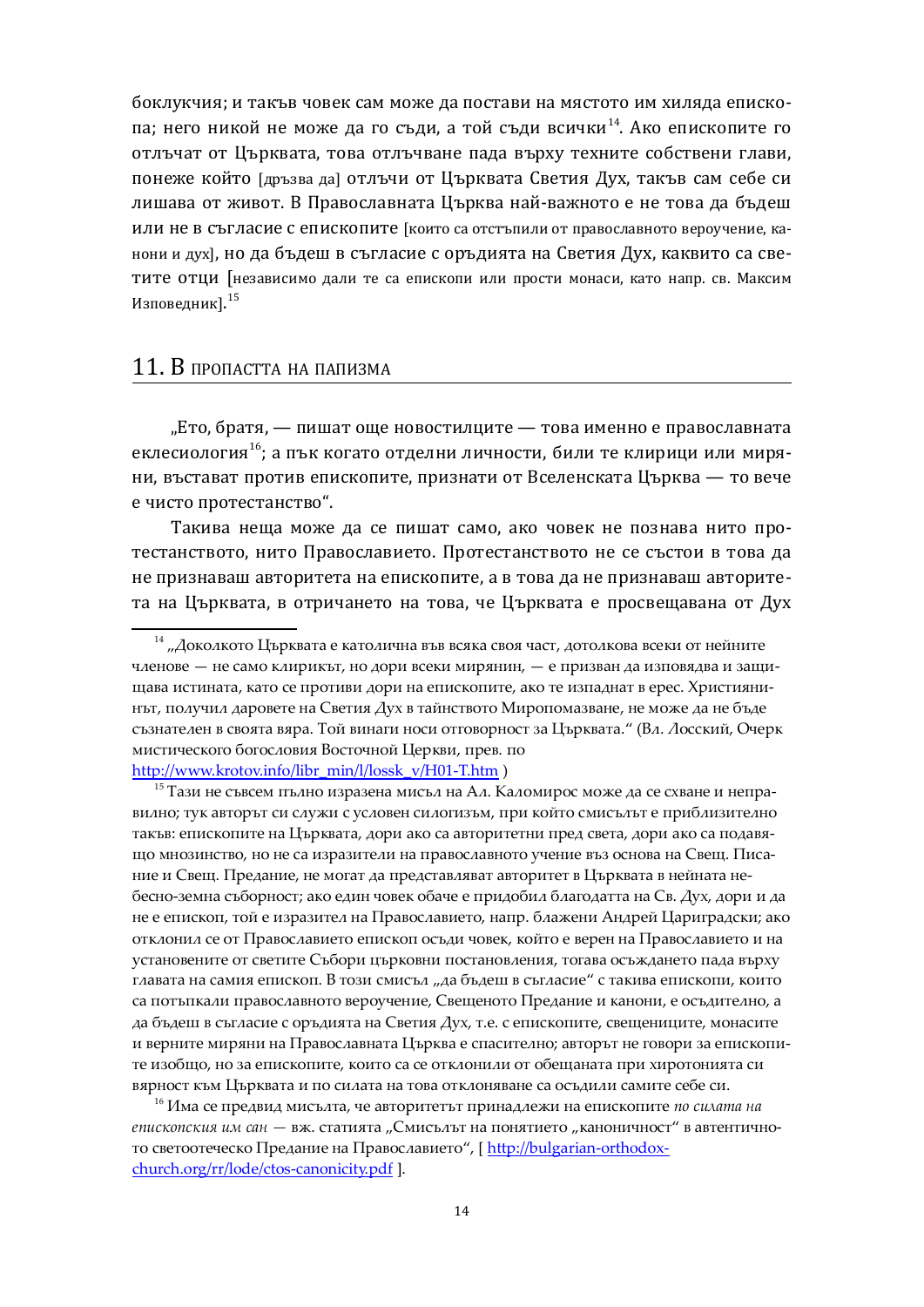боклукчия; и такъв човек сам може да постави на мястото им хиляда епископа; него никой не може да го съди, а той съди всички[14]. Ако епископите го отлъчат от Църквата, това отлъчване пада върху техните собствени глави, понеже който [дръзва да] отлъчи от Църквата Светия Дух, такъв сам себе си лишава от живот. В Православната Църква най-важното е не това да бъдеш или не в съгласие с епископите [които са отстъпили от православното вероучение, канони и дух], но да бъдеш в съгласие с оръдията на Светия Дух, каквито са светите отци [независимо дали те са епископи или прости монаси, като напр. св. Максим Изповедник].[15]

## 11. В пропастта на папизма

„Ето, братя, — пишат още новостилците — това именно е православната еклесиология[16]; а пък когато отделни личности, били те клирици или миряни, въстават против епископите, признати от Вселенската Църква — то вече е чисто протестантство“.

Такива неща може да се пишат само, ако човек не познава нито протестантството, нито Православието. Протестантството не се състои в това да не признаваш авторитета на епископите, а в това да не признаваш авторитета на Църквата, в отричането на това, че Църквата е просвещавана от Дух

---

[14] „Доколкото Църквата е католична във всяка своя част, дотолкова всеки от нейните членове — не само клирикът, но дори всеки мирянин, — е призван да изповядва и защищава истината, като се противи дори на епископите, ако те изпаднат в ерес. Християнинът, получил даровете на Светия Дух в тайнството Миропомазване, не може да не бъде съзнателен в своята вяра. Той винаги носи отговорност за Църквата.“ (Вл. Лосский, Очерк мистического богословия Восточной Церкви, прев. по http://www.krotov.info/libr_min/l/lossk_v/H01-T.htm )

[15] Тази не съвсем пълно изразена мисъл на Ал. Каломирос може да се схване и неправилно; тук авторът си служи с условен силогизъм, при който смисълът е приблизително такъв: епископите на Църквата, дори ако са авторитетни пред света, дори ако са подавящо мнозинство, но не са изразители на православното учение въз основа на Свещ. Писание и Свещ. Предание, не могат да представляват авторитет в Църквата в нейната небесно-земна съборност; ако един човек обаче е придобил благодатта на Св. Дух, дори и да не е епископ, той е изразител на Православието, напр. блажени Андрей Цариградски; ако отклонил се от Православието епископ осъди човек, който е верен на Православието и на установените от светите Събори църковни постановления, тогава осъждането пада върху главата на самия епископ. В този смисъл „да бъдеш в съгласие“ с такива епископи, които са потъпкали православното вероучение, Свещеното Предание и канони, е осъдително, а да бъдеш в съгласие с оръдията на Светия Дух, т.е. с епископите, свещениците, монасите и верните миряни на Православната Църква е спасително; авторът не говори за епископите изобщо, но за епископите, които са се отклонили от обещаната при хиротонията си вярност към Църквата и по силата на това отклоняване са осъдили самите себе си.

[16] Има се предвид мисълта, че авторитетът принадлежи на епископите *по силата на епископския им сан* — вж. статията „Смисълът на понятието „каноничност“ в автентичното светоотеческо Предание на Православието“, [ http://bulgarian-orthodox-church.org/rr/lode/ctos-canonicity.pdf ].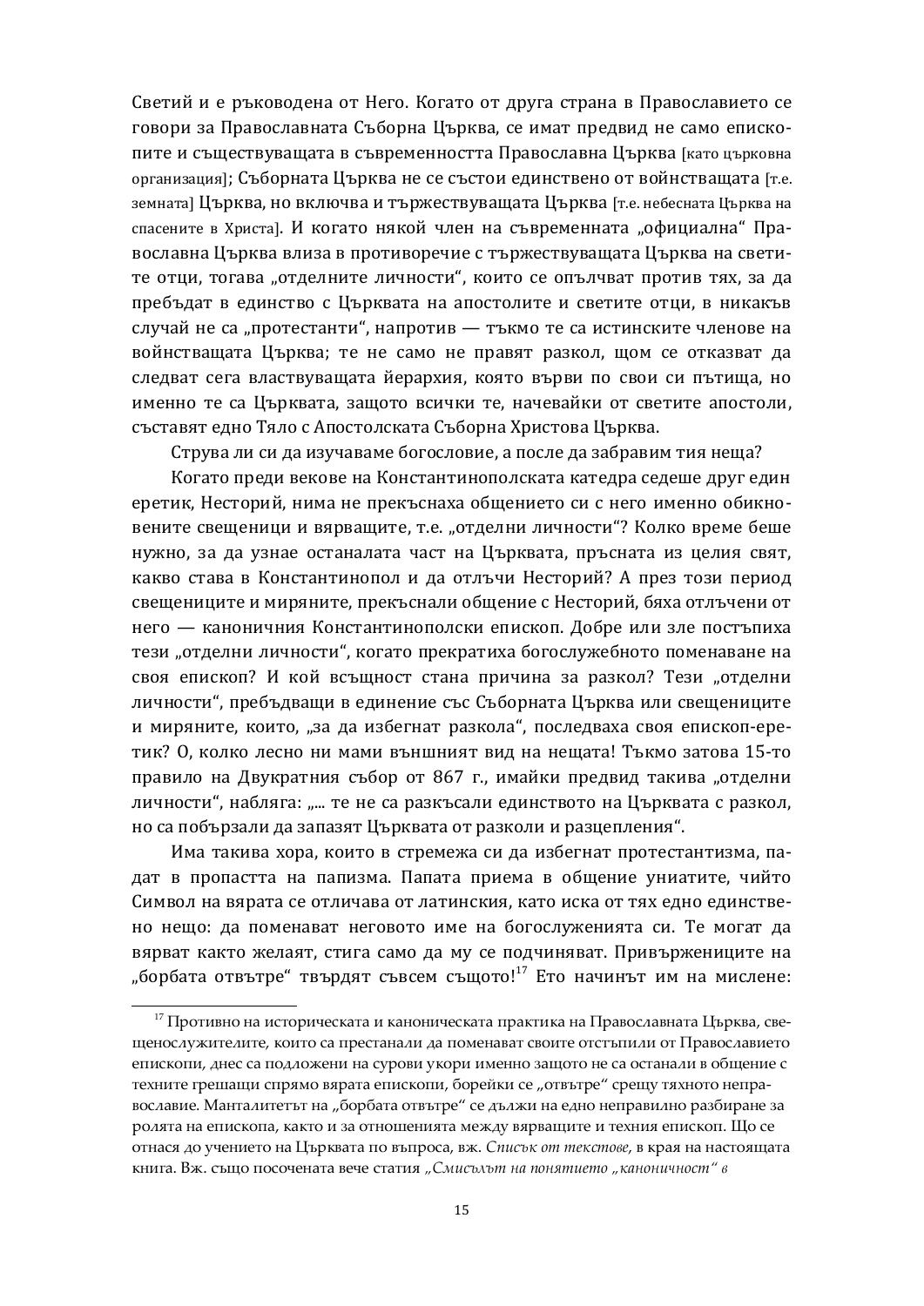Светий и е ръководена от Него. Когато от друга страна в Православието се говори за Православната Съборна Църква, се имат предвид не само епископите и съществуващата в съвременността Православна Църква [като църковна организация]; Съборната Църква не се състои единствено от войнстващата [т.е. земната] Църква, но включва и тържествуващата Църква [т.е. небесната Църква на спасените в Христа]. И когато някой член на съвременната „официална“ Православна Църква влиза в противоречие с тържествуващата Църква на светите отци, тогава „отделните личности“, които се опълчват против тях, за да пребъдат в единство с Църквата на апостолите и светите отци, в никакъв случай не са „протестанти“, напротив — тъкмо те са истинските членове на войнстващата Църква; те не само не правят разкол, щом се отказват да следват сега властвуващата йерархия, която върви по свои си пътища, но именно те са Църквата, защото всички те, начевайки от светите апостоли, съставят едно Тяло с Апостолската Съборна Христова Църква.

Струва ли си да изучаваме богословие, а после да забравим тия неща?

Когато преди векове на Константинополската катедра седеше друг един еретик, Несторий, нима не прекъснаха общението си с него именно обикновените свещеници и вярващите, т.е. „отделни личности“? Колко време беше нужно, за да узнае останалата част на Църквата, пръсната из целия свят, какво става в Константинопол и да отлъчи Несторий? А през този период свещениците и миряните, прекъснали общение с Несторий, бяха отлъчени от него — каноничния Константинополски епископ. Добре или зле постъпиха тези „отделни личности“, когато прекратиха богослужебното поменаване на своя епископ? И кой всъщност стана причина за разкол? Тези „отделни личности“, пребъдващи в единение със Съборната Църква или свещениците и миряните, които, „за да избегнат разкола“, последваха своя епископ-еретик? О, колко лесно ни мами външният вид на нещата! Тъкмо затова 15-то правило на Двукратния събор от 867 г., имайки предвид такива „отделни личности“, набляга: „... те не са разкъсали единството на Църквата с разкол, но са побързали да запазят Църквата от разколи и разцепления“.

Има такива хора, които в стремежа си да избегнат протестантизма, падат в пропастта на папизма. Папата приема в общение униатите, чийто Символ на вярата се отличава от латинския, като иска от тях едно единствено нещо: да поменават неговото име на богослуженията си. Те могат да вярват както желаят, стига само да му се подчиняват. Привържениците на „борбата отвътре“ твърдят съвсем същото![17] Ето начинът им на мислене:

---

[17] Противно на историческата и каноническата практика на Православната Църква, свещенослужителите, които са престанали да поменават своите отстъпили от Православието епископи, днес са подложени на сурови укори именно защото не са останали в общение с техните грешащи спрямо вярата епископи, борейки се „отвътре“ срещу тяхното неправославие. Манталитетът на „борбата отвътре“ се дължи на едно неправилно разбиране за ролята на епископа, както и за отношенията между вярващите и техния епископ. Що се отнася до учението на Църквата по въпроса, вж. *Списък от текстове*, в края на настоящата книга. Вж. също посочената вече статия *„Смисълът на понятието „каноничност“ в*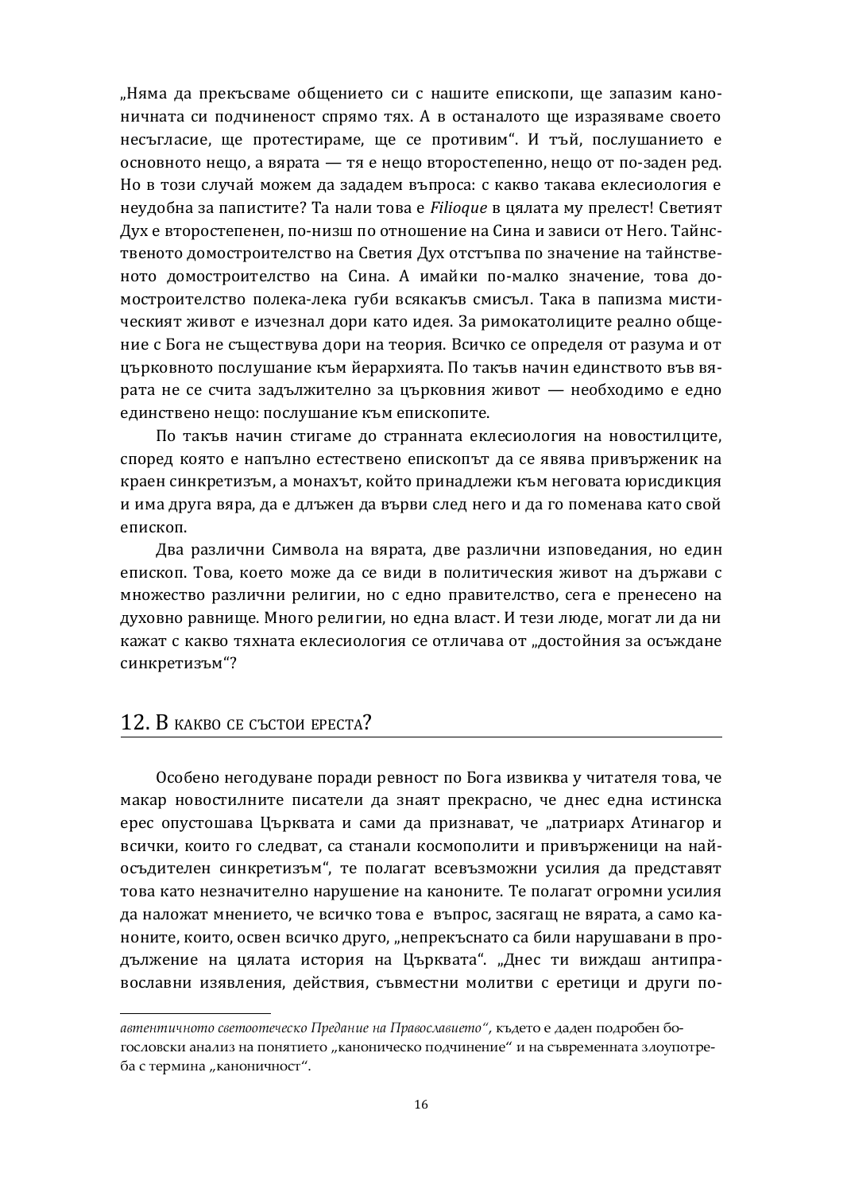„Няма да прекъсваме общението си с нашите епископи, ще запазим каноничната си подчиненост спрямо тях. А в останалото ще изразяваме своето несъгласие, ще протестираме, ще се противим". И тъй, послушанието е основното нещо, а вярата — тя е нещо второстепенно, нещо от по-заден ред. Но в този случай можем да зададем въпроса: с какво такава еклесиология е неудобна за папистите? Та нали това е *Filioque* в цялата му прелест! Светият Дух е второстепенен, по-низш по отношение на Сина и зависи от Него. Тайнственото домостроителство на Светия Дух отстъпва по значение на тайнственото домостроителство на Сина. А имайки по-малко значение, това домостроителство полека-лека губи всякакъв смисъл. Така в папизма мистическият живот е изчезнал дори като идея. За римокатолиците реално общение с Бога не съществува дори на теория. Всичко се определя от разума и от църковното послушание към йерархията. По такъв начин единството във вярата не се счита задължително за църковния живот — необходимо е едно единствено нещо: послушание към епископите.

По такъв начин стигаме до странната еклесиология на новостилците, според която е напълно естествено епископът да се явява привърженик на краен синкретизъм, а монахът, който принадлежи към неговата юрисдикция и има друга вяра, да е длъжен да върви след него и да го поменава като свой епископ.

Два различни Символа на вярата, две различни изповедания, но един епископ. Това, което може да се види в политическия живот на държави с множество различни религии, но с едно правителство, сега е пренесено на духовно равнище. Много религии, но една власт. И тези люде, могат ли да ни кажат с какво тяхната еклесиология се отличава от „достойния за осъждане синкретизъм"?

## 12. В какво се състои ереста?

Особено негодуване поради ревност по Бога извиква у читателя това, че макар новостилните писатели да знаят прекрасно, че днес една истинска ерес опустошава Църквата и сами да признават, че „патриарх Атинагор и всички, които го следват, са станали космополити и привърженици на най-осъдителен синкретизъм", те полагат всевъзможни усилия да представят това като незначително нарушение на каноните. Те полагат огромни усилия да наложат мнението, че всичко това е въпрос, засягащ не вярата, а само каноните, които, освен всичко друго, „непрекъснато са били нарушавани в продължение на цялата история на Църквата". „Днес ти виждаш антиправославни изявления, действия, съвместни молитви с еретици и други по-

---

*автентичното светоотеческо Предание на Православието"*, където е даден подробен богословски анализ на понятието „каноническо подчинение" и на съвременната злоупотреба с термина „каноничност".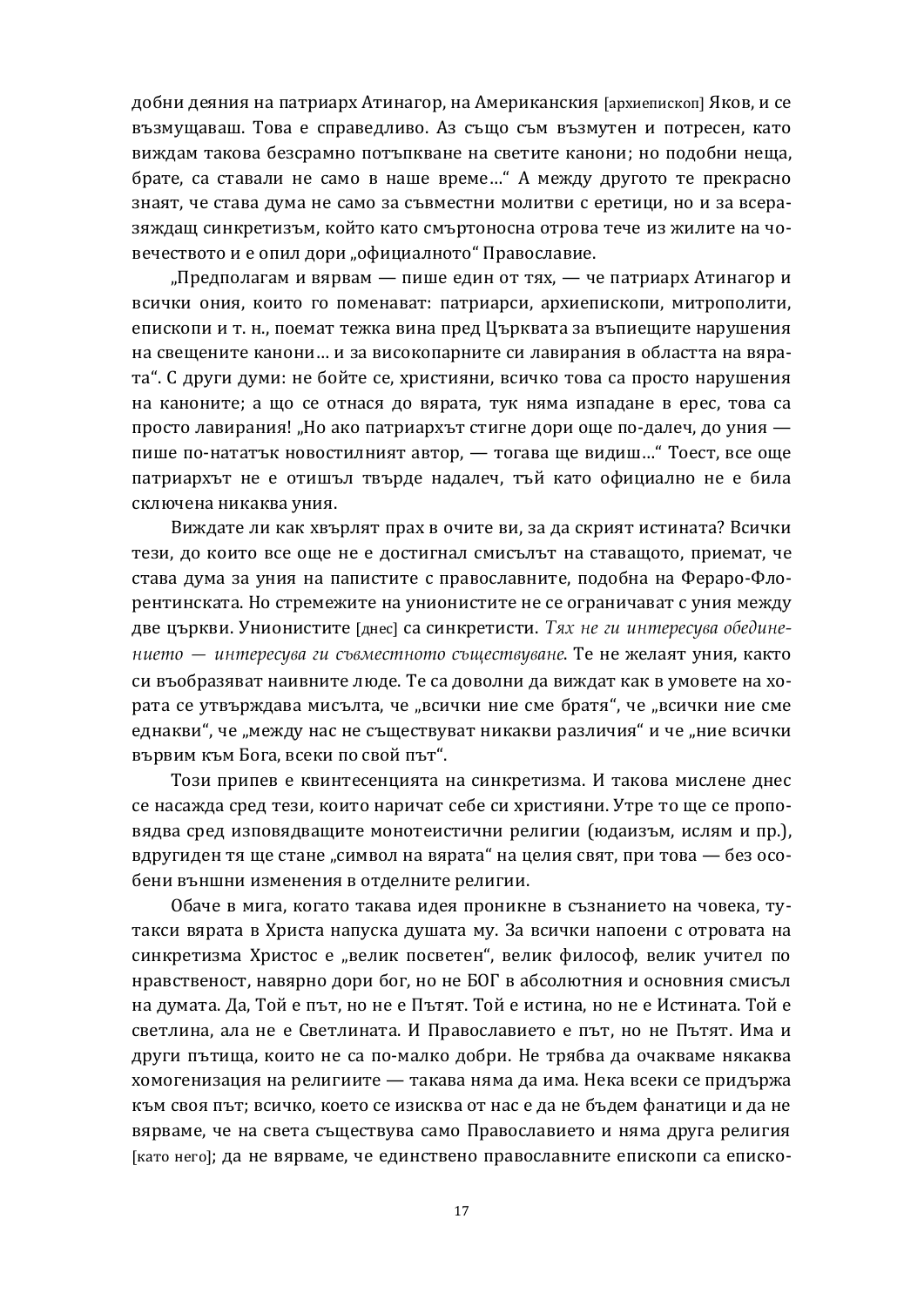добни деяния на патриарх Атинагор, на Американския [архиепископ] Яков, и се възмущаваш. Това е справедливо. Аз също съм възмутен и потресен, като виждам такова безсрамно потъпкване на светите канони; но подобни неща, брате, са ставали не само в наше време…" А между другото те прекрасно знаят, че става дума не само за съвместни молитви с еретици, но и за всеразяждащ синкретизъм, който като смъртоносна отрова тече из жилите на човечеството и е опил дори „официалното" Православие.

„Предполагам и вярвам — пише един от тях, — че патриарх Атинагор и всички ония, които го поменават: патриарси, архиепископи, митрополити, епископи и т. н., поемат тежка вина пред Църквата за вопиещите нарушения на свещените канони… и за високопарните си лавирания в областта на вярата". С други думи: не бойте се, християни, всичко това са просто нарушения на каноните; а що се отнася до вярата, тук няма изпадане в ерес, това са просто лавирания! „Но ако патриархът стигне дори още по-далеч, до уния — пише по-нататък новостилният автор, — тогава ще видиш…" Тоест, все още патриархът не е отишъл твърде надалеч, тъй като официално не е била сключена никаква уния.

Виждате ли как хвърлят прах в очите ви, за да скрият истината? Всички тези, до които все още не е достигнал смисълът на ставащото, приемат, че става дума за уния на папистите с православните, подобна на Фераро-Флорентинската. Но стремежите на унионистите не се ограничават с уния между две църкви. Унионистите [днес] са синкретисти. *Тях не ги интересува обединението — интересува ги съвместното съществуване*. Те не желаят уния, както си въобразяват наивните люде. Те са доволни да виждат как в умовете на хората се утвърждава мисълта, че „всички ние сме братя", че „всички ние сме еднакви", че „между нас не съществуват никакви различия" и че „ние всички вървим към Бога, всеки по свой път".

Този припев е квинтесенцията на синкретизма. И такова мислене днес се насажда сред тези, които наричат себе си християни. Утре то ще се проповядва сред изповядващите монотеистични религии (юдаизъм, ислям и пр.), вдругиден тя ще стане „символ на вярата" на целия свят, при това — без особени външни изменения в отделните религии.

Обаче в мига, когато такава идея проникне в съзнанието на човека, тутакси вярата в Христа напуска душата му. За всички напоени с отровата на синкретизма Христос е „велик посветен", велик философ, велик учител по нравственост, навярно дори бог, но не БОГ в абсолютния и основния смисъл на думата. Да, Той е път, но не е Пътят. Той е истина, но не е Истината. Той е светлина, ала не е Светлината. И Православието е път, но не Пътят. Има и други пътища, които не са по-малко добри. Не трябва да очакваме някаква хомогенизация на религиите — такава няма да има. Нека всеки се придържа към своя път; всичко, което се изисква от нас е да не бъдем фанатици и да не вярваме, че на света съществува само Православието и няма друга религия [като него]; да не вярваме, че единствено православните епископи са еписко-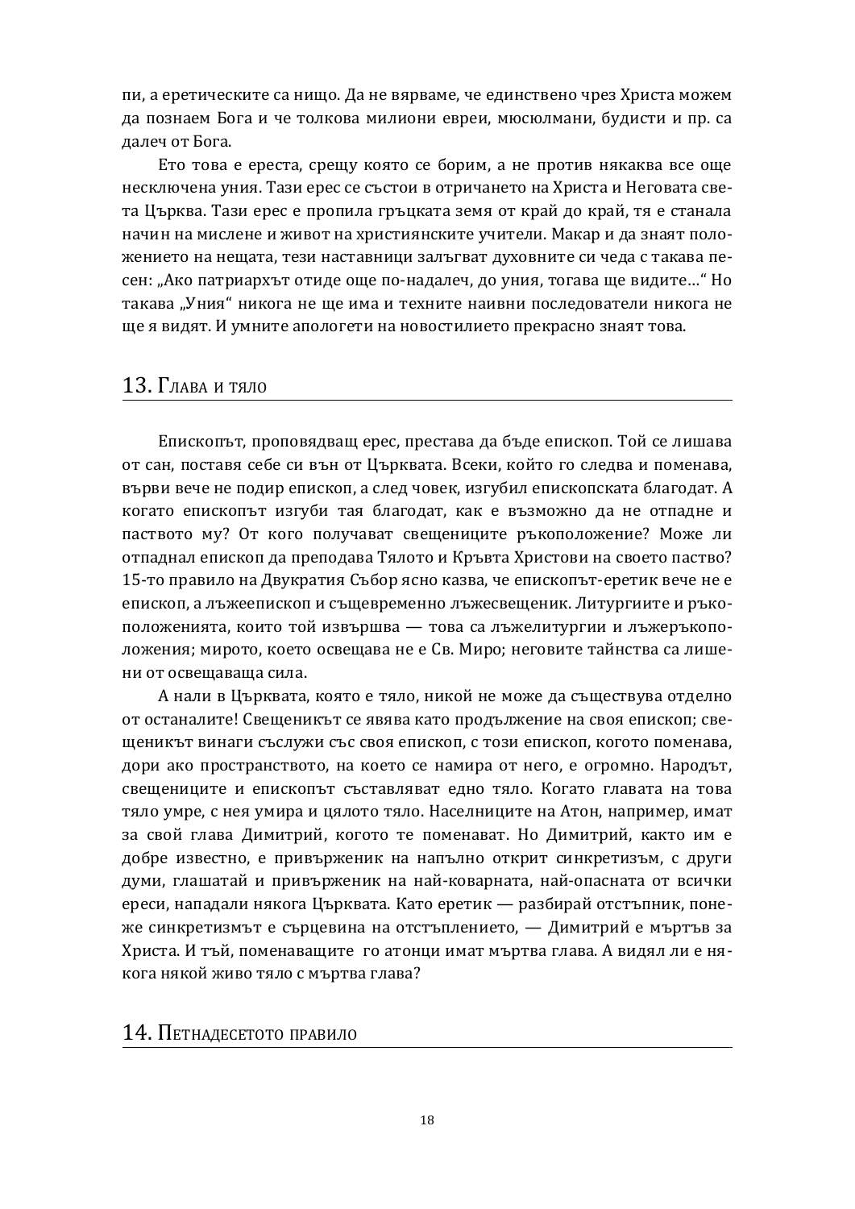пи, а еретическите са нищо. Да не вярваме, че единствено чрез Христа можем да познаем Бога и че толкова милиони евреи, мюсюлмани, будисти и пр. са далеч от Бога.

Ето това е ереста, срещу която се борим, а не против някаква все още несключена уния. Тази ерес се състои в отричането на Христа и Неговата света Църква. Тази ерес е пропила гръцката земя от край до край, тя е станала начин на мислене и живот на християнските учители. Макар и да знаят положението на нещата, тези наставници залъгват духовните си чеда с такава песен: „Ако патриархът отиде още по-надалеч, до уния, тогава ще видите…“ Но такава „Уния“ никога не ще има и техните наивни последователи никога не ще я видят. И умните апологети на новостилието прекрасно знаят това.

## 13. Глава и тяло

Епископът, проповядващ ерес, престава да бъде епископ. Той се лишава от сан, поставя себе си вън от Църквата. Всеки, който го следва и поменава, върви вече не подир епископ, а след човек, изгубил епископската благодат. А когато епископът изгуби тая благодат, как е възможно да не отпадне и паството му? От кого получават свещениците ръкоположение? Може ли отпаднал епископ да преподава Тялото и Кръвта Христови на своето паство? 15-то правило на Двукратния Събор ясно казва, че епископът-еретик вече не е епископ, а лъжеепископ и същевременно лъжесвещеник. Литургиите и ръкоположенията, които той извършва — това са лъжелитургии и лъжеръкоположения; мирото, което освещава не е Св. Миро; неговите тайнства са лишени от освещаваща сила.

А нали в Църквата, която е тяло, никой не може да съществува отделно от останалите! Свещеникът се явява като продължение на своя епископ; свещеникът винаги съслужи със своя епископ, с този епископ, когото поменава, дори ако пространството, на което се намира от него, е огромно. Народът, свещениците и епископът съставляват едно тяло. Когато главата на това тяло умре, с нея умира и цялото тяло. Населниците на Атон, например, имат за свой глава Димитрий, когото те поменават. Но Димитрий, както им е добре известно, е привърженик на напълно открит синкретизъм, с други думи, глашатай и привърженик на най-коварната, най-опасната от всички ереси, нападали някога Църквата. Като еретик — разбирай отстъпник, понеже синкретизмът е сърцевина на отстъплението, — Димитрий е мъртъв за Христа. И тъй, поменаващите го атонци имат мъртва глава. А видял ли е някога някой живо тяло с мъртва глава?

## 14. Петнадесетото правило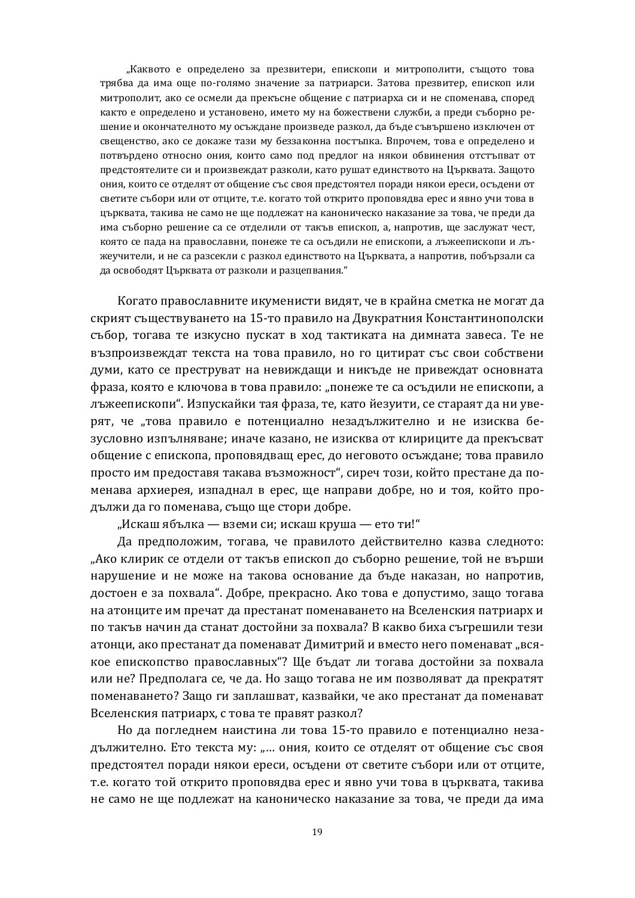> „Каквото е определено за презвитери, епископи и митрополити, същото това трябва да има още по-голямо значение за патриарси. Затова презвитер, епископ или митрополит, ако се осмели да прекъсне общение с патриарха си и не споменава, според както е определено и установено, името му на божествени служби, а преди съборно решение и окончателното му осъждане произведе разкол, да бъде съвършено изключен от свещенство, ако се докаже тази му беззаконна постъпка. Впрочем, това е определено и потвърдено относно ония, които само под предлог на някои обвинения отстъпват от предстоятелите си и произвеждат разколи, като рушат единството на Църквата. Защото ония, които се отделят от общение със своя предстоятел поради някои ереси, осъдени от светите събори или от отците, т.е. когато той открито проповядва ерес и явно учи това в църквата, такива не само не ще подлежат на каноническо наказание за това, че преди да има съборно решение са се отделили от такъв епископ, а, напротив, ще заслужат чест, която се пада на православни, понеже те са осъдили не епископи, а лъжеепископи и лъжеучители, и не са разсекли с разкол единството на Църквата, а напротив, побързали са да освободят Църквата от разколи и разцепвания."

Когато православните икуменисти видят, че в крайна сметка не могат да скрият съществуването на 15-то правило на Двукратния Константинополски събор, тогава те изкусно пускат в ход тактиката на димната завеса. Те не възпроизвеждат текста на това правило, но го цитират със свои собствени думи, като се преструват на невиждащи и никъде не привеждат основната фраза, която е ключова в това правило: „понеже те са осъдили не епископи, а лъжеепископи". Изпускайки тая фраза, те, като йезуити, се стараят да ни уверят, че „това правило е потенциално незадължително и не изисква безусловно изпълняване; иначе казано, не изисква от клириците да прекъсват общение с епископа, проповядващ ерес, до неговото осъждане; това правило просто им предоставя такава възможност", сиреч този, който престане да поменава архиерея, изпаднал в ерес, ще направи добре, но и тоя, който продължи да го поменава, също ще стори добре.

„Искаш ябълка — вземи си; искаш круша — ето ти!"

Да предположим, тогава, че правилото действително казва следното: „Ако клирик се отдели от такъв епископ до съборно решение, той не върши нарушение и не може на такова основание да бъде наказан, но напротив, достоен е за похвала". Добре, прекрасно. Ако това е допустимо, защо тогава на атонците им пречат да престанат поменаването на Вселенския патриарх и по такъв начин да станат достойни за похвала? В какво биха съгрешили тези атонци, ако престанат да поменават Димитрий и вместо него поменават „всякое епископство православных"? Ще бъдат ли тогава достойни за похвала или не? Предполага се, че да. Но защо тогава не им позволяват да прекратят поменаването? Защо ги заплашват, казвайки, че ако престанат да поменават Вселенския патриарх, с това те правят разкол?

Но да погледнем наистина ли това 15-то правило е потенциално незадължително. Ето текста му: „... ония, които се отделят от общение със своя предстоятел поради някои ереси, осъдени от светите събори или от отците, т.е. когато той открито проповядва ерес и явно учи това в църквата, такива не само не ще подлежат на каноническо наказание за това, че преди да има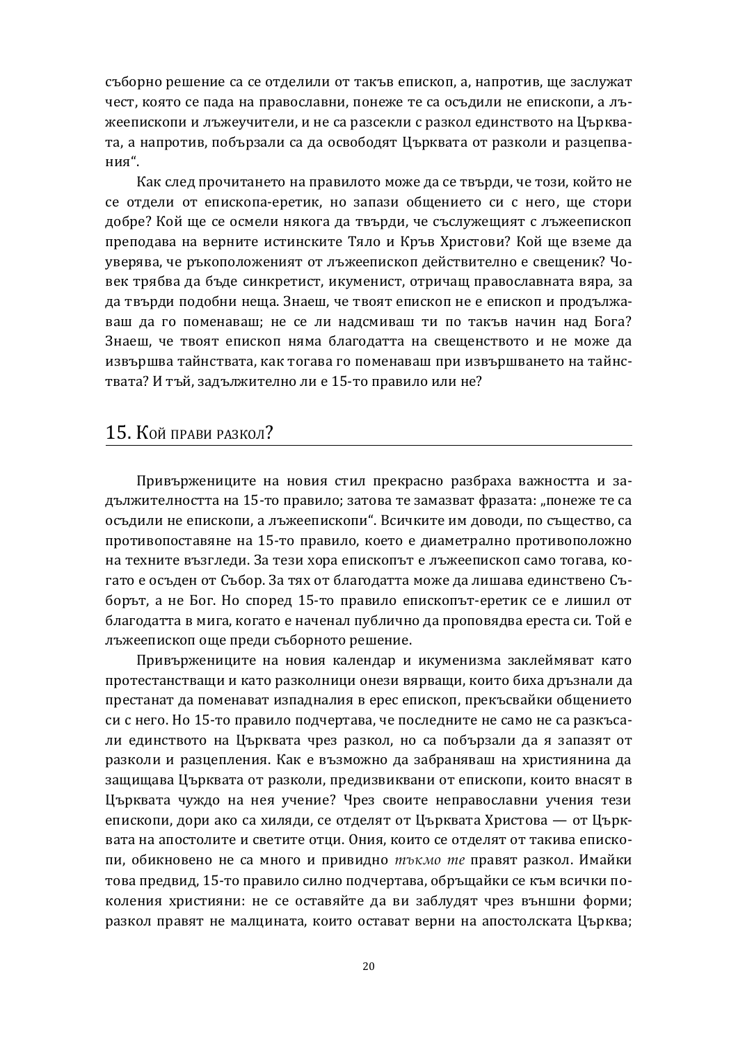съборно решение са се отделили от такъв епископ, а, напротив, ще заслужат чест, която се пада на православни, понеже те са осъдили не епископи, а лъжеепископи и лъжеучители, и не са разсекли с разкол единството на Църквата, а напротив, побързали са да освободят Църквата от разколи и разцепвания".

Как след прочитането на правилото може да се твърди, че този, който не се отдели от епископа-еретик, но запази общението си с него, ще стори добре? Кой ще се осмели някога да твърди, че съслужещият с лъжеепископ преподава на верните истинските Тяло и Кръв Христови? Кой ще вземе да уверява, че ръкоположеният от лъжеепископ действително е свещеник? Човек трябва да бъде синкретист, икуменист, отричащ православната вяра, за да твърди подобни неща. Знаеш, че твоят епископ не е епископ и продължаваш да го поменаваш; не се ли надсмиваш ти по такъв начин над Бога? Знаеш, че твоят епископ няма благодатта на свещенството и не може да извършва тайнствата, как тогава го поменаваш при извършването на тайнствата? И тъй, задължително ли е 15-то правило или не?

## 15. Кой прави разкол?

Привържениците на новия стил прекрасно разбраха важността и задължителността на 15-то правило; затова те замазват фразата: „понеже те са осъдили не епископи, а лъжеепископи". Всичките им доводи, по същество, са противопоставяне на 15-то правило, което е диаметрално противоположно на техните възгледи. За тези хора епископът е лъжеепископ само тогава, когато е осъден от Събор. За тях от благодатта може да лишава единствено Съборът, а не Бог. Но според 15-то правило епископът-еретик се е лишил от благодатта в мига, когато е начевал публично да проповядва ереста си. Той е лъжеепископ още преди съборното решение.

Привържениците на новия календар и икуменизма заклеймяват като протестанстващи и като разколници онези вярващи, които биха дръзнали да престанат да поменават изпадналия в ерес епископ, прекъсвайки общението си с него. Но 15-то правило подчертава, че последните не само не са разкъсали единството на Църквата чрез разкол, но са побързали да я запазят от разколи и разцепления. Как е възможно да забраняваш на християнина да защищава Църквата от разколи, предизвиквани от епископи, които внасят в Църквата чуждо на нея учение? Чрез своите неправославни учения тези епископи, дори ако са хиляди, се отделят от Църквата Христова — от Църквата на апостолите и светите отци. Ония, които се отделят от такива епископи, обикновено не са много и привидно *тъкмо те* правят разкол. Имайки това предвид, 15-то правило силно подчертава, обръщайки се към всички поколения християни: не се оставяйте да ви заблудят чрез външни форми; разкол правят не малцината, които остават верни на апостолската Църква;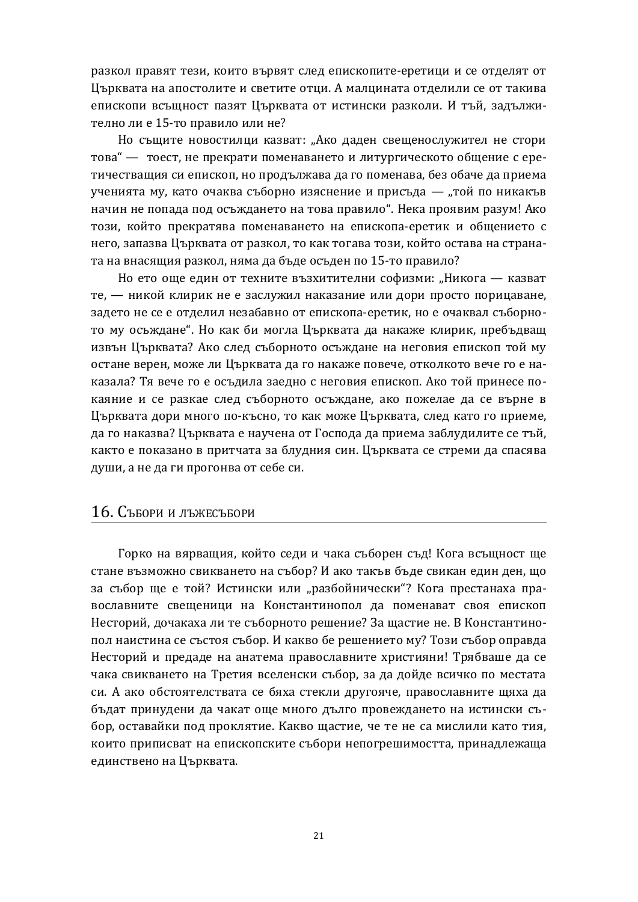разкол правят тези, които вървят след епископите-еретици и се отделят от Църквата на апостолите и светите отци. А малцината отделили се от такива епископи всъщност пазят Църквата от истински разколи. И тъй, задължително ли е 15-то правило или не?

Но същите новостилци казват: „Ако даден свещенослужител не стори това" — тоест, не прекрати поменаването и литургическото общение с еретичестващия си епископ, но продължава да го поменава, без обаче да приема ученията му, като очаква съборно изяснение и присъда — „той по никакъв начин не попада под осъждането на това правило". Нека проявим разум! Ако този, който прекратява поменаването на епископа-еретик и общението с него, запазва Църквата от разкол, то как тогава този, който остава на страната на внасящия разкол, няма да бъде осъден по 15-то правило?

Но ето още един от техните възхитителни софизми: „Никога — казват те, — никой клирик не е заслужил наказание или дори просто порицаване, задето не се е отделил незабавно от епископа-еретик, но е очаквал съборното му осъждане". Но как би могла Църквата да накаже клирик, пребъдващ извън Църквата? Ако след съборното осъждане на неговия епископ той му остане верен, може ли Църквата да го накаже повече, отколкото вече го е наказала? Тя вече го е осъдила заедно с неговия епископ. Ако той принесе покаяние и се разкае след съборното осъждане, ако пожелае да се върне в Църквата дори много по-късно, то как може Църквата, след като го приеме, да го наказва? Църквата е научена от Господа да приема заблудилите се тъй, както е показано в притчата за блудния син. Църквата се стреми да спасява души, а не да ги прогонва от себе си.

## 16. Събори и лъжесъбори

Горко на вярващия, който седи и чака съборен съд! Кога всъщност ще стане възможно свикването на събор? И ако такъв бъде свикан един ден, що за събор ще е той? Истински или „разбойнически"? Кога престанаха православните свещеници на Константинопол да поменават своя епископ Несторий, дочакаха ли те съборното решение? За щастие не. В Константинопол наистина се състоя събор. И какво бе решението му? Този събор оправда Несторий и предаде на анатема православните християни! Трябваше да се чака свикването на Третия вселенски събор, за да дойде всичко по местата си. А ако обстоятелствата се бяха стекли другояче, православните щяха да бъдат принудени да чакат още много дълго провеждането на истински събор, оставайки под проклятие. Какво щастие, че те не са мислили като тия, които приписват на епископските събори непогрешимостта, принадлежаща единствено на Църквата.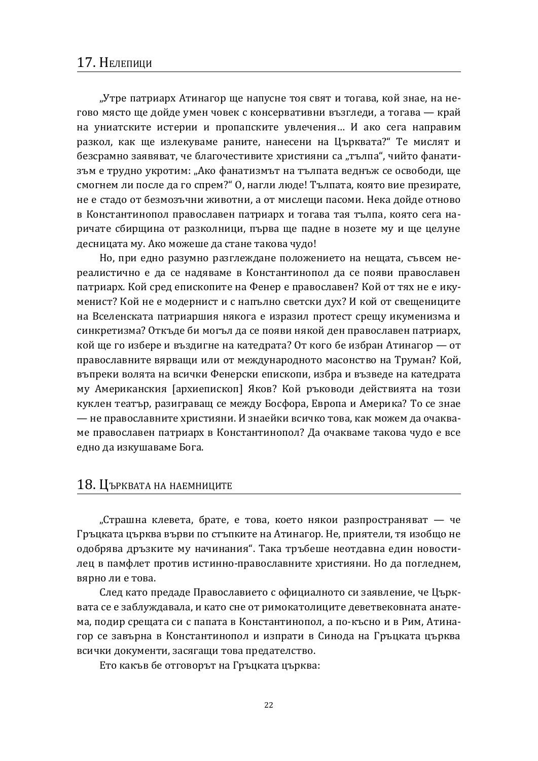## 17. Нелепици

„Утре патриарх Атинагор ще напусне тоя свят и тогава, кой знае, на негово място ще дойде умен човек с консервативни възгледи, а тогава — край на униатските истерии и пропапските увлечения… И ако сега направим разкол, как ще излекуваме раните, нанесени на Църквата?" Те мислят и безсрамно заявяват, че благочестивите християни са „тълпа", чийто фанатизъм е трудно укротим: „Ако фанатизмът на тълпата веднъж се освободи, ще смогнем ли после да го спрем?" О, нагли люде! Тълпата, която вие презирате, не е стадо от безмозъчни животни, а от мислещи пасоми. Нека дойде отново в Константинопол православен патриарх и тогава тая тълпа, която сега наричате сбирщина от разколници, първа ще падне в нозете му и ще целуне десницата му. Ако можеше да стане такова чудо!

Но, при едно разумно разглеждане положението на нещата, съвсем нереалистично е да се надяваме в Константинопол да се появи православен патриарх. Кой сред епископите на Фенер е православен? Кой от тях не е икуменист? Кой не е модернист и с напълно светски дух? И кой от свещениците на Вселенската патриаршия някога е изразил протест срещу икуменизма и синкретизма? Откъде би могъл да се появи някой ден православен патриарх, кой ще го избере и въздигне на катедрата? От кого бе избран Атинагор — от православните вярващи или от международното масонство на Труман? Кой, въпреки волята на всички Фенерски епископи, избра и възведе на катедрата му Американския [архиепископ] Яков? Кой ръководи действията на този куклен театър, разиграващ се между Босфора, Европа и Америка? То се знае — не православните християни. И знаейки всичко това, как можем да очакваме православен патриарх в Константинопол? Да очакваме такова чудо е все едно да изкушаваме Бога.

## 18. Църквата на наемниците

„Страшна клевета, брате, е това, което някои разпространяват — че Гръцката църква върви по стъпките на Атинагор. Не, приятели, тя изобщо не одобрява дръзките му начинания". Така тръбеше неотдавна един новостилец в памфлет против истинно-православните християни. Но да погледнем, вярно ли е това.

След като предаде Православието с официалното си заявление, че Църквата се е заблуждавала, и като сне от римокатолиците деветвековната анатема, подир срещата си с папата в Константинопол, а по-късно и в Рим, Атинагор се завърна в Константинопол и изпрати в Синода на Гръцката църква всички документи, засягащи това предателство.

Ето какъв бе отговорът на Гръцката църква: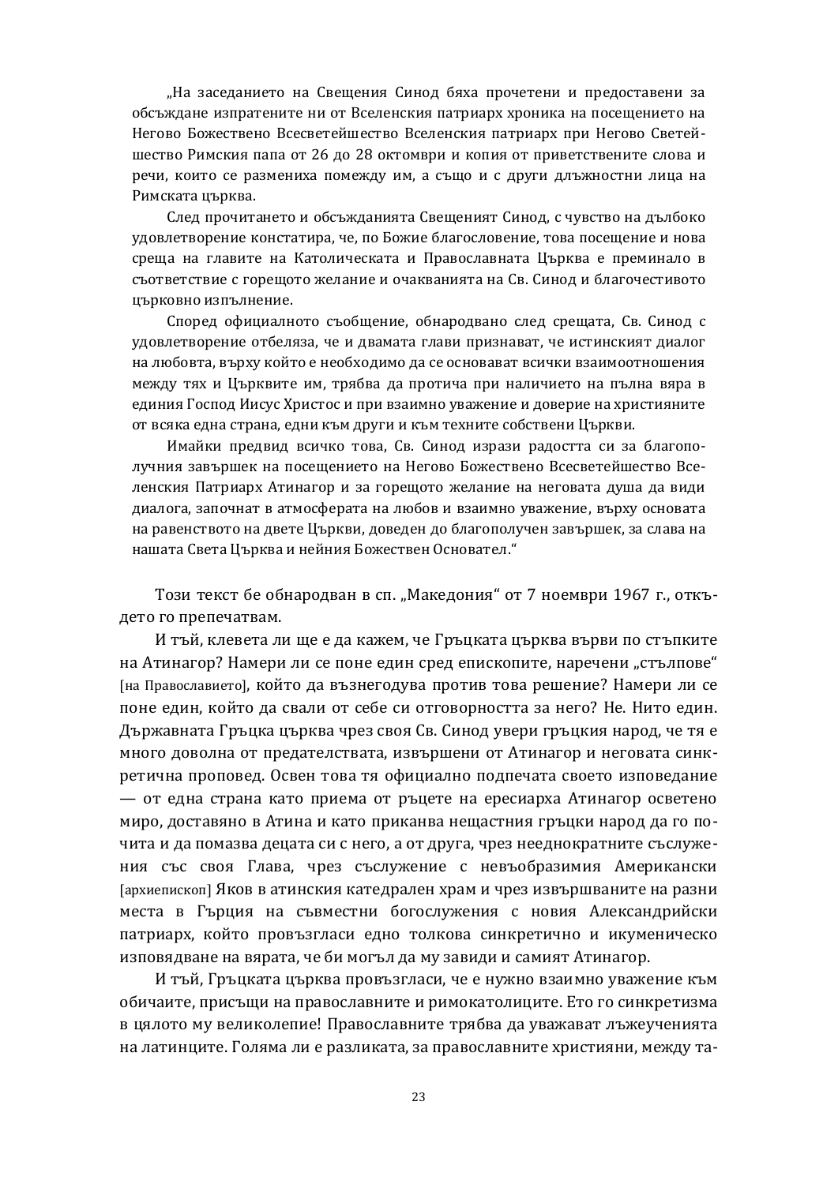„На заседанието на Свещения Синод бяха прочетени и предоставени за обсъждане изпратените ни от Вселенския патриарх хроника на посещението на Негово Божествено Всесветейшество Вселенския патриарх при Негово Светейшество Римския папа от 26 до 28 октомври и копия от приветствените слова и речи, които се размениха помежду им, а също и с други длъжностни лица на Римската църква.

След прочитането и обсъжданията Свещеният Синод, с чувство на дълбоко удовлетворение констатира, че, по Божие благословение, това посещение и нова среща на главите на Католическата и Православната Църква е преминало в съответствие с горещото желание и очакванията на Св. Синод и благочестивото църковно изпълнение.

Според официалното съобщение, обнародвано след срещата, Св. Синод с удовлетворение отбеляза, че и двамата глави признават, че истинският диалог на любовта, върху който е необходимо да се основават всички взаимоотношения между тях и Църквите им, трябва да протича при наличието на пълна вяра в единия Господ Иисус Христос и при взаимно уважение и доверие на християните от всяка една страна, едни към други и към техните собствени Църкви.

Имайки предвид всичко това, Св. Синод изрази радостта си за благополучния завършек на посещението на Негово Божествено Всесветейшество Вселенския Патриарх Атинагор и за горещото желание на неговата душа да види диалога, започнат в атмосферата на любов и взаимно уважение, върху основата на равенството на двете Църкви, доведен до благополучен завършек, за слава на нашата Света Църква и нейния Божествен Основател."

Този текст бе обнародван в сп. „Македония" от 7 ноември 1967 г., откъдето го препечатвам.

И тъй, клевета ли ще е да кажем, че Гръцката църква върви по стъпките на Атинагор? Намери ли се поне един сред епископите, наречени „стълпове" [на Православието], който да възнегодува против това решение? Намери ли се поне един, който да свали от себе си отговорността за него? Не. Нито един. Държавната Гръцка църква чрез своя Св. Синод увери гръцкия народ, че тя е много доволна от предателствата, извършени от Атинагор и неговата синкретична проповед. Освен това тя официално подпечата своето изповедание — от една страна като приема от ръцете на ересиарха Атинагор осветено миро, доставяно в Атина и като приканва нещастния гръцки народ да го почита и да помазва децата си с него, а от друга, чрез нееднократните съслужения със своя Глава, чрез съслужение с невъобразимия Американски [архиепископ] Яков в атинския катедрален храм и чрез извършваните на разни места в Гърция на съвместни богослужения с новия Александрийски патриарх, който провъзгласи едно толкова синкретично и икуменическо изповядване на вярата, че би могъл да му завиди и самият Атинагор.

И тъй, Гръцката църква провъзгласи, че е нужно взаимно уважение към обичаите, присъщи на православните и римокатолиците. Ето го синкретизма в цялото му великолепие! Православните трябва да уважават лъжеученията на латинците. Голяма ли е разликата, за православните християни, между та-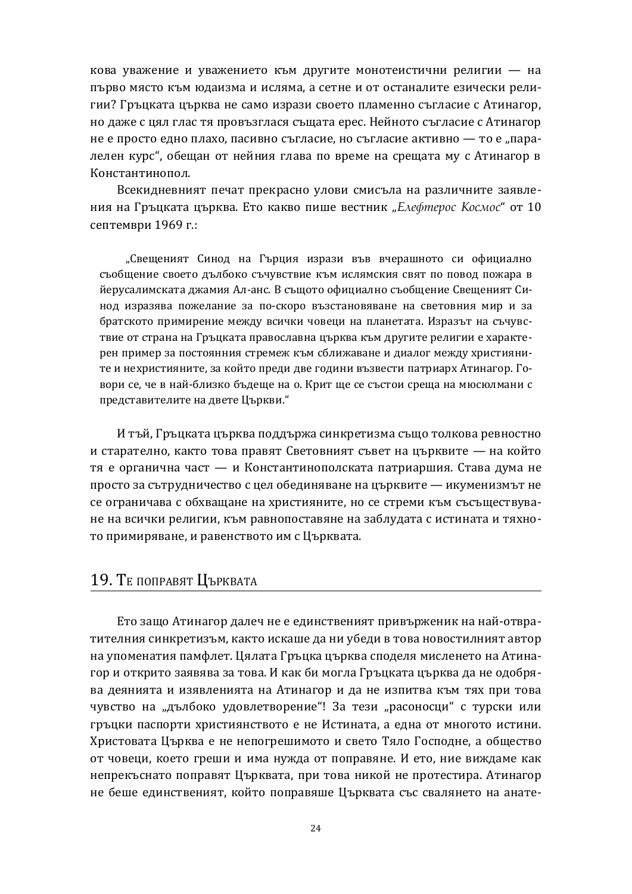кова уважение и уважението към другите монотеистични религии — на първо място към юдаизма и исляма, а сетне и от останалите езически религии? Гръцката църква не само изрази своето пламенно съгласие с Атинагор, но даже с цял глас тя провъзгласа същата ерес. Нейното съгласие с Атинагор не е просто едно плахо, пасивно съгласие, но съгласие активно — то е „паралелен курс“, обещан от нейния глава по време на срещата му с Атинагор в Константинопол.

Всекидневният печат прекрасно улови смисъла на различните заявления на Гръцката църква. Ето какво пише вестник „*Елефтерос Космос*“ от 10 септември 1969 г.:

> „Свещеният Синод на Гърция изрази във вчерашното си официално съобщение своето дълбоко съчувствие към ислямския свят по повод пожара в йерусалимската джамия Ал-анс. В същото официално съобщение Свещеният Синод изразява пожелание за по-скоро възстановяване на световния мир и за братското примирение между всички човеци на планетата. Изразът на съчувствие от страна на Гръцката православна църква към другите религии е характерен пример за постоянния стремеж към сближаване и диалог между християните и нехристияните, за който преди две години възвести патриарх Атинагор. Говори се, че в най-близко бъдеще на о. Крит ще се състои среща на мюсюлмани с представителите на двете Църкви.“

И тъй, Гръцката църква поддържа синкретизма също толкова ревностно и старателно, както това правят Световният съвет на църквите — на който тя е органична част — и Константинополската патриаршия. Става дума не просто за сътрудничество с цел обединяване на църквите — икуменизмът не се ограничава с обхващане на християните, но се стреми към съществуване на всички религии, към равнопоставяне на заблудата с истината и тяхното примиряване, и равенството им с Църквата.

## 19. Те поправят Църквата

Ето защо Атинагор далеч не е единственият привърженик на най-отвратителния синкретизъм, както искаше да ни убеди в това новостилният автор на упоменатия памфлет. Цялата Гръцка църква споделя мисленето на Атинагор и открито заявява за това. И как би могла Гръцката църква да не одобрява деянията и изявленията на Атинагор и да не изпитва към тях при това чувство на „дълбоко удовлетворение“! За тези „расоносци“ с турски или гръцки паспорти християнството е не Истината, а една от многото истини. Христовата Църква е не непогрешимото и свето Тяло Господне, а общество от човеци, което греши и има нужда от поправяне. И ето, ние виждаме как непрекъснато поправят Църквата, при това никой не протестира. Атинагор не беше единственият, който поправяше Църквата със свалянето на анате-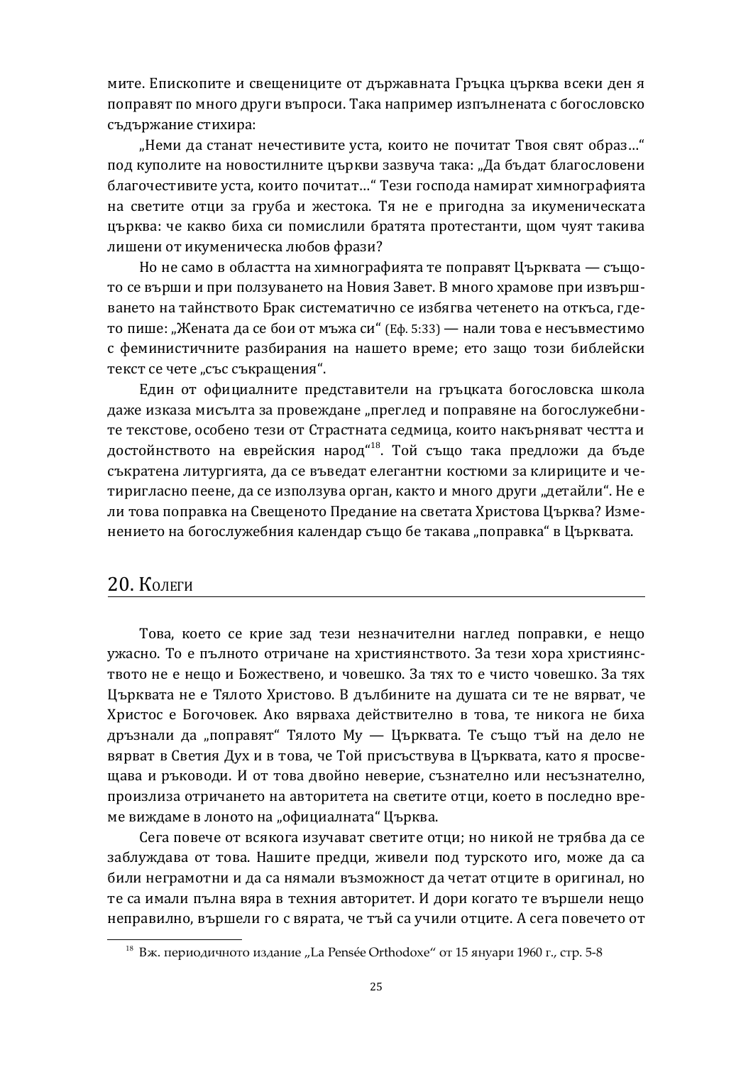мите. Епископите и свещениците от държавната Гръцка църква всеки ден я поправят по много други въпроси. Така например изпълнената с богословско съдържание стихира:

„Неми да станат нечестивите уста, които не почитат Твоя свят образ…" под куполите на новостилните църкви зазвуча така: „Да бъдат благословени благочестивите уста, които почитат…" Тези господа намират химнографията на светите отци за груба и жестока. Тя не е пригодна за икуменическата църква: че какво биха си помислили братята протестанти, щом чуят такива лишени от икуменическа любов фрази?

Но не само в областта на химнографията те поправят Църквата — същото се върши и при ползуването на Новия Завет. В много храмове при извършването на тайнството Брак систематично се избягва четенето на откъса, където пише: „Жената да се бои от мъжа си" (Еф. 5:33) — нали това е несъвместимо с феминистичните разбирания на нашето време; ето защо този библейски текст се чете „със съкращения".

Един от официалните представители на гръцката богословска школа даже изказа мисълта за провеждане „преглед и поправяне на богослужебните текстове, особено тези от Страстната седмица, които накърняват честта и достойнството на еврейския народ"[18]. Той също така предложи да бъде съкратена литургията, да се въведат елегантни костюми за клириците и четиригласно пеене, да се използва орган, както и много други „детайли". Не е ли това поправка на Свещеното Предание на светата Христова Църква? Изменението на богослужебния календар също бе такава „поправка" в Църквата.

## 20. Колеги

Това, което се крие зад тези незначителни наглед поправки, е нещо ужасно. То е пълното отричане на християнството. За тези хора християнството не е нещо и Божествено, и човешко. За тях то е чисто човешко. За тях Църквата не е Тялото Христово. В дълбините на душата си те не вярват, че Христос е Богочовек. Ако вярваха действително в това, те никога не биха дръзнали да „поправят" Тялото Му — Църквата. Те също тъй на дело не вярват в Светия Дух и в това, че Той присъствува в Църквата, като я просвещава и ръководи. И от това двойно неверие, съзнателно или несъзнателно, произлиза отричането на авторитета на светите отци, което в последно време виждаме в лоното на „официалната" Църква.

Сега повече от всякога изучават светите отци; но никой не трябва да се заблуждава от това. Нашите предци, живели под турското иго, може да са били неграмотни и да са нямали възможност да четат отците в оригинал, но те са имали пълна вяра в техния авторитет. И дори когато те вършели нещо неправилно, вършели го с вярата, че тъй са учили отците. А сега повечето от

---

[18] Вж. периодичното издание „La Pensée Orthodoxe" от 15 януари 1960 г., стр. 5-8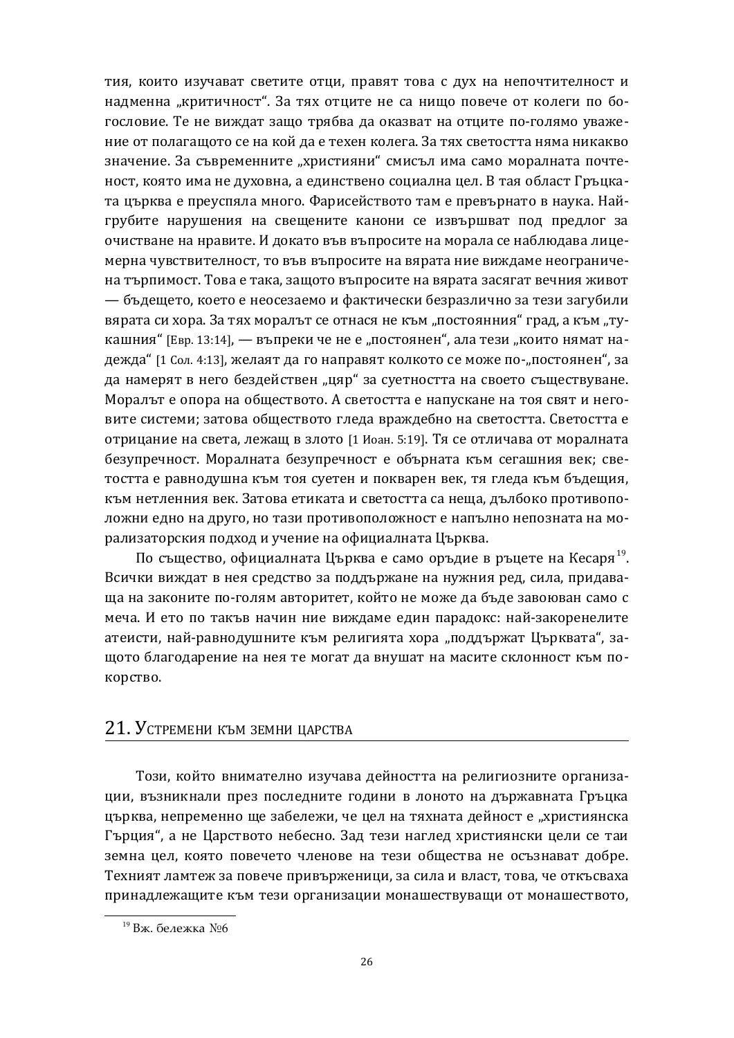тия, които изучават светите отци, правят това с дух на непочтителност и надменна „критичност“. За тях отците не са нищо повече от колеги по богословие. Те не виждат защо трябва да оказват на отците по-голямо уважение от полагащото се на кой да е техен колега. За тях светостта няма никакво значение. За съвременните „християни“ смисъл има само моралната почтеност, която има не духовна, а единствено социална цел. В тая област Гръцката църква е преуспяла много. Фарисейството там е превърнато в наука. Най-грубите нарушения на свещените канони се извършват под предлог за очистване на нравите. И докато във въпросите на морала се наблюдава лицемерна чувствителност, то във въпросите на вярата ние виждаме неограничена търпимост. Това е така, защото въпросите на вярата засягат вечния живот — бъдещето, което е неосезаемо и фактически безразлично за тези загубили вярата си хора. За тях моралът се отнася не към „постоянния“ град, а към „тукашния“ [Евр. 13:14], — въпреки че не е „постоянен“, ала тези „които нямат надежда“ [1 Сол. 4:13], желаят да го направят колкото се може по-„постоянен“, за да намерят в него бездействен „цяр“ за суетността на своето съществуване. Моралът е опора на обществото. А светостта е напускане на тоя свят и неговите системи; затова обществото гледа враждебно на светостта. Светостта е отрицание на света, лежащ в злото [1 Иоан. 5:19]. Тя се отличава от моралната безупречност. Моралната безупречност е обърната към сегашния век; светостта е равнодушна към тоя суетен и покварен век, тя гледа към бъдещия, към нетленния век. Затова етиката и светостта са неща, дълбоко противоположни едно на друго, но тази противоположност е напълно непозната на морализаторския подход и учение на официалната Църква.

По същество, официалната Църква е само оръдие в ръцете на Кесаря[19]. Всички виждат в нея средство за поддържане на нужния ред, сила, придаваща на законите по-голям авторитет, който не може да бъде завоюван само с меча. И ето по такъв начин ние виждаме един парадокс: най-закоренелите атеисти, най-равнодушните към религията хора „поддържат Църквата“, защото благодарение на нея те могат да внушат на масите склонност към покорство.

## 21. Устремени към земни царства

Този, който внимателно изучава дейността на религиозните организации, възникнали през последните години в лоното на държавната Гръцка църква, непременно ще забележи, че цел на тяхната дейност е „християнска Гърция“, а не Царството небесно. Зад тези наглед християнски цели се таи земна цел, която повечето членове на тези общества не осъзнават добре. Техният ламтеж за повече привърженици, за сила и власт, това, че откъсваха принадлежащите към тези организации монашестващи от монашеството,

[19] Вж. бележка №6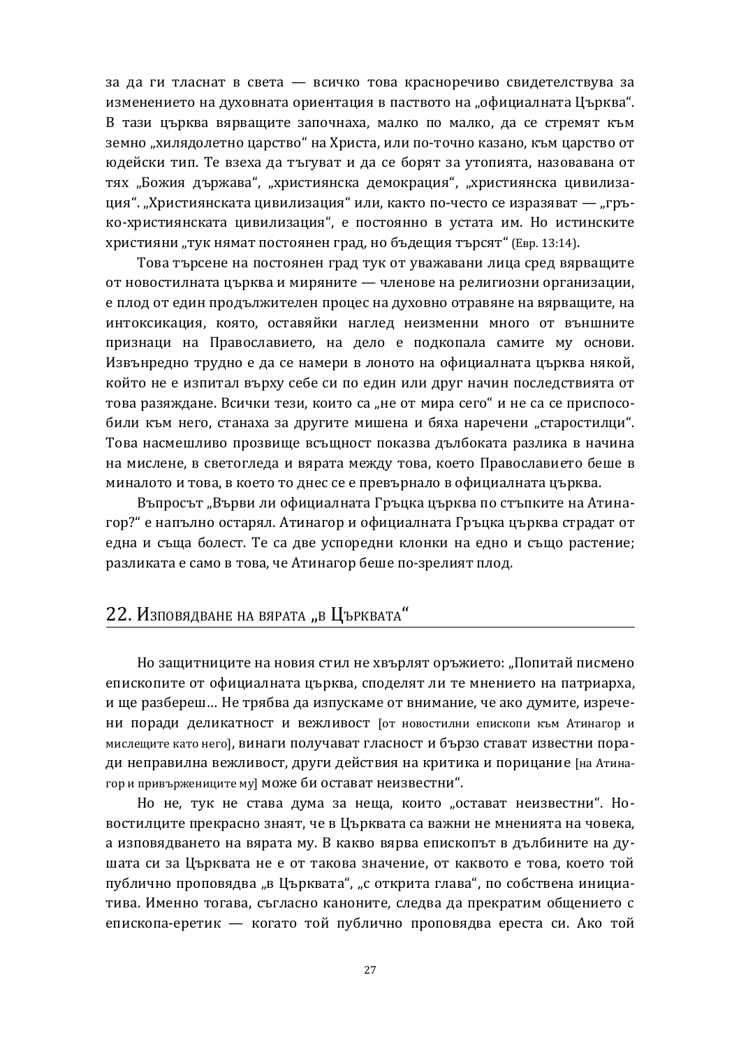за да ги тласнат в света — всичко това красноречиво свидетелства за изменението на духовната ориентация в паството на „официалната Църква". В тази църква вярващите започнаха, малко по малко, да се стремят към земно „хилядолетно царство" на Христа, или по-точно казано, към царство от юдейски тип. Те взеха да тъгуват и да се борят за утопията, назовавана от тях „Божия държава", „християнска демокрация", „християнска цивилизация". „Християнската цивилизация" или, както по-често се изразяват — „гръко-християнската цивилизация", е постоянно в устата им. Но истинските християни „тук нямат постоянен град, но бъдещия търсят" (Евр. 13:14).

Това търсене на постоянен град тук от уважавани лица сред вярващите от новостилната църква и миряните — членове на религиозни организации, е плод от един продължителен процес на духовно отравяне на вярващите, на интоксикация, която, оставяйки наглед неизменни много от външните признаци на Православието, на дело е подкопала самите му основи. Извънредно трудно е да се намери в лоното на официалната църква някой, който не е изпитал върху себе си по един или друг начин последствията от това разяждане. Всички тези, които са „не от мира сего" и не са се приспособили към него, станаха за другите мишена и бяха наречени „старостилци". Това насмешливо прозвище всъщност показва дълбоката разлика в начина на мислене, в светогледа и вярата между това, което Православието беше в миналото и това, в което то днес се е превърнало в официалната църква.

Въпросът „Върви ли официалната Гръцка църква по стъпките на Атинагор?" е напълно остарял. Атинагор и официалната Гръцка църква страдат от една и съща болест. Те са две успоредни клонки на едно и също растение; разликата е само в това, че Атинагор беше по-зрелият плод.

## 22. Изповядване на вярата „в Църквата"

Но защитниците на новия стил не хвърлят оръжието: „Попитай писмено епископите от официалната църква, споделят ли те мнението на патриарха, и ще разбереш… Не трябва да изпускаме от внимание, че ако думите, изречени поради деликатност и вежливост [от новостилни епископи към Атинагор и мислещите като него], винаги получават гласност и бързо стават известни поради неправилна вежливост, други действия на критика и порицание [на Атинагор и привържениците му] може би остават неизвестни".

Но не, тук не става дума за неща, които „остават неизвестни". Новостилците прекрасно знаят, че в Църквата са важни не мненията на човека, а изповядването на вярата му. В какво вярва епископът в дълбините на душата си за Църквата не е от такова значение, от каквото е това, което той публично проповядва „в Църквата", „с открита глава", по собствена инициатива. Именно тогава, съгласно каноните, следва да прекратим общението с епископа-еретик — когато той публично проповядва ереста си. Ако той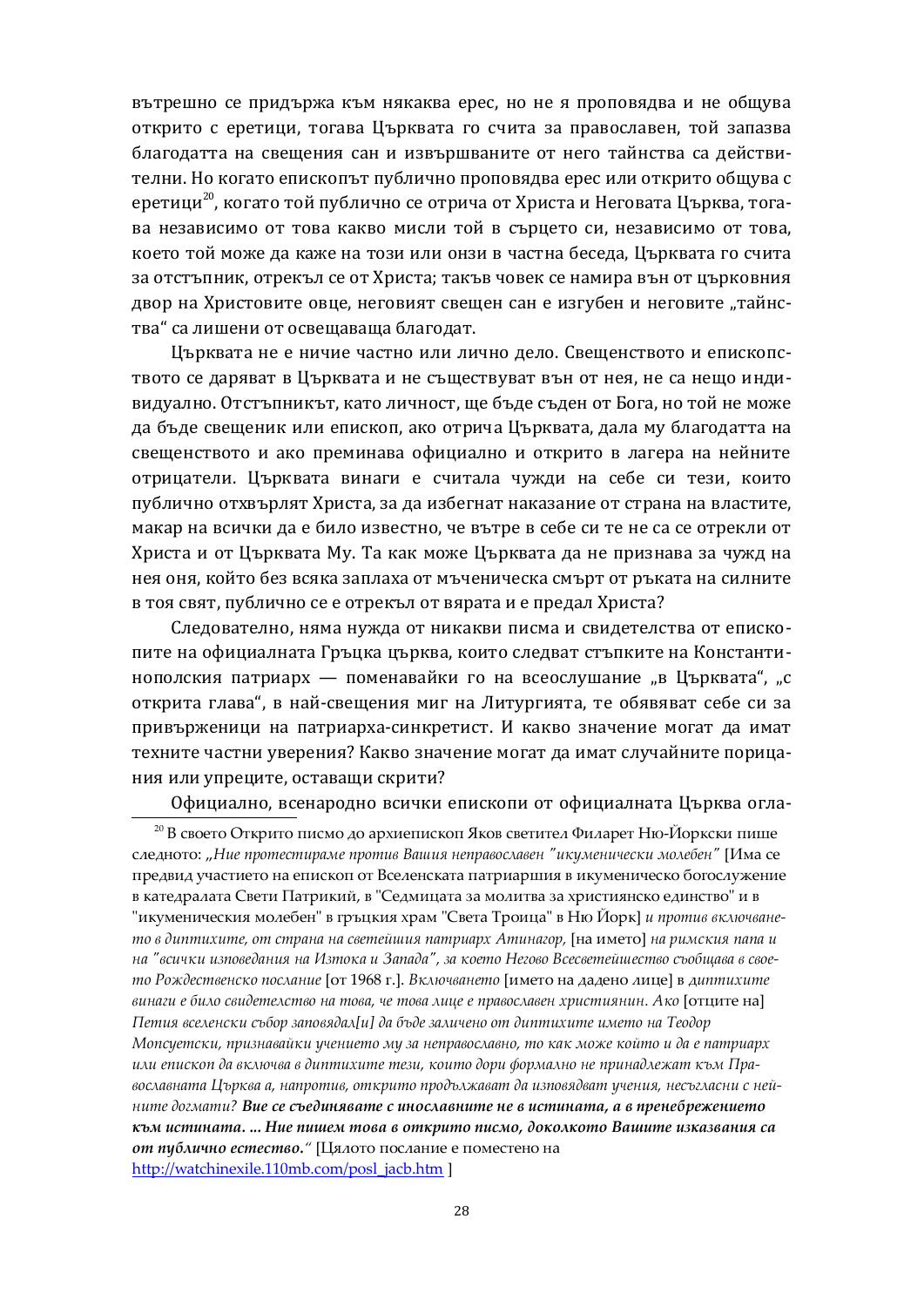вътрешно се придържа към някаква ерес, но не я проповядва и не общува открито с еретици, тогава Църквата го счита за православен, той запазва благодатта на свещения сан и извършваните от него тайнства са действителни. Но когато епископът публично проповядва ерес или открито общува с еретици[20], когато той публично се отрича от Христа и Неговата Църква, тогава независимо от това какво мисли той в сърцето си, независимо от това, което той може да каже на този или онзи в частна беседа, Църквата го счита за отстъпник, отрекъл се от Христа; такъв човек се намира вън от църковния двор на Христовите овце, неговият свещен сан е изгубен и неговите „тайнства" са лишени от освещаваща благодат.

Църквата не е ничие частно или лично дело. Свещенството и епископството се даряват в Църквата и не съществуват вън от нея, не са нещо индивидуално. Отстъпникът, като личност, ще бъде съден от Бога, но той не може да бъде свещеник или епископ, ако отрича Църквата, дала му благодатта на свещенството и ако преминава официално и открито в лагера на нейните отрицатели. Църквата винаги е считала чужди на себе си тези, които публично отхвърлят Христа, за да избегнат наказание от страна на властите, макар на всички да е било известно, че вътре в себе си те не са се отрекли от Христа и от Църквата Му. Та как може Църквата да не признава за чужд на нея оня, който без всяка заплаха от мъченическа смърт от ръката на силните в тоя свят, публично се е отрекъл от вярата и е предал Христа?

Следователно, няма нужда от никакви писма и свидетелства от епископите на официалната Гръцка църква, които следват стъпките на Константинополския патриарх — поменавайки го на всеослушание „в Църквата", „с открита глава", в най-свещения миг на Литургията, те обявяват себе си за привърженици на патриарха-синкретист. И какво значение могат да имат техните частни уверения? Какво значение могат да имат случайните порицания или упреците, оставащи скрити?

Официално, всенародно всички епископи от официалната Църква огла-

---

[20] В своето Открито писмо до архиепископ Яков светител Филарет Ню-Йоркски пише следното: *„Ние протестираме против Вашия неправославен "икуменически молебен"* [Има се предвид участието на епископ от Вселенската патриаршия в икуменическо богослужение в катедралата Свети Патрикий, в "Седмицата за молитва за християнско единство" и в "икуменическия молебен" в гръцкия храм "Света Троица" в Ню Йорк] *и против включването в диптихите, от страна на светейшия патриарх Атинагор,* [на името] *на римския папа и на "всички изповедания на Изтока и Запада", за което Негово Всесветейшество съобщава в своето Рождественско послание* [от 1968 г.]. *Включването* [името на дадено лице] в *диптихите винаги е било свидетелство на това, че това лице е православен християнин. Ако* [отците на] *Петия вселенски събор заповядал[и] да бъде заличено от диптихите името на Теодор Мопсуетски, признавайки учението му за неправославно, то как може който и да е патриарх или епископ да включва в диптихите тези, които дори формално не принадлежат към Православната Църква а, напротив, открито продължават да изповядват учения, несъгласни с нейните догмати? **Вие се съединявате с инославните не в истината, а в пренебрежението към истината. ... Ние пишем това в открито писмо, доколкото Вашите изказвания са от публично естество.**"* [Цялото послание е поместено на http://watchinexile.110mb.com/posl_jacb.htm ]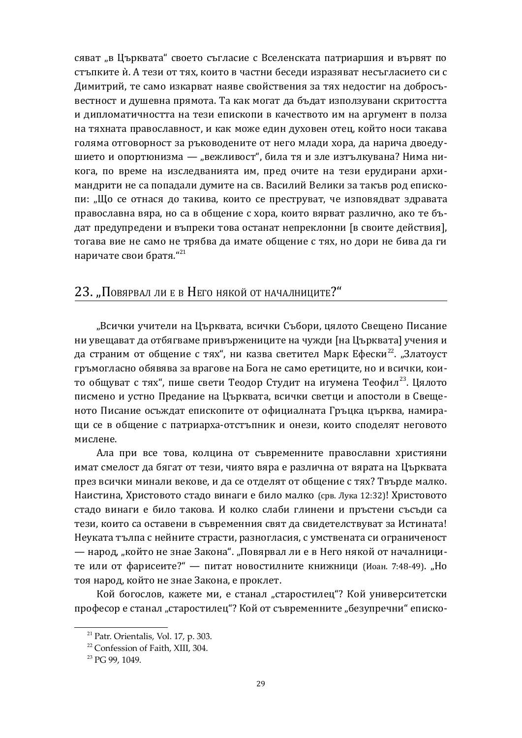сяват „в Църквата“ своето съгласие с Вселенската патриаршия и вървят по стъпките ѝ. А тези от тях, които в частни беседи изразяват несъгласието си с Димитрий, те само изкарват наяве свойствения за тях недостиг на добросъвестност и душевна прямота. Та как могат да бъдат използувани скритостта и дипломатичността на тези епископи в качеството им на аргумент в полза на тяхната православност, и как може един духовен отец, който носи такава голяма отговорност за ръководените от него млади хора, да нарича двоедушието и опортюнизма — „вежливост“, била тя и зле изтълкувана? Нима никога, по време на изследванията им, пред очите на тези ерудирани архимандрити не са попадали думите на св. Василий Велики за такъв род епископи: „Що се отнася до такива, които се преструват, че изповядват здравата православна вяра, но са в общение с хора, които вярват различно, ако те бъдат предупредени и въпреки това останат непреклонни [в своите действия], тогава вие не само не трябва да имате общение с тях, но дори не бива да ги наричате свои братя.“[21]

## 23. „Повярвал ли е в Него някой от началниците?“

„Всички учители на Църквата, всички Събори, цялото Свещено Писание ни увещават да отбягваме привържениците на чужди [на Църквата] учения и да страним от общение с тях“, ни казва светител Марк Ефески[22]. „Златоуст гръмогласно обявява за врагове на Бога не само еретиците, но и всички, които общуват с тях“, пише свети Теодор Студит на игумена Теофил[23]. Цялото писмено и устно Предание на Църквата, всички светци и апостоли в Свещеното Писание осъждат епископите от официалната Гръцка църква, намиращи се в общение с патриарха-отстъпник и онези, които споделят неговото мислене.

Ала при все това, колцина от съвременните православни християни имат смелост да бягат от тези, чиято вяра е различна от вярата на Църквата през всички минали векове, и да се отделят от общение с тях? Твърде малко. Наистина, Христовото стадо винаги е било малко (срв. Лука 12:32)! Христовото стадо винаги е било такова. И колко слаби глинени и пръстени съсъди са тези, които са оставени в съвременния свят да свидетелстват за Истината! Неуката тълпа с нейните страсти, разногласия, с умствената си ограниченост — народ, „който не знае Закона“. „Повярвал ли е в Него някой от началниците или от фарисеите?“ — питат новостилните книжници (Иоан. 7:48-49). „Но тоя народ, който не знае Закона, е проклет.

Кой богослов, кажете ми, е станал „старостилец“? Кой университетски професор е станал „старостилец“? Кой от съвременните „безупречни“ еписко-

---

[21] Patr. Orientalis, Vol. 17, p. 303.

[22] Confession of Faith, XIII, 304.

[23] PG 99, 1049.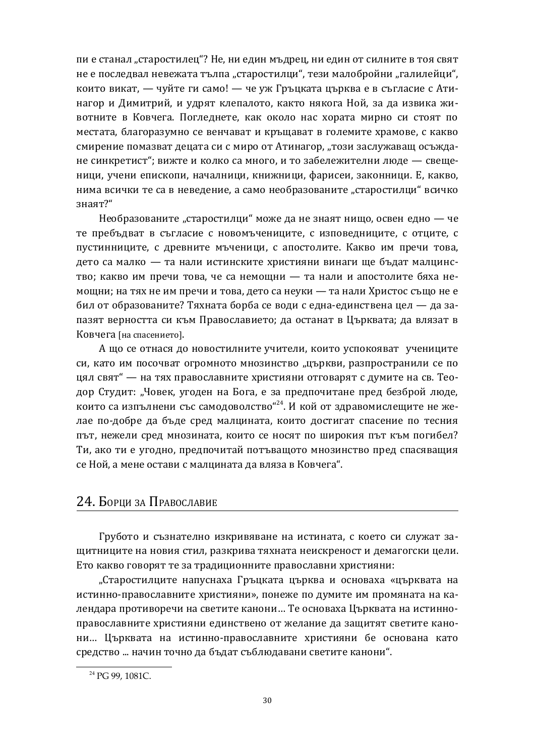пи е станал „старостилец“? Не, ни един мъдрец, ни един от силните в тоя свят не е последвал невежата тълпа „старостилци“, тези малобройни „галилейци“, които викат, — чуйте ги само! — че уж Гръцката църква е в съгласие с Атинагор и Димитрий, и удрят клепалото, както някога Ной, за да извика животните в Ковчега. Погледнете, как около нас хората мирно си стоят по местата, благоразумно се венчават и кръщават в големите храмове, с какво смирение помазват децата си с миро от Атинагор, „този заслужаващ осъждане синкретист“; вижте и колко са много, и то забележителни люде — свещеници, учени епископи, началници, книжници, фарисеи, законници. Е, какво, нима всички те са в неведение, а само необразованите „старостилци“ всичко знаят?“

Необразованите „старостилци“ може да не знаят нищо, освен едно — че те пребъдват в съгласие с новомъчениците, с изповедниците, с отците, с пустинниците, с древните мъченици, с апостолите. Какво им пречи това, дето са малко — та нали истинските християни винаги ще бъдат малцинство; какво им пречи това, че са немощни — та нали и апостолите бяха немощни; на тях не им пречи и това, дето са неуки — та нали Христос също не е бил от образованите? Тяхната борба се води с една-единствена цел — да запазят верността си към Православието; да останат в Църквата; да влязат в Ковчега [на спасението].

А що се отнася до новостилните учители, които успокояват учениците си, като им посочват огромното множинство „църкви, разпространили се по цял свят“ — на тях православните християни отговарят с думите на св. Теодор Студит: „Човек, угоден на Бога, е за предпочитане пред безброй люде, които са изпълнени със самодоволство“[24]. И кой от здравомислещите не желае по-добре да бъде сред малцината, които достигат спасение по тесния път, нежели сред множината, които се носят по широкия път към погибел? Ти, ако ти е угодно, предпочитай потъващото множинство пред спасяващия се Ной, а мене остави с малцината да вляза в Ковчега“.

## 24. Борци за Православие

Грубото и съзнателно изкривяване на истината, с което си служат защитниците на новия стил, разкрива тяхната неискреност и демагогски цели. Ето какво говорят те за традиционните православни християни:

„Старостилците напуснаха Гръцката църква и основаха «църквата на истинно-православните християни», понеже по думите им промяната на календара противоречи на светите канони… Те основаха Църквата на истинно-православните християни единствено от желание да защитят светите канони… Църквата на истинно-православните християни бе основана като средство ... начин точно да бъдат съблюдавани светите канони“.

---

[24] PG 99, 1081C.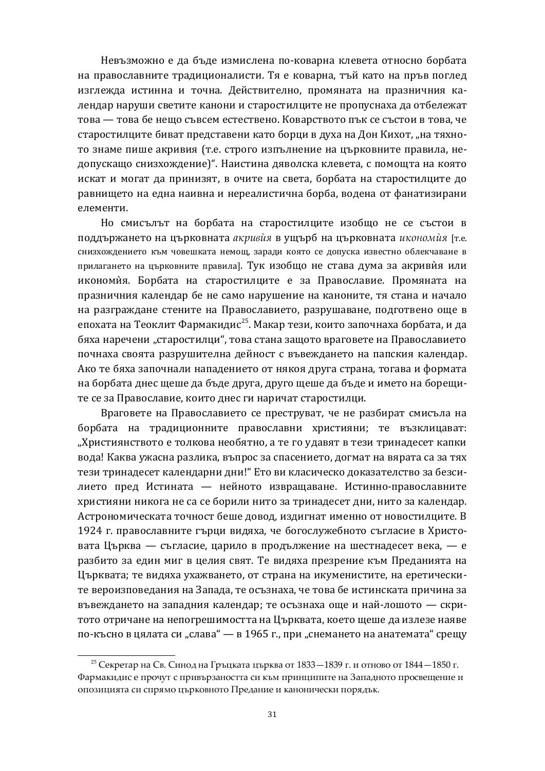Невъзможно е да бъде измислена по-коварна клевета относно борбата на православните традиционалисти. Тя е коварна, тъй като на пръв поглед изглежда истинна и точна. Действително, промяната на празничния календар наруши светите канони и старостилците не пропуснаха да отбележат това — това бе нещо съвсем естествено. Коварството пък се състои в това, че старостилците биват представени като борци в духа на Дон Кихот, „на тяхното знаме пише акривия (т.е. строго изпълнение на църковните правила, недопускащо снизхождение)“. Наистина дяволска клевета, с помощта на която искат и могат да принизят, в очите на света, борбата на старостилците до равнището на една наивна и нереалистична борба, водена от фанатизирани елементи.

Но смисълът на борбата на старостилците изобщо не се състои в поддържането на църковната *акриви́я* в ущърб на църковната *икономи́я* [т.е. снизхождението към човешката немощ, заради която се допуска известно облекчаване в прилагането на църковните правила]. Тук изобщо не става дума за акривѝя или икономѝя. Борбата на старостилците е за Православие. Промяната на празничния календар бе не само нарушение на каноните, тя стана и начало на разграждане стените на Православието, разрушаване, подготвено още в епохата на Теоклит Фармакидис[25]. Макар тези, които започнаха борбата, и да бяха наречени „старостилци“, това стана защото враговете на Православието почнаха своята разрушителна дейност с въвеждането на папския календар. Ако те бяха започнали нападението от някоя друга страна, тогава и формата на борбата днес щеше да бъде друга, друго щеше да бъде и името на борещите се за Православие, които днес ги наричат старостилци.

Враговете на Православието се преструват, че не разбират смисъла на борбата на традиционните православни християни; те възклицават: „Християнството е толкова необятно, а те го удавят в тези тринадесет капки вода! Каква ужасна разлика, въпрос за спасението, догмат на вярата са за тях тези тринадесет календарни дни!“ Ето ви класическо доказателство за безсилието пред Истината — нейното извращаване. Истинно-православните християни никога не са се борили нито за тринадесет дни, нито за календар. Астрономическата точност беше довод, издигнат именно от новостилците. В 1924 г. православните гърци видяха, че богослужебното съгласие в Христовата Църква — съгласие, царило в продължение на шестнадесет века, — е разбито за един миг в целия свят. Те видяха презрение към Преданията на Църквата; те видяха ухажването, от страна на икуменистите, на еретическите вероизповедания на Запада, те осъзнаха, че това бе истинската причина за въвеждането на западния календар; те осъзнаха още и най-лошото — скритото отричане на непогрешимостта на Църквата, което щеше да излезе наяве по-късно в цялата си „слава“ — в 1965 г., при „снемането на анатемата“ срещу

[25] Секретар на Св. Синод на Гръцката църква от 1833—1839 г. и отново от 1844—1850 г. Фармакидис е прочут с привързаността си към принципите на Западното просвещение и опозицията си спрямо църковното Предание и канонически порядък.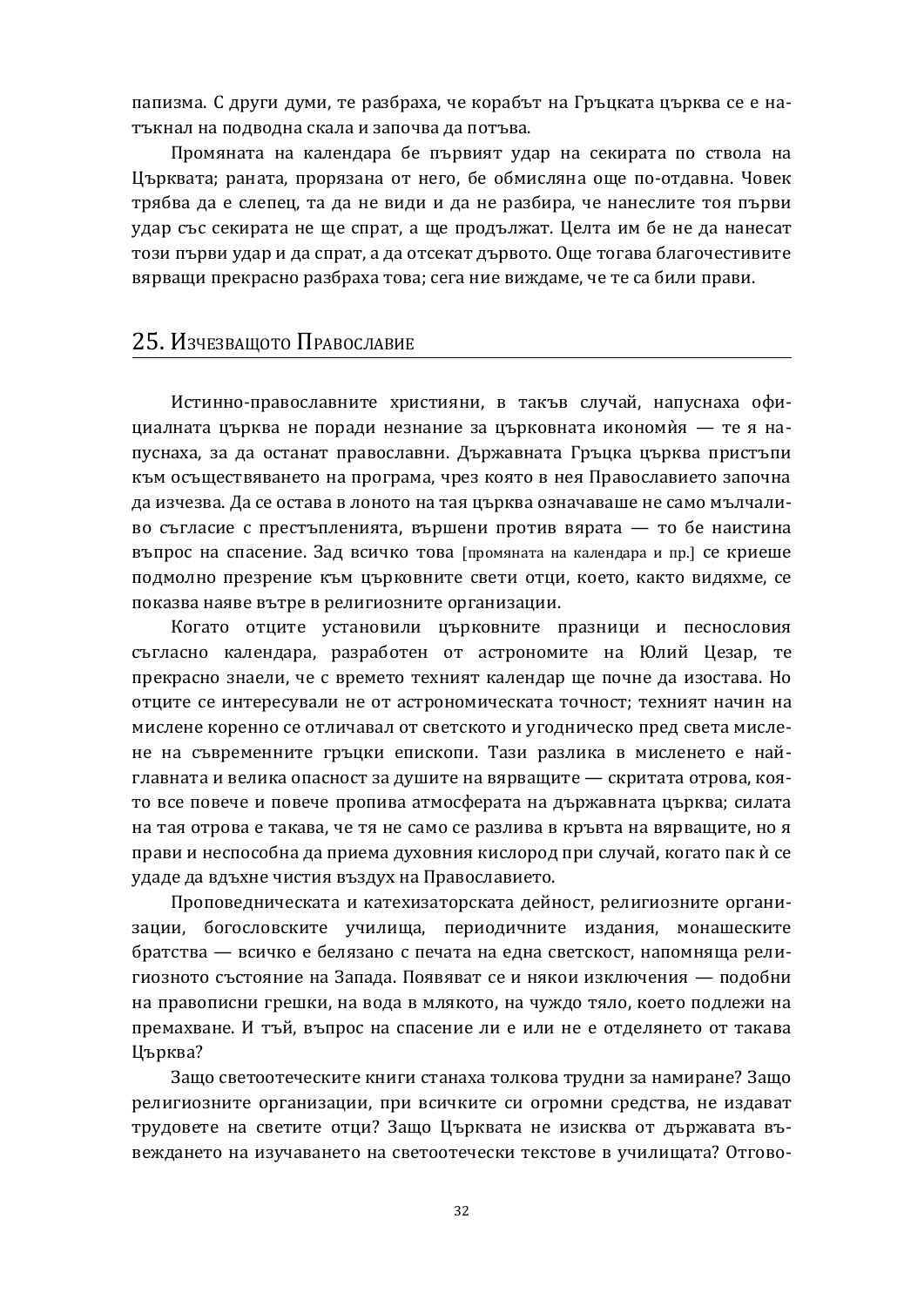папизма. С други думи, те разбраха, че корабът на Гръцката църква се е натъкнал на подводна скала и започва да потъва.

Промяната на календара бе първият удар на секирата по ствола на Църквата; раната, прорязана от него, бе обмисляна още по-отдавна. Човек трябва да е слепец, та да не види и да не разбира, че нанеслите тоя първи удар със секирата не ще спрат, а ще продължат. Целта им бе не да нанесат този първи удар и да спрат, а да отсекат дървото. Още тогава благочестивите вярващи прекрасно разбраха това; сега ние виждаме, че те са били прави.

## 25. Изчезващото Православие

Истинно-православните християни, в такъв случай, напуснаха официалната църква не поради незнание за църковната икономѝя — те я напуснаха, за да останат православни. Държавната Гръцка църква пристъпи към осъществяването на програма, чрез която в нея Православието започна да изчезва. Да се остава в лоното на тая църква означаваше не само мълчаливо съгласие с престъпленията, вършени против вярата — то бе наистина въпрос на спасение. Зад всичко това [промяната на календара и пр.] се криеше подмолно презрение към църковните свети отци, което, както видяхме, се показва наяве вътре в религиозните организации.

Когато отците установили църковните празници и песнословия съгласно календара, разработен от астрономите на Юлий Цезар, те прекрасно знаели, че с времето техният календар ще почне да изостава. Но отците се интересували не от астрономическата точност; техният начин на мислене коренно се отличавал от светското и угодническо пред света мислене на съвременните гръцки епископи. Тази разлика в мисленето е най-главната и велика опасност за душите на вярващите — скритата отрова, която все повече и повече пропива атмосферата на държавната църква; силата на тая отрова е такава, че тя не само се разлива в кръвта на вярващите, но я прави и неспособна да приема духовния кислород при случай, когато пак ѝ се удаде да вдъхне чистия въздух на Православието.

Проповедническата и катехизаторската дейност, религиозните организации, богословските училища, периодичните издания, монашеските братства — всичко е белязано с печата на една светскост, напомняща религиозното състояние на Запада. Появяват се и някои изключения — подобни на правописни грешки, на вода в млякото, на чуждо тяло, което подлежи на премахване. И тъй, въпрос на спасение ли е или не е отделянето от такава Църква?

Защо светоотеческите книги станаха толкова трудни за намиране? Защо религиозните организации, при всичките си огромни средства, не издават трудовете на светите отци? Защо Църквата не изисква от държавата въвеждането на изучаването на светоотечески текстове в училищата? Отгово-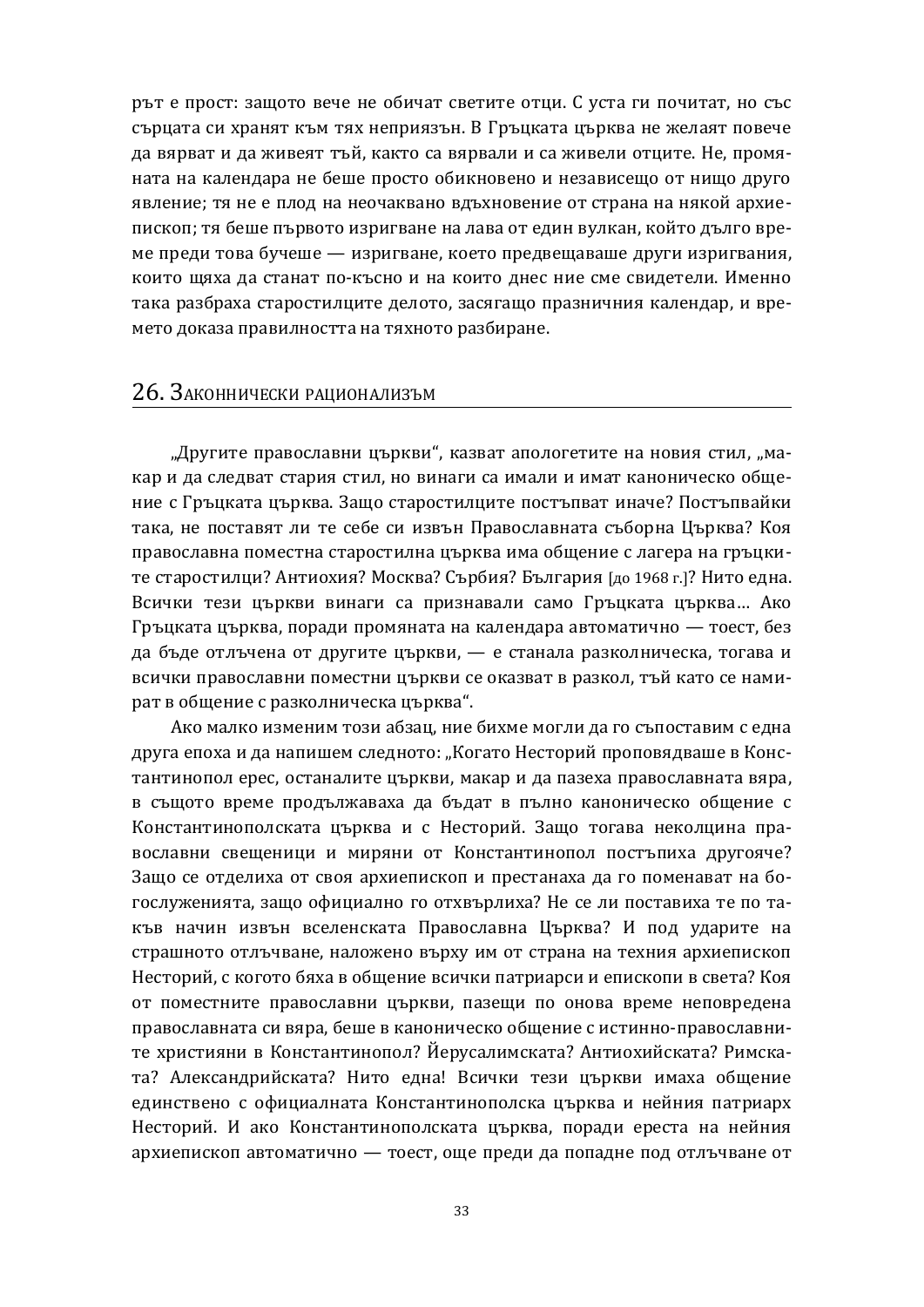рът е прост: защото вече не обичат светите отци. С уста ги почитат, но със сърцата си хранят към тях неприязън. В Гръцката църква не желаят повече да вярват и да живеят тъй, както са вярвали и са живели отците. Не, промяната на календара не беше просто обикновено и независещо от нищо друго явление; тя не е плод на неочаквано вдъхновение от страна на някой архиепископ; тя беше първото изригване на лава от един вулкан, който дълго време преди това бучеше — изригване, което предвещаваше други изригвания, които щяха да станат по-късно и на които днес ние сме свидетели. Именно така разбраха старостилците делото, засягащо празничния календар, и времето доказа правилността на тяхното разбиране.

## 26. Законнически рационализъм

„Другите православни църкви“, казват апологетите на новия стил, „макар и да следват стария стил, но винаги са имали и имат каноническо общение с Гръцката църква. Защо старостилците постъпват иначе? Постъпвайки така, не поставят ли те себе си извън Православната съборна Църква? Коя православна поместна старостилна църква има общение с лагера на гръцките старостилци? Антиохия? Москва? Сърбия? България [до 1968 г.]? Нито една. Всички тези църкви винаги са признавали само Гръцката църква... Ако Гръцката църква, поради промяната на календара автоматично — тоест, без да бъде отлъчена от другите църкви, — е станала разколническа, тогава и всички православни поместни църкви се оказват в разкол, тъй като се намират в общение с разколническа църква“.

Ако малко изменим този абзац, ние бихме могли да го съпоставим с една друга епоха и да напишем следното: „Когато Несторий проповядваше в Константинопол ерес, останалите църкви, макар и да пазеха православната вяра, в същото време продължаваха да бъдат в пълно каноническо общение с Константинополската църква и с Несторий. Защо тогава неколцина православни свещеници и миряни от Константинопол постъпиха другояче? Защо се отделиха от своя архиепископ и престанаха да го поменават на богослуженията, защо официално го отхвърлиха? Не се ли поставиха те по такъв начин извън вселенската Православна Църква? И под ударите на страшното отлъчване, наложено върху им от страна на техния архиепископ Несторий, с когото бяха в общение всички патриарси и епископи в света? Коя от поместните православни църкви, пазещи по онова време неповредена православната си вяра, беше в каноническо общение с истинно-православните християни в Константинопол? Йерусалимската? Антиохийската? Римската? Александрийската? Нито една! Всички тези църкви имаха общение единствено с официалната Константинополска църква и нейния патриарх Несторий. И ако Константинополската църква, поради ереста на нейния архиепископ автоматично — тоест, още преди да попадне под отлъчване от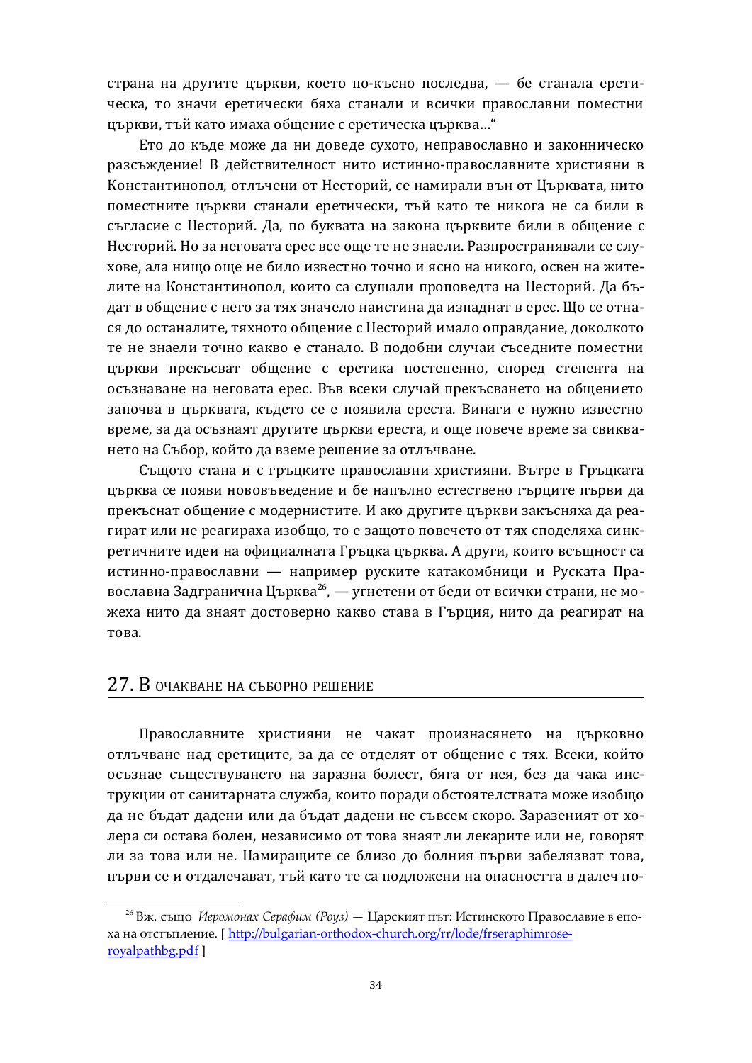страна на другите църкви, което по-късно последва, — бе станала еретическа, то значи еретически бяха станали и всички православни поместни църкви, тъй като имаха общение с еретическа църква…“

Ето до къде може да ни доведе сухото, неправославно и законническо разсъждение! В действителност нито истинно-православните християни в Константинопол, отлъчени от Несторий, се намирали вън от Църквата, нито поместните църкви станали еретически, тъй като те никога не са били в съгласие с Несторий. Да, по буквата на закона църквите били в общение с Несторий. Но за неговата ерес все още те не знаели. Разпространявали се слухове, ала нищо още не било известно точно и ясно на никого, освен на жителите на Константинопол, които са слушали проповедта на Несторий. Да бъдат в общение с него за тях значело наистина да изпаднат в ерес. Що се отнася до останалите, тяхното общение с Несторий имало оправдание, доколкото те не знаели точно какво е станало. В подобни случаи съседните поместни църкви прекъсват общение с еретика постепенно, според степента на осъзнаване на неговата ерес. Във всеки случай прекъсването на общението започва в църквата, където се е появила ереста. Винаги е нужно известно време, за да осъзнаят другите църкви ереста, и още повече време за свикването на Събор, който да вземе решение за отлъчване.

Също стана и с гръцките православни християни. Вътре в Гръцката църква се появи нововъведение и бе напълно естествено гърците първи да прекъснат общение с модернистите. И ако другите църкви закъсняха да реагират или не реагираха изобщо, то е защото повечето от тях споделяха синкретичните идеи на официалната Гръцка църква. А други, които всъщност са истинно-православни — например руските катакомбници и Руската Православна Задгранична Църква[26], — угнетени от беди от всички страни, не можеха нито да знаят достоверно какво става в Гърция, нито да реагират на това.

## 27. В очакване на съборно решение

Православните християни не чакат произнасянето на църковно отлъчване над еретиците, за да се отделят от общение с тях. Всеки, който осъзнае съществуването на заразна болест, бяга от нея, без да чака инструкции от санитарната служба, които поради обстоятелствата може изобщо да не бъдат дадени или да бъдат дадени не съвсем скоро. Заразеният от холера си остава болен, независимо от това знаят ли лекарите или не, говорят ли за това или не. Намиращите се близо до болния първи забелязват това, първи се и отдалечават, тъй като те са подложени на опасността в далеч по-

---

[26] Вж. също *Йеромонах Серафим (Роуз)* — Царският път: Истинското Православие в епоха на отстъпление. [ http://bulgarian-orthodox-church.org/rr/lode/frseraphimrose-royalpathbg.pdf ]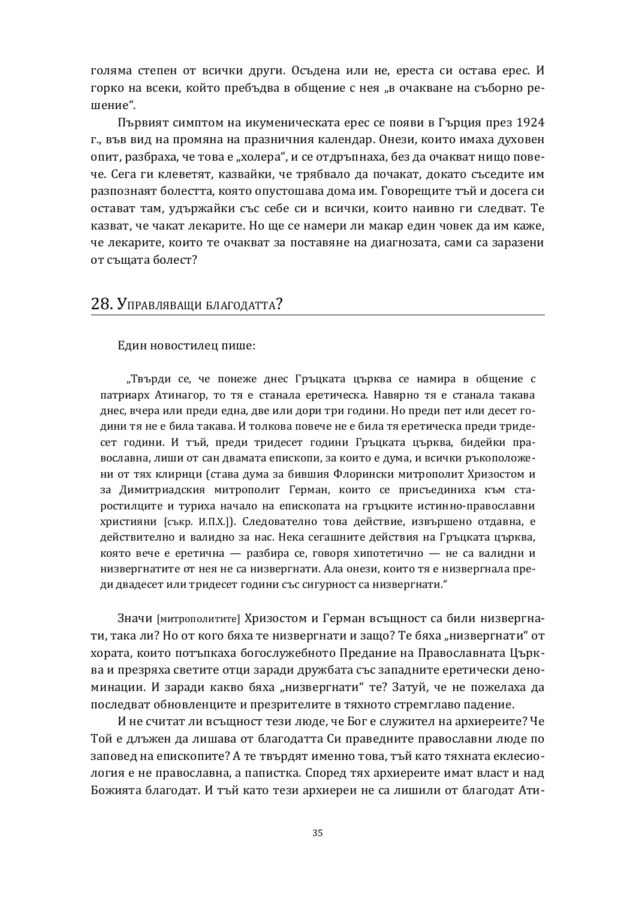голяма степен от всички други. Осъдена или не, ереста си остава ерес. И горко на всеки, който пребъдва в общение с нея „в очакване на съборно решение“.

Първият симптом на икуменическата ерес се появи в Гърция през 1924 г., във вид на промяна на празничния календар. Онези, които имаха духовен опит, разбраха, че това е „холера“, и се отдръпнаха, без да очакват нищо повече. Сега ги клеветят, казвайки, че трябвало да почакат, докато съседите им разпознаят болестта, която опустошава дома им. Говорещите тъй и досега си остават там, удържайки със себе си и всички, които наивно ги следват. Те казват, че чакат лекарите. Но ще се намери ли макар един човек да им каже, че лекарите, които те очакват за поставяне на диагнозата, сами са заразени от същата болест?

## 28. Управляващи благодатта?

Един новостилец пише:

> „Твърди се, че понеже днес Гръцката църква се намира в общение с патриарх Атинагор, то тя е станала еретическа. Навярно тя е станала такава днес, вчера или преди една, две или дори три години. Но преди пет или десет години тя не е била такава. И толкова повече не е била тя еретическа преди тридесет години. И тъй, преди тридесет години Гръцката църква, бидейки православна, лиши от сан двамата епископи, за които е дума, и всички ръкоположени от тях клирици (става дума за бившия Флорински митрополит Хризостом и за Димитриадския митрополит Герман, които се присъединиха към старостилците и туриха начало на епископата на гръцките истинно-православни християни [съкр. И.П.Х.]). Следователно това действие, извършено отдавна, е действително и валидно за нас. Нека сегашните действия на Гръцката църква, която вече е еретична — разбира се, говоря хипотетично — не са валидни и низвергнатите от нея не са низвергнати. Ала онези, които тя е низвергнала преди двадесет или тридесет години със сигурност са низвергнати.“

Значи [митрополитите] Хризостом и Герман всъщност са били низвергнати, така ли? Но от кого бяха те низвергнати и защо? Те бяха „низвергнати“ от хората, които потъпкаха богослужебното Предание на Православната Църква и презряха светите отци заради дружбата със западните еретически деноминации. И заради какво бяха „низвергнати“ те? Затуй, че не пожелаха да последват обновленците и презрителите в тяхното стремглаво падение.

И не считат ли всъщност тези люде, че Бог е служител на архиереите? Че Той е длъжен да лишава от благодатта Си праведните православни люде по заповед на епископите? А те твърдят именно това, тъй като тяхната еклесиология е не православна, а папистка. Според тях архиереите имат власт и над Божията благодат. И тъй като тези архиереи не са лишили от благодат Ати-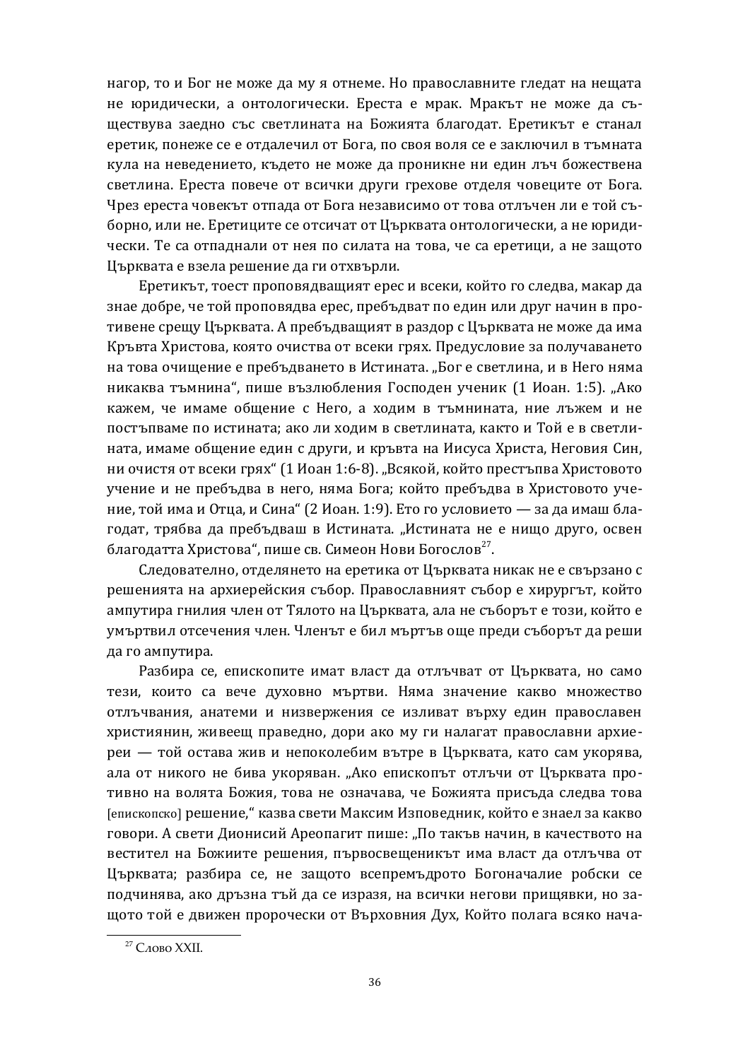нагор, то и Бог не може да му я отнеме. Но православните гледат на нещата не юридически, а онтологически. Ереста е мрак. Мракът не може да съществува заедно със светлината на Божията благодат. Еретикът е станал еретик, понеже се е отдалечил от Бога, по своя воля се е заключил в тъмната кула на неведението, където не може да проникне ни един лъч божествена светлина. Ереста повече от всички други грехове отделя човеците от Бога. Чрез ереста човекът отпада от Бога независимо от това отлъчен ли е той съборно, или не. Еретиците се отсичат от Църквата онтологически, а не юридически. Те са отпаднали от нея по силата на това, че са еретици, а не защото Църквата е взела решение да ги отхвърли.

Еретикът, тоест проповядващият ерес и всеки, който го следва, макар да знае добре, че той проповядва ерес, пребъдват по един или друг начин в противене срещу Църквата. А пребъдващият в раздор с Църквата не може да има Кръвта Христова, която очиства от всеки грях. Предусловие за получаването на това очищение е пребъдването в Истината. „Бог е светлина, и в Него няма никаква тъмнина“, пише възлюбления Господен ученик (1 Иоан. 1:5). „Ако кажем, че имаме общение с Него, а ходим в тъмнината, ние лъжем и не постъпваме по истината; ако ли ходим в светлината, както и Той е в светлината, имаме общение един с други, и кръвта на Иисуса Христа, Неговия Син, ни очистя от всеки грях“ (1 Иоан 1:6-8). „Всякой, който престъпва Христовото учение и не пребъдва в него, няма Бога; който пребъдва в Христовото учение, той има и Отца, и Сина“ (2 Иоан. 1:9). Ето го условието — за да имаш благодат, трябва да пребъдваш в Истината. „Истината не е нищо друго, освен благодатта Христова“, пише св. Симеон Нови Богослов[27].

Следователно, отделянето на еретика от Църквата никак не е свързано с решенията на архиерейския събор. Православният събор е хирургът, който ампутира гнилия член от Тялото на Църквата, ала не съборът е този, който е умъртвил отсечения член. Членът е бил мъртъв още преди съборът да реши да го ампутира.

Разбира се, епископите имат власт да отлъчват от Църквата, но само тези, които са вече духовно мъртви. Няма значение какво множество отлъчвания, анатеми и низвержения се изливат върху един православен християнин, живеещ праведно, дори ако му ги налагат православни архиереи — той остава жив и непоколебим вътре в Църквата, като сам укорява, ала от никого не бива укоряван. „Ако епископът отлъчи от Църквата противно на волята Божия, това не означава, че Божията присъда следва това [епископско] решение,“ казва свети Максим Изповедник, който е знаел за какво говори. А свети Дионисий Ареопагит пише: „По такъв начин, в качеството на вестител на Божиите решения, първосвещеникът има власт да отлъчва от Църквата; разбира се, не защото всепремъдрото Богоначалие робски се подчинява, ако дръзна тъй да се изразя, на всички негови прищявки, но защото той е движен пророчески от Върховния Дух, Който полага всяко нача-

---

[27] Слово XXII.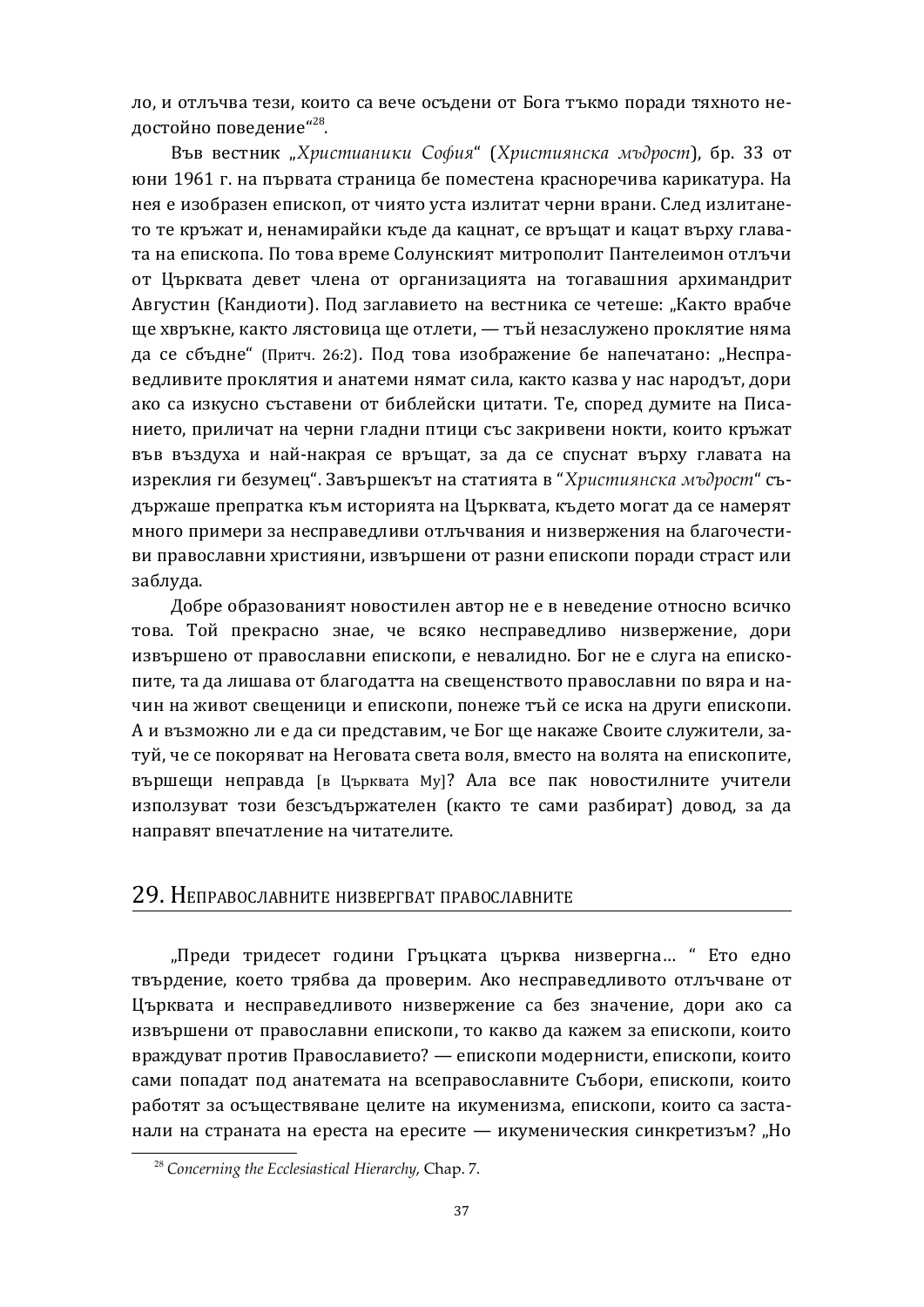ло, и отлъчва тези, които са вече осъдени от Бога тъкмо поради тяхното недостойно поведение“[28].

Във вестник „*Християники София*“ (*Християнска мъдрост*), бр. 33 от юни 1961 г. на първата страница бе поместена красноречива карикатура. На нея е изобразен епископ, от чиято уста излитат черни врани. След излитането те кръжат и, ненамирайки къде да кацнат, се връщат и кацат върху главата на епископа. По това време Солунският митрополит Пантелеимон отлъчи от Църквата девет члена от организацията на тогавашния архимандрит Августин (Кандиоти). Под заглавието на вестника се четеше: „Както врабче ще хвръкне, както лястовица ще отлети, — тъй незаслужено проклятие няма да се сбъдне“ (Притч. 26:2). Под това изображение бе напечатано: „Несправедливите проклятия и анатеми нямат сила, както казва у нас народът, дори ако са изкусно съставени от библейски цитати. Те, според думите на Писанието, приличат на черни гладни птици със закривени нокти, които кръжат във въздуха и най-накрая се връщат, за да се спуснат върху главата на изреклия ги безумец“. Завършекът на статията в “*Християнска мъдрост*“ съдържаше препратка към историята на Църквата, където могат да се намерят много примери за несправедливи отлъчвания и низвержения на благочестиви православни християни, извършени от разни епископи поради страст или заблуда.

Добре образованият новостилен автор не е в неведение относно всичко това. Той прекрасно знае, че всяко несправедливо низвержение, дори извършено от православни епископи, е невалидно. Бог не е слуга на епископите, та да лишава от благодатта на свещенството православни по вяра и начин на живот свещеници и епископи, понеже тъй се иска на други епископи. А и възможно ли е да си представим, че Бог ще накаже Своите служители, затуй, че се покоряват на Неговата света воля, вместо на волята на епископите, вършещи неправда [в Църквата Му]? Ала все пак новостилните учители използуват този безсъдържателен (както те сами разбират) довод, за да направят впечатление на читателите.

## 29. Неправославните низвергват православните

„Преди тридесет години Гръцката църква низвергна... “ Ето едно твърдение, което трябва да проверим. Ако несправедливото отлъчване от Църквата и несправедливото низвержение са без значение, дори ако са извършени от православни епископи, то какво да кажем за епископи, които враждуват против Православието? — епископи модернисти, епископи, които сами попадат под анатемата на всеправославните Събори, епископи, които работят за осъществяване целите на икуменизма, епископи, които са застанали на страната на ереста на ересите — икуменическия синкретизъм? „Но

[28] *Concerning the Ecclesiastical Hierarchy,* Chap. 7.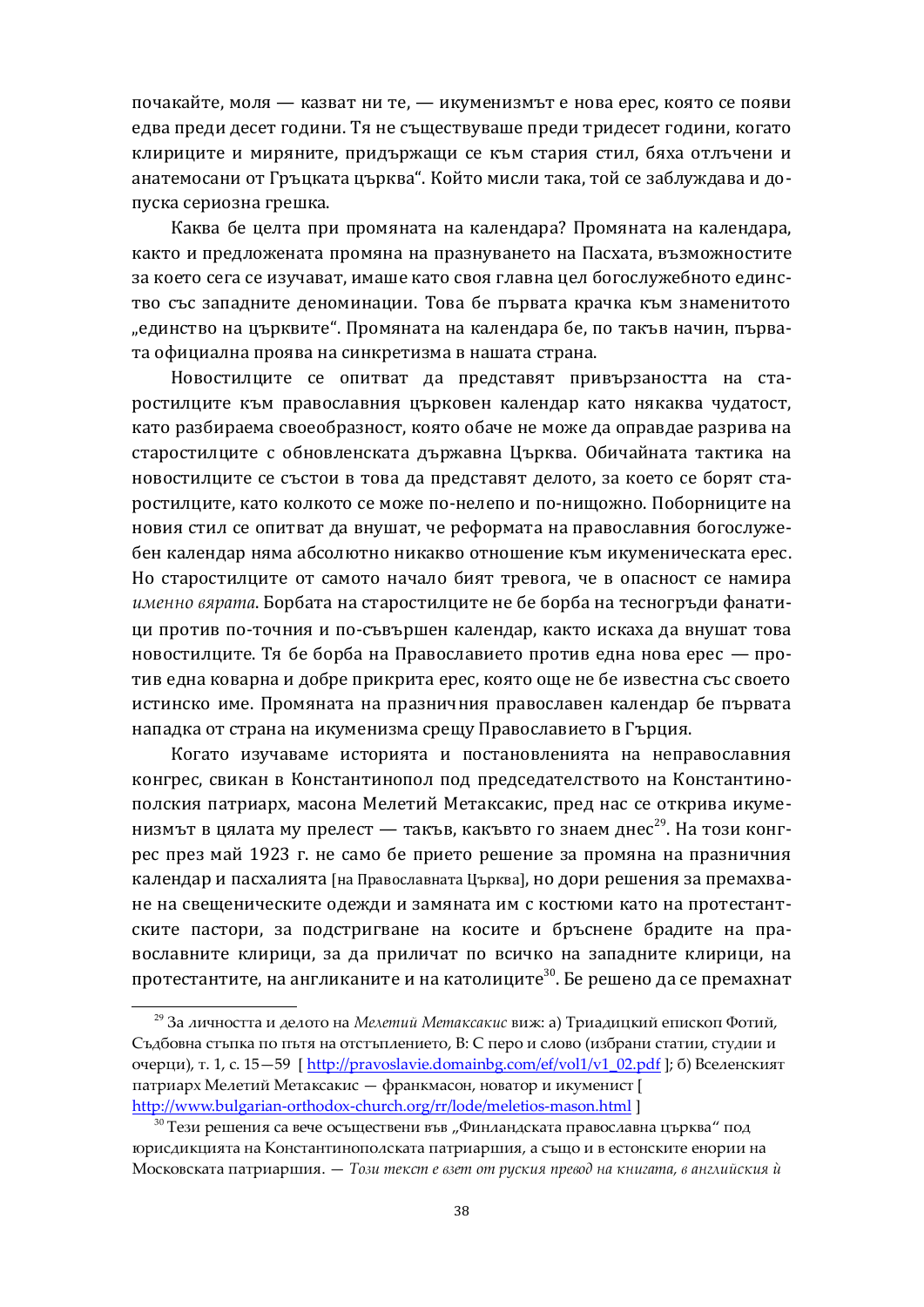почакайте, моля — казват ни те, — икуменизмът е нова ерес, която се появи едва преди десет години. Тя не съществуваше преди тридесет години, когато клириците и миряните, придържащи се към стария стил, бяха отлъчени и анатемосани от Гръцката църква“. Който мисли така, той се заблуждава и допуска сериозна грешка.

Каква бе целта при промяната на календара? Промяната на календара, както и предложената промяна на празнуването на Пасхата, възможностите за което сега се изучават, имаше като своя главна цел богослужебното единство със западните деноминации. Това бе първата крачка към знаменитото „единство на църквите“. Промяната на календара бе, по такъв начин, първата официална проява на синкретизма в нашата страна.

Новостилците се опитват да представят привързаността на старостилците към православния църковен календар като някаква чудатост, като разбираема своеобразност, която обаче не може да оправдае разрива на старостилците с обновленската държавна Църква. Обичайната тактика на новостилците се състои в това да представят делото, за което се борят старостилците, като колкото се може по-нелепо и по-нищожно. Поборниците на новия стил се опитват да внушат, че реформата на православния богослужебен календар няма абсолютно никакво отношение към икуменическата ерес. Но старостилците от самото начало бият тревога, че в опасност се намира *именно вярата*. Борбата на старостилците не бе борба на тесногръди фанатици против по-точния и по-съвършен календар, както искаха да внушат това новостилците. Тя бе борба на Православието против една нова ерес — против една коварна и добре прикрита ерес, която още не бе известна със своето истинско име. Промяната на празничния православен календар бе първата нападка от страна на икуменизма срещу Православието в Гърция.

Когато изучаваме историята и постановленията на неправославния конгрес, свикан в Константинопол под председателството на Константинополския патриарх, масона Мелетий Метаксакис, пред нас се открива икуменизмът в цялата му прелест — такъв, какъвто го знаем днес[29]. На този конгрес през май 1923 г. не само бе прието решение за промяна на празничния календар и пасхалията [на Православната Църква], но дори решения за премахване на свещеническите одежди и замяната им с костюми като на протестантските пастори, за подстригване на косите и бръснене брадите на православните клирици, за да приличат по всичко на западните клирици, на протестантите, на англиканите и на католиците[30]. Бе решено да се премахнат

---

[29] За личността и делото на *Мелетий Метаксакис* виж: а) Триадицкий епископ Фотий, Съдбовна стъпка по пътя на отстъплението, В: С перо и слово (избрани статии, студии и очерци), т. 1, с. 15—59 [ http://pravoslavie.domainbg.com/ef/vol1/v1_02.pdf ]; б) Вселенският патриарх Мелетий Метаксакис — франкмасон, новатор и икуменист [ http://www.bulgarian-orthodox-church.org/rr/lode/meletios-mason.html ]

[30] Тези решения са вече осъществени във „Финландската православна църква“ под юрисдикцията на Константинополската патриаршия, а също и в естонските енории на Московската патриаршия. — *Този текст е взет от руския превод на книгата, в английския ѝ*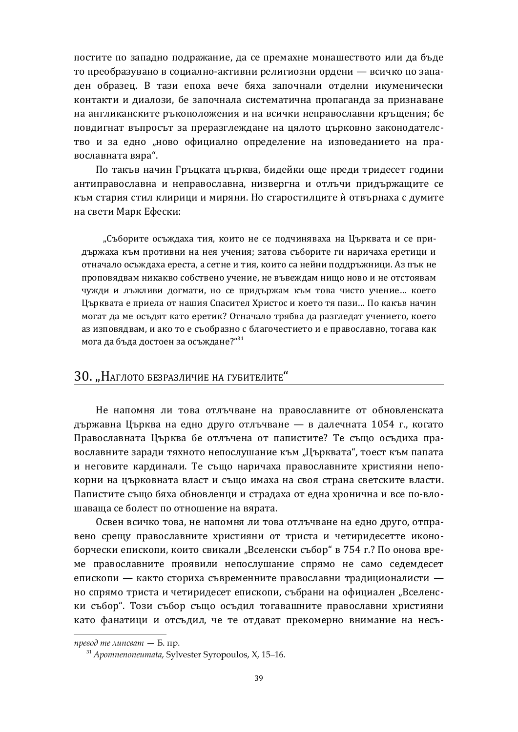постите по западно подражание, да се премахне монашеството или да бъде то преобразувано в социално-активни религиозни ордени — всичко по западен образец. В тази епоха вече бяха започнали отделни икуменически контакти и диалози, бе започнала систематична пропаганда за признаване на англиканските ръкоположения и на всички неправославни кръщения; бе повдигнат въпросът за преразглеждане на цялото църковно законодателство и за едно „ново официално определение на изповеданието на православната вяра“.

По такъв начин Гръцката църква, бидейки още преди тридесет години антиправославна и неправославна, низвергна и отлъчи придържащите се към стария стил клирици и миряни. Но старостилците ѝ отвърнаха с думите на свети Марк Ефески:

> „Съборите осъждаха тия, които не се подчиняваха на Църквата и се придържаха към противни на нея учения; затова съборите ги наричаха еретици и отначало осъждаха ереста, а сетне и тия, които са нейни поддръжници. Аз пък не проповядвам никакво собствено учение, не въвеждам нищо ново и не отстоявам чужди и лъжливи догмати, но се придържам към това чисто учение... което Църквата е приела от нашия Спасител Христос и което тя пази... По какъв начин могат да ме осъдят като еретик? Отначало трябва да разгледат учението, което аз изповядвам, и ако то е съобразно с благочестието и е православно, тогава как мога да бъда достоен за осъждане?“[31]

## 30. „Наглото безразличие на губителите“

Не напомня ли това отлъчване на православните от обновленската държавна Църква на едно друго отлъчване — в далечната 1054 г., когато Православната Църква бе отлъчена от папистите? Те също осъдиха православните заради тяхното непослушание към „Църквата“, тоест към папата и неговите кардинали. Те също наричаха православните християни непокорни на църковната власт и също имаха на своя страна светските власти. Папистите също бяха обновленци и страдаха от една хронична и все по-влошаваща се болест по отношение на вярата.

Освен всичко това, не напомня ли това отлъчване на едно друго, отправено срещу православните християни от триста и четиридесетте иконоборчески епископи, които свикали „Вселенски събор“ в 754 г.? По онова време православните проявили непослушание спрямо не само седемдесет епископи — както сториха съвременните православни традиционалисти — но спрямо триста и четиридесет епископи, събрани на официален „Вселенски събор“. Този събор също осъдил тогавашните православни християни като фанатици и отсъдил, че те отдават прекомерно внимание на несъ-

---

*превод те липсват* — Б. пр.

[31] *Apomnenoneumata,* Sylvester Syropoulos, X, 15–16.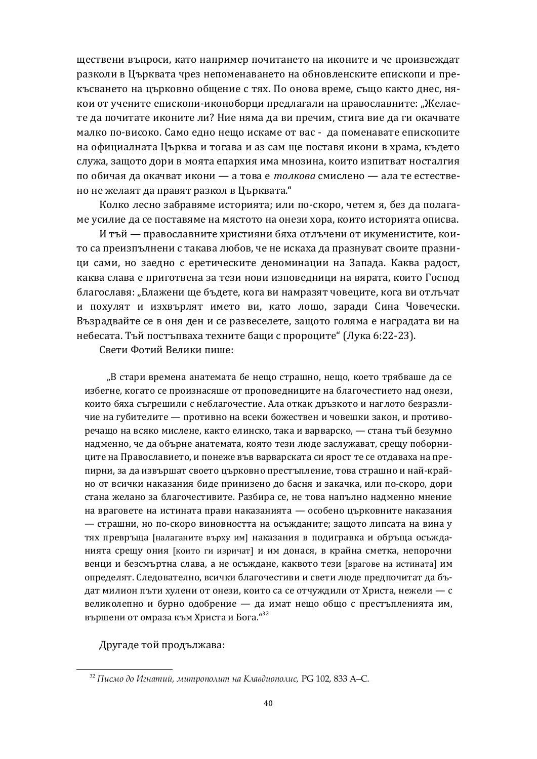ществени въпроси, като например почитането на иконите и че произвеждат разколи в Църквата чрез непоменаването на обновленските епископи и прекъсването на църковно общение с тях. По онова време, също както днес, някои от учените епископи-иконоборци предлагали на православните: „Желаете да почитате иконите ли? Ние няма да ви пречим, стига вие да ги окачвате малко по-високо. Само едно нещо искаме от вас - да поменавате епископите на официалната Църква и тогава и аз сам ще поставя икони в храма, където служа, защото дори в моята епархия има мнозина, които изпитват носталгия по обичая да окачват икони — а това е *толкова* смислено — ала те естествено не желаят да правят разкол в Църквата.“

Колко лесно забравяме историята; или по-скоро, четем я, без да полагаме усилие да се поставяме на мястото на онези хора, които историята описва.

И тъй — православните християни бяха отлъчени от икуменистите, които са преизпълнени с такава любов, че не искаха да празнуват своите празници сами, но заедно с еретическите деноминации на Запада. Каква радост, каква слава е приготвена за тези нови изповедници на вярата, които Господ благославя: „Блажени ще бъдете, кога ви намразят човеците, кога ви отлъчат и похулят и изхвърлят името ви, като лошо, заради Сина Човечески. Възрадвайте се в оня ден и се развеселете, защото голяма е наградата ви на небесата. Тъй постъпваха техните бащи с пророците“ (Лука 6:22-23).

Свети Фотий Велики пише:

> „В стари времена анатемата бе нещо страшно, нещо, което трябваше да се избегне, когато се произнасяше от проповедниците на благочестието над онези, които бяха съгрешили с неблагочестие. Ала откак дръзкото и наглото безразличие на губителите — противно на всеки божествен и човешки закон, и противоречащо на всяко мислене, както елинско, така и варварско, — стана тъй безумно надменно, че да обърне анатемата, която тези люде заслужават, срещу поборниците на Православието, и понеже във варварската си ярост те се отдаваха на препирни, за да извършат своето църковно престъпление, това страшно и най-крайно от всички наказания биде принизено до басня и закачка, или по-скоро, дори стана желано за благочестивите. Разбира се, не това напълно надменно мнение на враговете на истината прави наказанията — особено църковните наказания — страшни, но по-скоро виновността на осъжданите; защото липсата на вина у тях превръща [налаганите върху им] наказания в подигравка и обръща осъжданията срещу ония [които ги изричат] и им донася, в крайна сметка, непорочни венци и безсмъртна слава, а не осъждане, каквото тези [врагове на истината] им определят. Следователно, всички благочестиви и свети люде предпочитат да бъдат милион пъти хулени от онези, които са се отчуждили от Христа, нежели — с великолепно и бурно одобрение — да имат нещо общо с престъпленията им, вършени от омраза към Христа и Бога.“[32]

Другаде той продължава:

---

[32] *Писмо до Игнатий, митрополит на Клавдиопoлис,* PG 102, 833 A–C.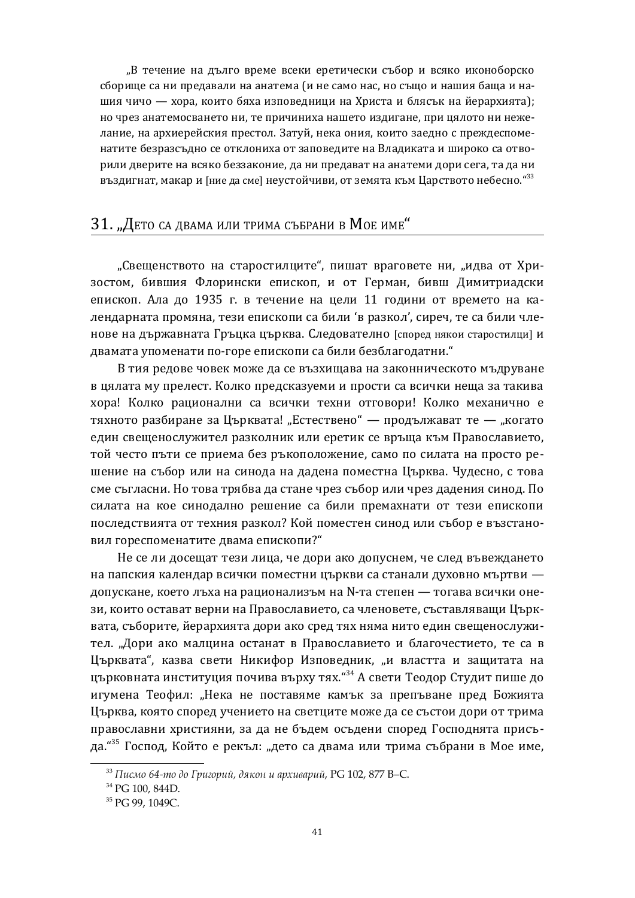„В течение на дълго време всеки еретически събор и всяко иконоборско сборище са ни предавали на анатема (и не само нас, но също и нашия баща и нашия чичо — хора, които бяха изповедници на Христа и блясък на йерархията); но чрез анатемосването ни, те причиниха нашето издигане, при цялото ни нежелание, на архиерейския престол. Затуй, нека ония, които заедно с преждеспоменатите безразсъдно се отклониха от заповедите на Владиката и широко са отворили дверите на всяко беззаконие, да ни предават на анатеми дори сега, та да ни въздигнат, макар и [ние да сме] неустойчиви, от земята към Царството небесно.“[33]

## 31. „Дето са двама или трима събрани в Мое име“

„Свещенството на старостилците“, пишат враговете ни, „идва от Хризостом, бившия Флорински епископ, и от Герман, бивш Димитриадски епископ. Ала до 1935 г. в течение на цели 11 години от времето на календарната промяна, тези епископи са били ‘в разкол’, сиреч, те са били членове на държавната Гръцка църква. Следователно [според някои старостилци] и двамата упоменати по-горе епископи са били безблагодатни.“

В тия редове човек може да се възхищава на законническото мъдруване в цялата му прелест. Колко предсказуеми и прости са всички неща за такива хора! Колко рационални са всички техни отговори! Колко механично е тяхното разбиране за Църквата! „Естествено“ — продължават те — „когато един свещенослужител разколник или еретик се връща към Православието, той често пъти се приема без ръкоположение, само по силата на просто решение на събор или на синода на дадена поместна Църква. Чудесно, с това сме съгласни. Но това трябва да стане чрез събор или чрез дадения синод. По силата на кое синодално решение са били премахнати от тези епископи последствията от техния разкол? Кой поместен синод или събор е възстановил гореспоменатите двама епископи?“

Не се ли досещат тези лица, че дори ако допуснем, че след въвеждането на папския календар всички поместни църкви са станали духовно мъртви — допускане, което лъха на рационализъм на N-та степен — тогава всички онези, които остават верни на Православието, са членовете, съставляващи Църквата, съборите, йерархията дори ако сред тях няма нито един свещенослужител. „Дори ако малцина останат в Православието и благочестието, те са в Църквата“, казва свети Никифор Изповедник, „и властта и защитата на църковната институция почива върху тях.“[34] А свети Теодор Студит пише до игумена Теофил: „Нека не поставяме камък за препъване пред Божията Църква, която според учението на светците може да се състои дори от трима православни християни, за да не бъдем осъдени според Господнята присъда.“[35] Господ, Който е рекъл: „дето са двама или трима събрани в Мое име,

---

[33] *Писмо 64-то до Григорий, дякон и архиварий*, PG 102, 877 B–C.

[34] PG 100, 844D.

[35] PG 99, 1049C.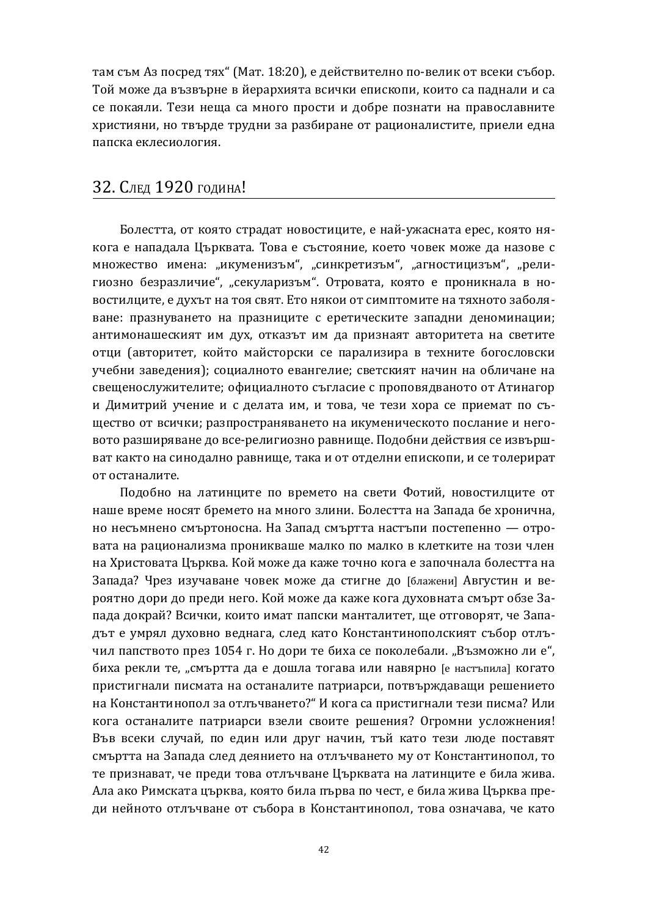там съм Аз посред тях“ (Мат. 18:20), е действително по-велик от всеки събор. Той може да възвърне в йерархията всички епископи, които са паднали и са се покаяли. Тези неща са много прости и добре познати на православните християни, но твърде трудни за разбиране от рационалистите, приели една папска еклесиология.

## 32. След 1920 година!

Болестта, от която страдат новостиците, е най-ужасната ерес, която някога е нападала Църквата. Това е състояние, което човек може да назове с множество имена: „икуменизъм“, „синкретизъм“, „агностицизъм“, „религиозно безразличие“, „секуларизъм“. Отровата, която е проникнала в новостилците, е духът на тоя свят. Ето някои от симптомите на тяхното заболяване: празнуването на празниците с еретическите западни деноминации; антимонашеският им дух, отказът им да признаят авторитета на светите отци (авторитет, който майсторски се парализира в техните богословски учебни заведения); социалното евангелие; светският начин на обличане на свещенослужителите; официалното съгласие с проповядваното от Атинагор и Димитрий учение и с делата им, и това, че тези хора се приемат по същество от всички; разпространяването на икуменическото послание и неговото разширяване до все-религиозно равнище. Подобни действия се извършват както на синодално равнище, така и от отделни епископи, и се толерират от останалите.

Подобно на латинците по времето на свети Фотий, новостилците от наше време носят бремето на много злини. Болестта на Запада бе хронична, но несъмнено смъртоносна. На Запад смъртта настъпи постепенно — отровата на рационализма проникваше малко по малко в клетките на този член на Христовата Църква. Кой може да каже точно кога е започнала болестта на Запада? Чрез изучаване човек може да стигне до [блажени] Августин и вероятно дори до преди него. Кой може да каже кога духовната смърт обзе Запада докрай? Всички, които имат папски манталитет, ще отговорят, че Западът е умрял духовно веднага, след като Константинополският събор отлъчил папството през 1054 г. Но дори те биха се поколебали. „Възможно ли е“, биха рекли те, „смъртта да е дошла тогава или навярно [е настъпила] когато пристигнали писмата на останалите патриарси, потвърждаващи решението на Константинопол за отлъчването?“ И кога са пристигнали тези писма? Или кога останалите патриарси взели своите решения? Огромни усложнения! Във всеки случай, по един или друг начин, тъй като тези люде поставят смъртта на Запада след деянието на отлъчването му от Константинопол, то те признават, че преди това отлъчване Църквата на латинците е била жива. Ала ако Римската църква, която била първа по чест, е била жива Църква преди нейното отлъчване от събора в Константинопол, това означава, че като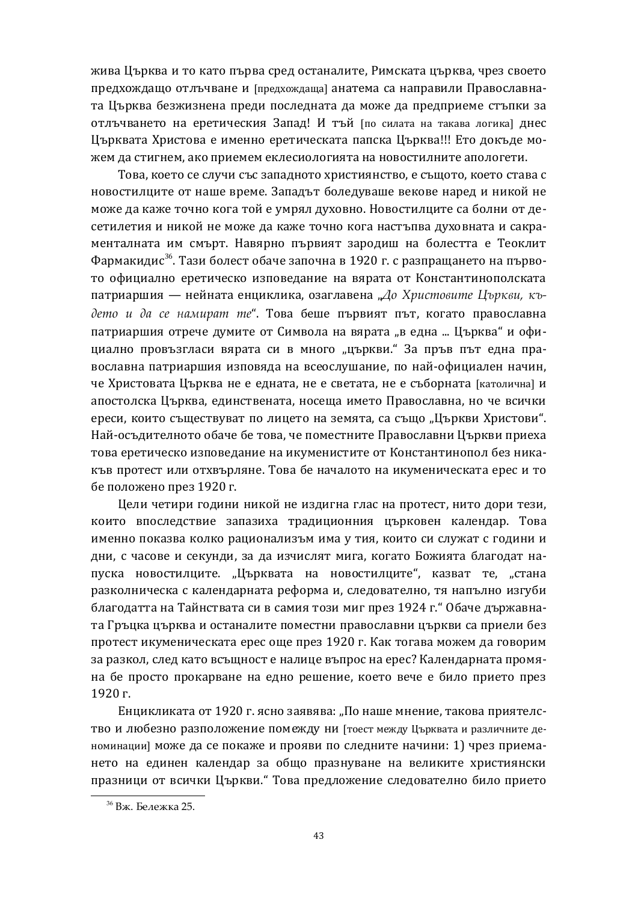жива Църква и то като първа сред останалите, Римската църква, чрез своето предхождащо отлъчване и [предхождаща] анатема са направили Православната Църква безжизнена преди последната да може да предприеме стъпки за отлъчването на еретическия Запад! И тъй [по силата на такава логика] днес Църквата Христова е именно еретическата папска Църква!!! Ето докъде можем да стигнем, ако приемем еклесиологията на новостилните апологети.

Това, което се случи със западното християнство, е същото, което става с новостилците от наше време. Западът боледуваше векове наред и никой не може да каже точно кога той е умрял духовно. Новостилците са болни от десетилетия и никой не може да каже точно кога настъпва духовната и сакраменталната им смърт. Навярно първият зародиш на болестта е Теоклит Фармакидис[36]. Тази болест обаче започна в 1920 г. с разпращането на първото официално еретическо изповедание на вярата от Константинополската патриаршия — нейната енциклика, озаглавена „*До Христовите Църкви, където и да се намират те*". Това беше първият път, когато православна патриаршия отрече думите от Символа на вярата „в една ... Църква" и официално провъзгласи вярата си в много „църкви." За пръв път една православна патриаршия изповяда на всеослушание, по най-официален начин, че Христовата Църква не е едната, не е светата, не е съборната [католична] и апостолска Църква, единствената, носеща името Православна, но че всички ереси, които съществуват по лицето на земята, са също „Църкви Христови". Най-осъдителното обаче бе това, че поместните Православни Църкви приеха това еретическо изповедание на икуменистите от Константинопол без никакъв протест или отхвърляне. Това бе началото на икуменическата ерес и то бе положено през 1920 г.

Цели четири години никой не издигна глас на протест, нито дори тези, които впоследствие запазиха традиционния църковен календар. Това именно показва колко рационализъм има у тия, които си служат с години и дни, с часове и секунди, за да изчислят мига, когато Божията благодат напуска новостилците. „Църквата на новостилците", казват те, „стана разколническа с календарната реформа и, следователно, тя напълно изгуби благодатта на Тайнствата си в самия този миг през 1924 г." Обаче държавната Гръцка църква и останалите поместни православни църкви са приели без протест икуменическата ерес още през 1920 г. Как тогава можем да говорим за разкол, след като всъщност е налице въпрос на ерес? Календарната промяна бе просто прокарване на едно решение, което вече е било прието през 1920 г.

Енцикликата от 1920 г. ясно заявява: „По наше мнение, такова приятелство и любезно разположение помежду ни [тоест между Църквата и различните деноминации] може да се покаже и прояви по следните начини: 1) чрез приемането на единен календар за общо празнуване на великите християнски празници от всички Църкви." Това предложение следователно било прието

[36] Вж. Бележка 25.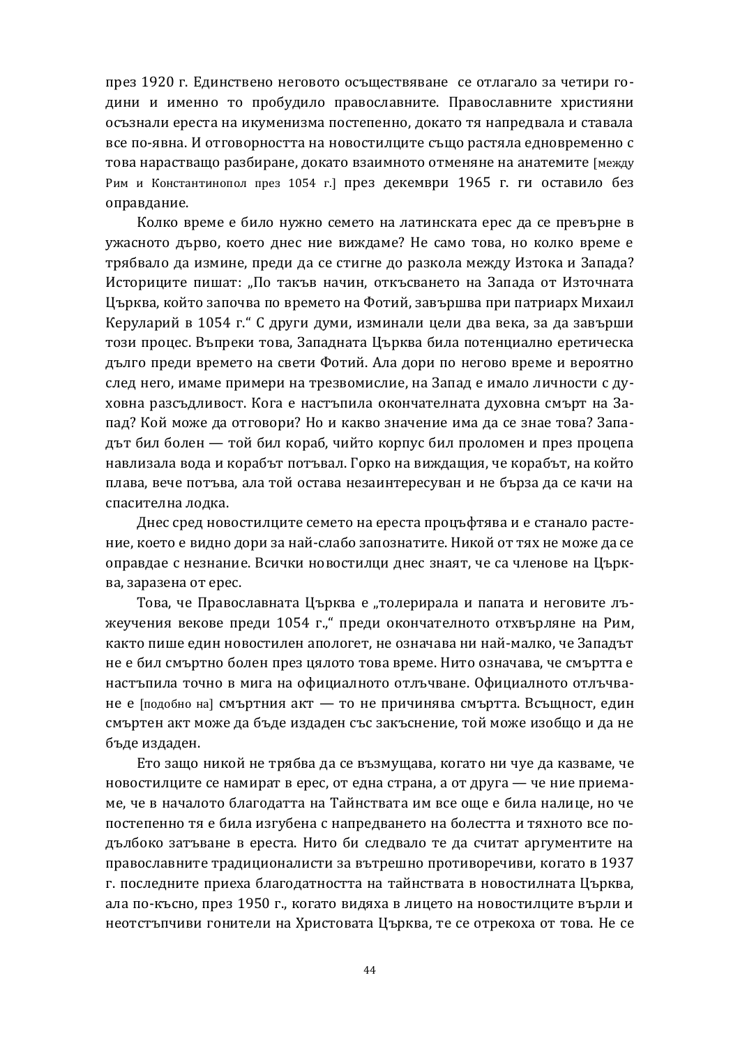през 1920 г. Единствено неговото осъществяване се отлагало за четири години и именно то пробудило православните. Православните християни осъзнали ереста на икуменизма постепенно, докато тя напредвала и ставала все по-явна. И отговорността на новостилците също растяла едновременно с това нарастващо разбиране, докато взаимното отменяне на анатемите [между Рим и Константинопол през 1054 г.] през декември 1965 г. ги оставило без оправдание.

Колко време е било нужно семето на латинската ерес да се превърне в ужасното дърво, което днес ние виждаме? Не само това, но колко време е трябвало да измине, преди да се стигне до разкола между Изтока и Запада? Историците пишат: „По такъв начин, откъсването на Запада от Източната Църква, който започва по времето на Фотий, завършва при патриарх Михаил Керуларий в 1054 г.“ С други думи, изминали цели два века, за да завърши този процес. Въпреки това, Западната Църква била потенциално еретическа дълго преди времето на свети Фотий. Ала дори по негово време и вероятно след него, имаме примери на трезвомислие, на Запад е имало личности с духовна разсъдливост. Кога е настъпила окончателната духовна смърт на Запад? Кой може да отговори? Но и какво значение има да се знае това? Западът бил болен — той бил кораб, чийто корпус бил проломен и през процепа навлизала вода и корабът потъвал. Горко на виждащия, че корабът, на който плава, вече потъва, ала той остава незаинтересуван и не бърза да се качи на спасителна лодка.

Днес сред новостилците семето на ереста процъфтява и е станало растение, което е видно дори за най-слабо запознатите. Никой от тях не може да се оправдае с незнание. Всички новостилци днес знаят, че са членове на Църква, заразена от ерес.

Това, че Православната Църква е „толерирала и папата и неговите лъжеучения векове преди 1054 г.,“ преди окончателното отхвърляне на Рим, както пише един новостилен апологет, не означава ни най-малко, че Западът не е бил смъртно болен през цялото това време. Нито означава, че смъртта е настъпила точно в мига на официалното отлъчване. Официалното отлъчване е [подобно на] смъртния акт — то не причинява смъртта. Всъщност, един смъртен акт може да бъде издаден със закъснение, той може изобщо и да не бъде издаден.

Ето защо никой не трябва да се възмущава, когато ни чуе да казваме, че новостилците се намират в ерес, от една страна, а от друга — че ние приемаме, че в началото благодатта на Тайнствата им все още е била налице, но че постепенно тя е била изгубена с напредването на болестта и тяхното все по-дълбоко затъване в ереста. Нито би следвало те да считат аргументите на православните традиционалисти за вътрешно противоречиви, когато в 1937 г. последните приеха благодатността на тайнствата в новостилната Църква, ала по-късно, през 1950 г., когато видяха в лицето на новостилците върли и неотстъпчиви гонители на Христовата Църква, те се отрекоха от това. Не се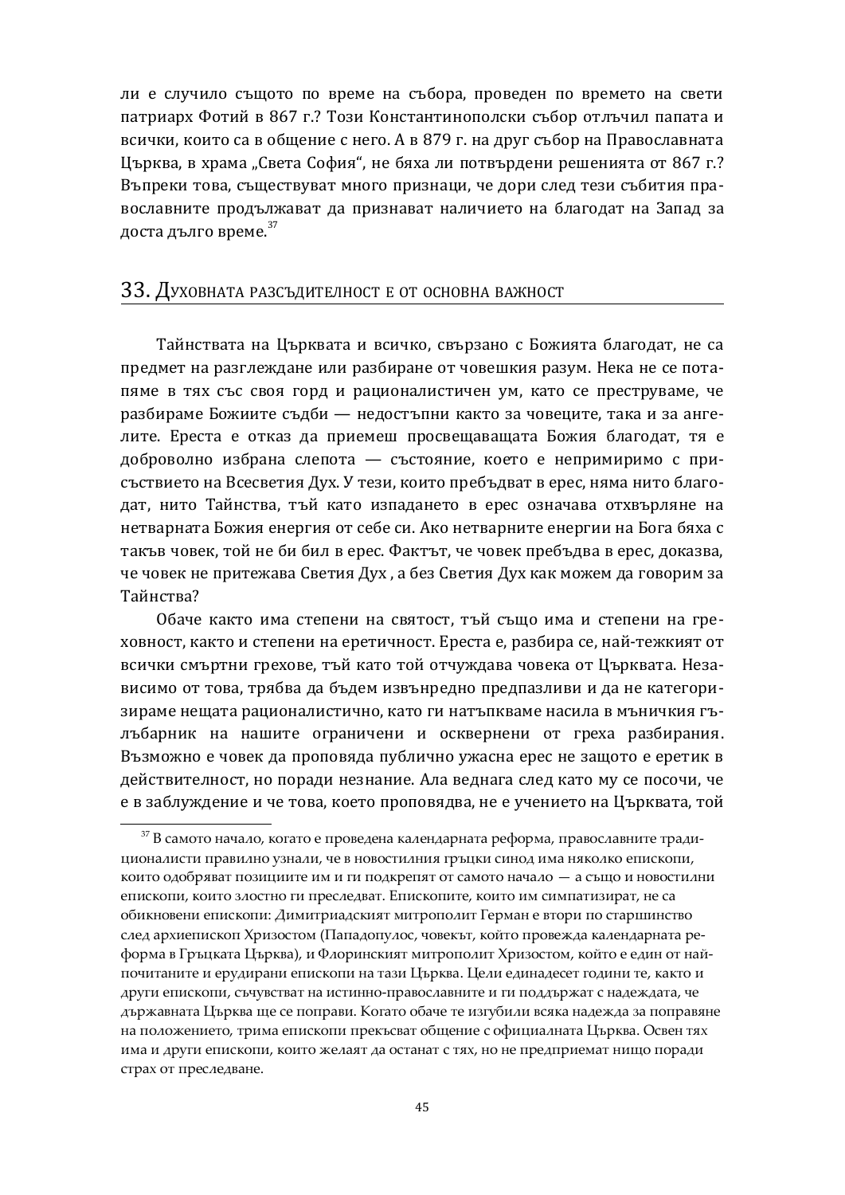ли е случило същото по време на събора, проведен по времето на свети патриарх Фотий в 867 г.? Този Константинополски събор отлъчил папата и всички, които са в общение с него. А в 879 г. на друг събор на Православната Църква, в храма „Света София", не бяха ли потвърдени решенията от 867 г.? Въпреки това, съществуват много признаци, че дори след тези събития православните продължават да признават наличието на благодат на Запад за доста дълго време.[37]

## 33. Духовната разсъдителност е от основна важност

Тайнствата на Църквата и всичко, свързано с Божията благодат, не са предмет на разглеждане или разбиране от човешкия разум. Нека не се потапяме в тях със своя горд и рационалистичен ум, като се преструваме, че разбираме Божиите съдби — недостъпни както за човеците, така и за ангелите. Ереста е отказ да приемеш просвещаващата Божия благодат, тя е доброволно избрана слепота — състояние, което е непримиримо с присъствието на Всесветия Дух. У тези, които пребъдват в ерес, няма нито благодат, нито Тайнства, тъй като изпадането в ерес означава отхвърляне на нетварната Божия енергия от себе си. Ако нетварните енергии на Бога бяха с такъв човек, той не би бил в ерес. Фактът, че човек пребъдва в ерес, доказва, че човек не притежава Светия Дух , а без Светия Дух как можем да говорим за Тайнства?

Обаче както има степени на святост, тъй също има и степени на греховност, както и степени на еретичност. Ереста е, разбира се, най-тежкият от всички смъртни грехове, тъй като той отчуждава човека от Църквата. Независимо от това, трябва да бъдем извънредно предпазливи и да не категоризираме нещата рационалистично, като ги натъпкваме насила в мъничкия гълъбарник на нашите ограничени и осквернени от греха разбирания. Възможно е човек да проповядва публично ужасна ерес не защото е еретик в действителност, но поради незнание. Ала веднага след като му се посочи, че е в заблуждение и че това, което проповядва, не е учението на Църквата, той

---

[37] В самото начало, когато е проведена календарната реформа, православните традиционалисти правилно узнали, че в новостилния гръцки синод има няколко епископи, които одобряват позициите им и ги подкрепят от самото начало — а също и новостилни епископи, които злостно ги преследват. Епископите, които им симпатизират, не са обикновени епископи: Димитриадският митрополит Герман е втори по старшинство след архиепископ Хризостом (Пападопулос, човекът, който провежда календарната реформа в Гръцката Църква), и Флоринският митрополит Хризостом, който е един от най-почитаните и ерудирани епископи на тази Църква. Цели единадесет години те, както и други епископи, съчувстват на истинно-православните и ги поддържат с надеждата, че държавната Църква ще се поправи. Когато обаче те изгубили всяка надежда за поправяне на положението, трима епископи прекъсват общение с официалната Църква. Освен тях има и други епископи, които желаят да останат с тях, но не предприемат нищо поради страх от преследване.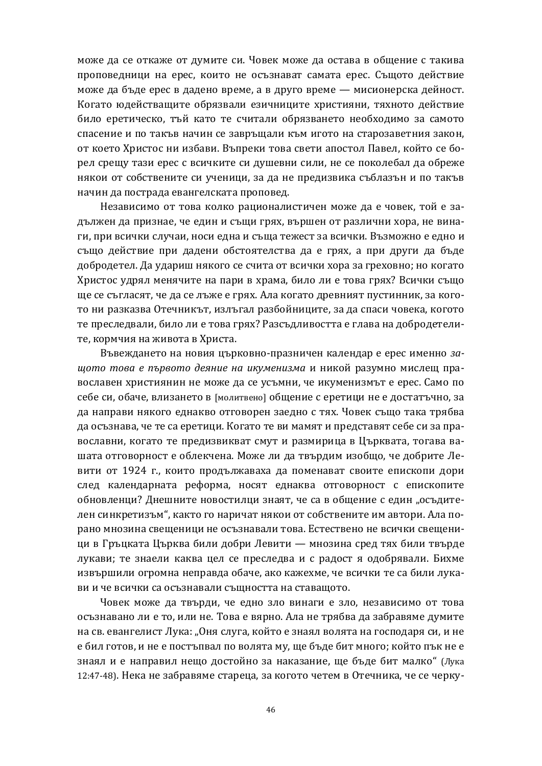може да се откаже от думите си. Човек може да остава в общение с такива проповедници на ерес, които не осъзнават самата ерес. Същото действие може да бъде ерес в дадено време, а в друго време — мисионерска дейност. Когато юдействащите обрязвали езичниците християни, тяхното действие било еретическо, тъй като те считали обрязването необходимо за самото спасение и по такъв начин се завръщали към игото на старозаветния закон, от което Христос ни избави. Въпреки това свети апостол Павел, който се борел срещу тази ерес с всичките си душевни сили, не се поколебал да обреже някои от собствените си ученици, за да не предизвика съблазън и по такъв начин да пострада евангелската проповед.

Независимо от това колко рационалистичен може да е човек, той е задължен да признае, че един и същи грях, вършен от различни хора, не винаги, при всички случаи, носи една и съща тежест за всички. Възможно е едно и също действие при дадени обстоятелства да е грях, а при други да бъде добродетел. Да удариш някого се счита от всички хора за греховно; но когато Христос удрял менячите на пари в храма, било ли е това грях? Всички също ще се съгласят, че да се лъже е грях. Ала когато древният пустинник, за когото ни разказва Отечникът, излъгал разбойниците, за да спаси човека, когото те преследвали, било ли е това грях? Разсъдливостта е глава на добродетелите, кормчия на живота в Христа.

Въвеждането на новия църковно-празничен календар е ерес именно *защото това е първото деяние на икуменизма* и никой разумно мислещ православен християнин не може да се усъмни, че икуменизмът е ерес. Само по себе си, обаче, влизането в [молитвено] общение с еретици не е достатъчно, за да направи някого еднакво отговорен заедно с тях. Човек също така трябва да осъзнава, че те са еретици. Когато те ви мамят и представят себе си за православни, когато те предизвикват смут и размирица в Църквата, тогава вашата отговорност е облекчена. Може ли да твърдим изобщо, че добрите Левити от 1924 г., които продължаваха да поменават своите епископи дори след календарната реформа, носят еднаква отговорност с епископите обновленци? Днешните новостилци знаят, че са в общение с един „осъдителен синкретизъм“, както го наричат някои от собствените им автори. Ала порано мнозина свещеници не осъзнавали това. Естествено не всички свещеници в Гръцката Църква били добри Левити — мнозина сред тях били твърде лукави; те знаели каква цел се преследва и с радост я одобрявали. Бихме извършили огромна неправда обаче, ако кажехме, че всички те са били лукави и че всички са осъзнавали същността на ставащото.

Човек може да твърди, че едно зло винаги е зло, независимо от това осъзнавано ли е то, или не. Това е вярно. Ала не трябва да забравяме думите на св. евангелист Лука: „Оня слуга, който е знаял волята на господаря си, и не е бил готов, и не е постъпвал по волята му, ще бъде бит много; който пък не е знаял и е направил нещо достойно за наказание, ще бъде бит малко“ (Лука 12:47-48). Нека не забравяме стареца, за когото четем в Отечника, че се черку-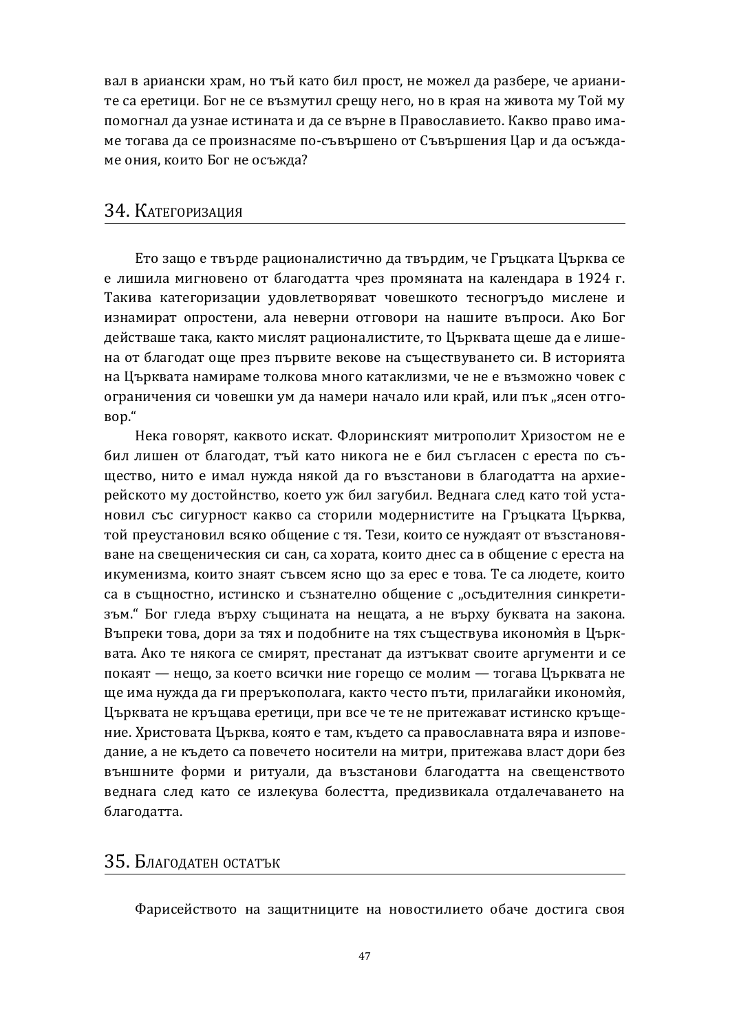вал в ариански храм, но тъй като бил прост, не можел да разбере, че арианите са еретици. Бог не се възмутил срещу него, но в края на живота му Той му помогнал да узнае истината и да се върне в Православието. Какво право имаме тогава да се произнасяме по-съвършено от Съвършения Цар и да осъждаме ония, които Бог не осъжда?

## 34. Категоризация

Ето защо е твърде рационалистично да твърдим, че Гръцката Църква се е лишила мигновено от благодатта чрез промяната на календара в 1924 г. Такива категоризации удовлетворяват човешкото тесногръдо мислене и изнамират опростени, ала неверни отговори на нашите въпроси. Ако Бог действаше така, както мислят рационалистите, то Църквата щеше да е лишена от благодат още през първите векове на съществуването си. В историята на Църквата намираме толкова много катаклизми, че не е възможно човек с ограничения си човешки ум да намери начало или край, или пък „ясен отговор."

Нека говорят, каквото искат. Флоринският митрополит Хризостом не е бил лишен от благодат, тъй като никога не е бил съгласен с ереста по същество, нито е имал нужда някой да го възстанови в благодатта на архиерейското му достойнство, което уж бил загубил. Веднага след като той установил със сигурност какво са сторили модернистите на Гръцката Църква, той преустановил всяко общение с тя. Тези, които се нуждаят от възстановяване на свещеническия си сан, са хората, които днес са в общение с ереста на икуменизма, които знаят съвсем ясно що за ерес е това. Те са людете, които са в същностно, истинско и съзнателно общение с „осъдителния синкретизъм." Бог гледа върху същината на нещата, а не върху буквата на закона. Въпреки това, дори за тях и подобните на тях съществува икономѝя в Църквата. Ако те някога се смирят, престанат да изтъкват своите аргументи и се покаят — нещо, за което всички ние горещо се молим — тогава Църквата не ще има нужда да ги преръкополага, както често пъти, прилагайки икономѝя, Църквата не кръщава еретици, при все че те не притежават истинско кръщение. Христовата Църква, която е там, където са православната вяра и изповедание, а не където са повечето носители на митри, притежава власт дори без външните форми и ритуали, да възстанови благодатта на свещенството веднага след като се излекува болестта, предизвикала отдалечаването на благодатта.

## 35. Благодатен остатък

Фарисейството на защитниците на новостилието обаче достига своя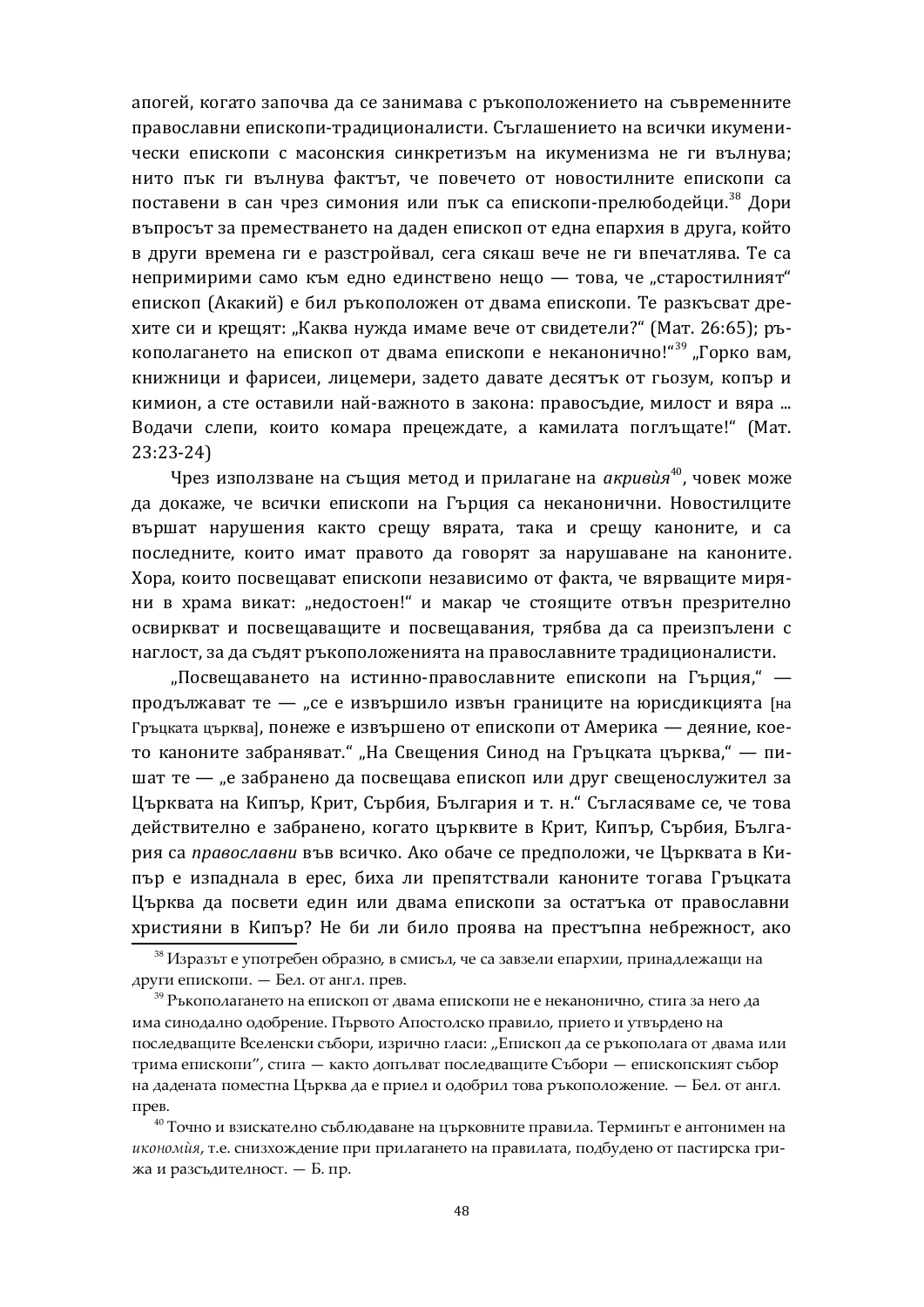апогей, когато започва да се занимава с ръкоположението на съвременните православни епископи-традиционалисти. Съглашението на всички икуменически епископи с масонския синкретизъм на икуменизма не ги вълнува; нито пък ги вълнува фактът, че повечето от новостилните епископи са поставени в сан чрез симония или пък са епископи-прелюбодейци.[38] Дори въпросът за преместването на даден епископ от една епархия в друга, който в други времена ги е разстройвал, сега сякаш вече не ги впечатлява. Те са непримирими само към едно единствено нещо — това, че „старостилният“ епископ (Акакий) е бил ръкоположен от двама епископи. Те разкъсват дрехите си и крещят: „Каква нужда имаме вече от свидетели?“ (Мат. 26:65); ръкополагането на епископ от двама епископи е неканонично!“[39] „Горко вам, книжници и фарисеи, лицемери, задето давате десятък от гьозум, копър и кимион, а сте оставили най-важното в закона: правосъдие, милост и вяра ... Водачи слепи, които комара прецеждате, а камилата поглъщате!“ (Мат. 23:23-24)

Чрез използване на същия метод и прилагане на *акривѝя*[40], човек може да докаже, че всички епископи на Гърция са неканонични. Новостилците вършат нарушения както срещу вярата, така и срещу каноните, и са последните, които имат правото да говорят за нарушаване на каноните. Хора, които посвещават епископи независимо от факта, че вярващите миряни в храма викат: „недостоен!“ и макар че стоящите отвън презрително освиркват и посвещаващите и посвещавания, трябва да са преизпълени с наглост, за да съдят ръкоположенията на православните традиционалисти.

„Посвещаването на истинно-православните епископи на Гърция,“ — продължават те — „се е извършило извън границите на юрисдикцията [на Гръцката църква], понеже е извършено от епископи от Америка — деяние, което каноните забраняват.“ „На Свещения Синод на Гръцката църква,“ — пишат те — „е забранено да посвещава епископ или друг свещенослужител за Църквата на Кипър, Крит, Сърбия, България и т. н.“ Съгласяваме се, че това действително е забранено, когато църквите в Крит, Кипър, Сърбия, България са *православни* във всичко. Ако обаче се предположи, че Църквата в Кипър е изпаднала в ерес, биха ли препятствали каноните тогава Гръцката Църква да посвети един или двама епископи за остатъка от православни християни в Кипър? Не би ли било проява на престъпна небрежност, ако

[38] Изразът е употребен образно, в смисъл, че са завзели епархии, принадлежащи на други епископи. — Бел. от англ. прев.

[39] Ръкополагането на епископ от двама епископи не е неканонично, стига за него да има синодално одобрение. Първото Апостолско правило, прието и утвърдено на последващите Вселенски събори, изрично гласи: „Епископ да се ръкополага от двама или трима епископи“, стига — както допълват последващите Събори — епископският събор на дадената поместна Църква да е приел и одобрил това ръкоположение. — Бел. от англ. прев.

[40] Точно и взискателно съблюдаване на църковните правила. Терминът е антонимен на *икономѝя*, т.е. снизхождение при прилагането на правилата, подбудено от пастирска грижа и разсъдителност. — Б. пр.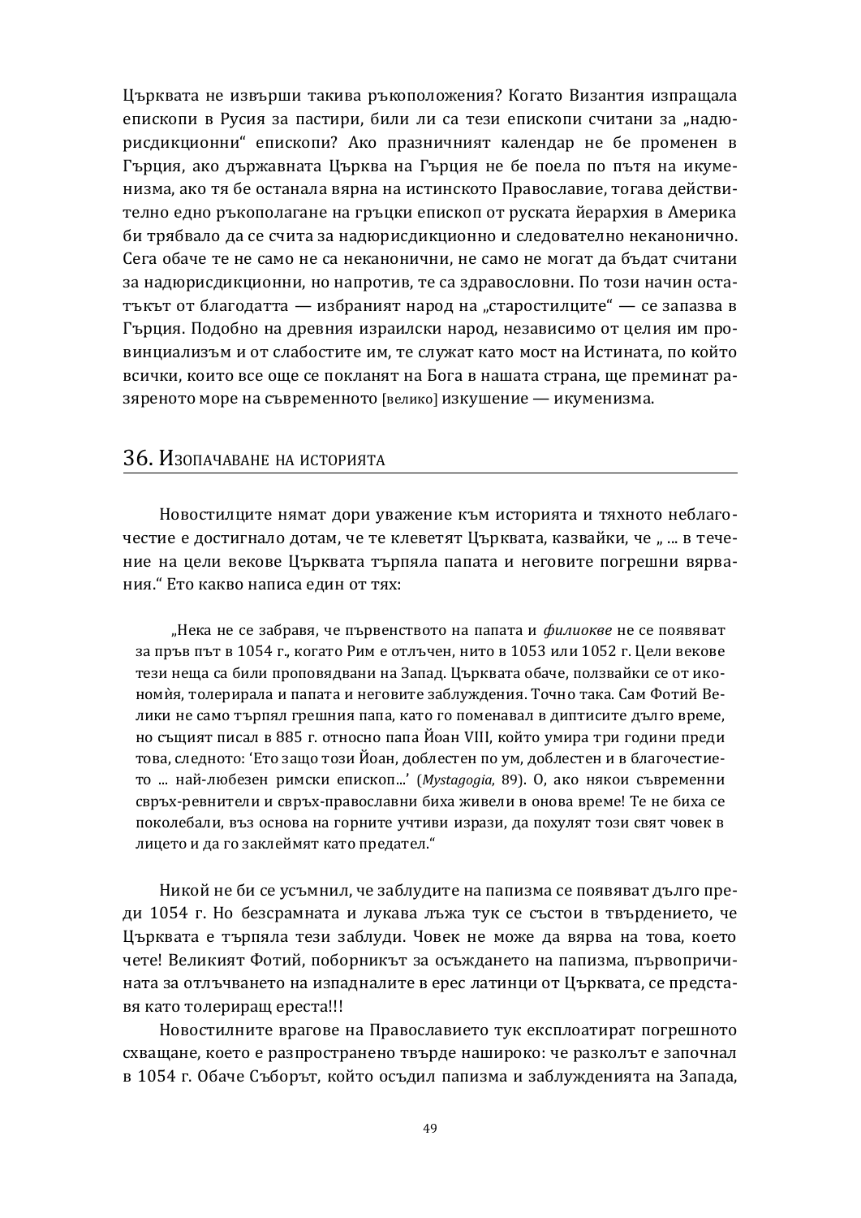Църквата не извърши такива ръкоположения? Когато Византия изпращала епископи в Русия за пастири, били ли са тези епископи считани за „надюрисдикционни“ епископи? Ако празничният календар не бе променен в Гърция, ако държавната Църква на Гърция не бе поела по пътя на икуменизма, ако тя бе останала вярна на истинското Православие, тогава действително едно ръкополагане на гръцки епископ от руската йерархия в Америка би трябвало да се счита за надюрисдикционно и следователно неканонично. Сега обаче те не само не са неканонични, не само не могат да бъдат считани за надюрисдикционни, но напротив, те са здравословни. По този начин остатъкът от благодатта — избраният народ на „старостилците“ — се запазва в Гърция. Подобно на древния израилски народ, независимо от целия им провинциализъм и от слабостите им, те служат като мост на Истината, по който всички, които все още се покланят на Бога в нашата страна, ще преминат разяреното море на съвременното [велико] изкушение — икуменизма.

## 36. Изопачаване на историята

Новостилците нямат дори уважение към историята и тяхното неблагочестие е достигнало дотам, че те клеветят Църквата, казвайки, че „ ... в течение на цели векове Църквата търпяла папата и неговите погрешни вярвания.“ Ето какво написа един от тях:

> „Нека не се забравя, че първенството на папата и *филиокве* не се появяват за пръв път в 1054 г., когато Рим е отлъчен, нито в 1053 или 1052 г. Цели векове тези неща са били проповядвани на Запад. Църквата обаче, ползвайки се от икономѝя, толерирала и папата и неговите заблуждения. Точно така. Сам Фотий Велики не само търпял грешния папа, като го поменавал в диптисите дълго време, но същият писал в 885 г. относно папа Йоан VIII, който умира три години преди това, следното: ‘Ето защо този Йоан, доблестен по ум, доблестен и в благочестието ... най-любезен римски епископ...’ (*Mystagogia*, 89). О, ако някои съвременни свръх-ревнители и свръх-православни биха живели в онова време! Те не биха се поколебали, въз основа на горните учтиви изрази, да похулят този свят човек в лицето и да го заклеймят като предател.“

Никой не би се усъмнил, че заблудите на папизма се появяват дълго преди 1054 г. Но безсрамната и лукава лъжа тук се състои в твърдението, че Църквата е търпяла тези заблуди. Човек не може да вярва на това, което чете! Великият Фотий, поборникът за осъждането на папизма, първопричината за отлъчването на изпадналите в ерес латинци от Църквата, се представя като толериращ ереста!!!

Новостилните врагове на Православието тук експлоатират погрешното схващане, което е разпространено твърде нашироко: че разколът е започнал в 1054 г. Обаче Съборът, който осъдил папизма и заблужденията на Запада,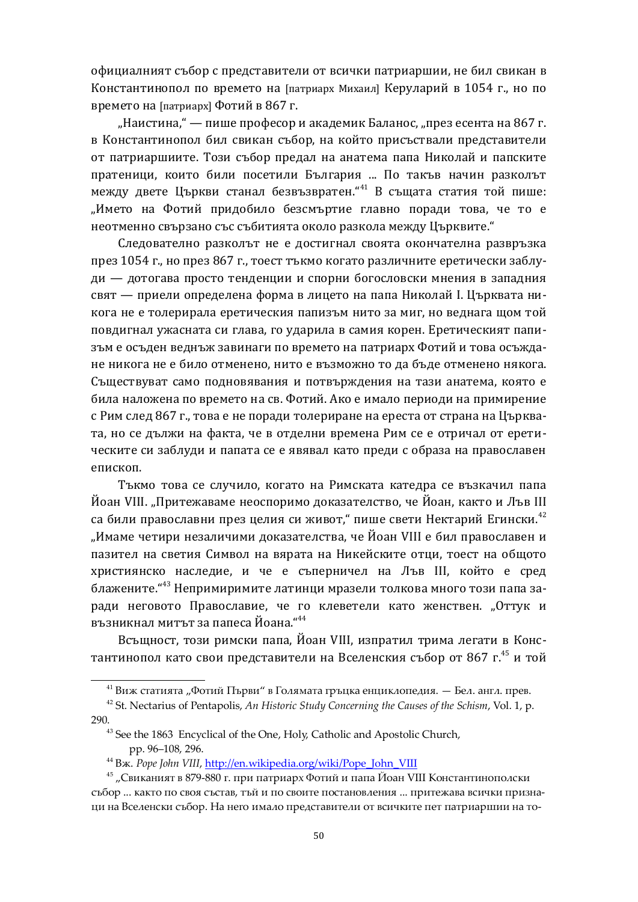официалният събор с представители от всички патриаршии, не бил свикан в Константинопол по времето на [патриарх Михаил] Керуларий в 1054 г., но по времето на [патриарх] Фотий в 867 г.

„Наистина," — пише професор и академик Баланос, „през есента на 867 г. в Константинопол бил свикан събор, на който присъствали представители от патриаршиите. Този събор предал на анатема папа Николай и папските пратеници, които били посетили България ... По такъв начин разколът между двете Църкви станал безвъзвратен."[41] В същата статия той пише: „Името на Фотий придобило безсмъртие главно поради това, че то е неотменно свързано със събитията около разкола между Църквите."

Следователно разколът не е достигнал своята окончателна развръзка през 1054 г., но през 867 г., тоест тъкмо когато различните еретически заблуди — дотогава просто тенденции и спорни богословски мнения в западния свят — приели определена форма в лицето на папа Николай I. Църквата никога не е толерирала еретическия папизъм нито за миг, но веднага щом той повдигнал ужасната си глава, го ударила в самия корен. Еретическият папизъм е осъден веднъж завинаги по времето на патриарх Фотий и това осъждане никога не е било отменено, нито е възможно то да бъде отменено някога. Съществуват само подновявания и потвърждения на тази анатема, която е била наложена по времето на св. Фотий. Ако е имало периоди на примирение с Рим след 867 г., това е не поради толериране на ереста от страна на Църквата, но се дължи на факта, че в отделни времена Рим се е отричал от еретическите си заблуди и папата се е явявал като преди с образа на православен епископ.

Тъкмо това се случило, когато на Римската катедра се възкачил папа Йоан VIII. „Притежаваме неоспоримо доказателство, че Йоан, както и Лъв III са били православни през целия си живот," пише свети Нектарий Егински.[42] „Имаме четири незаличими доказателства, че Йоан VIII е бил православен и пазител на светия Символ на вярата на Никейските отци, тоест на общото християнско наследие, и че е съперничел на Лъв III, който е сред блажените."[43] Непримиримите латинци мразели толкова много този папа заради неговото Православие, че го клеветели като женствен. „Оттук и възникнал митът за папеса Йоана."[44]

Всъщност, този римски папа, Йоан VIII, изпратил трима легати в Константинопол като свои представители на Вселенския събор от 867 г.[45] и той

---

[41] Виж статията „Фотий Първи" в Голямата гръцка енциклопедия. — Бел. англ. прев.

[42] St. Nectarius of Pentapolis, *An Historic Study Concerning the Causes of the Schism*, Vol. 1, p. 290.

[43] See the 1863 Encyclical of the One, Holy, Catholic and Apostolic Church, pp. 96–108, 296.

[44] Вж. *Pope John VIII*, http://en.wikipedia.org/wiki/Pope_John_VIII

[45] „Свиканият в 879-880 г. при патриарх Фотий и папа Йоан VIII Константинополски събор ... както по своя състав, тъй и по своите постановления ... притежава всички признаци на Вселенски събор. На него имало представители от всичките пет патриаршии на то-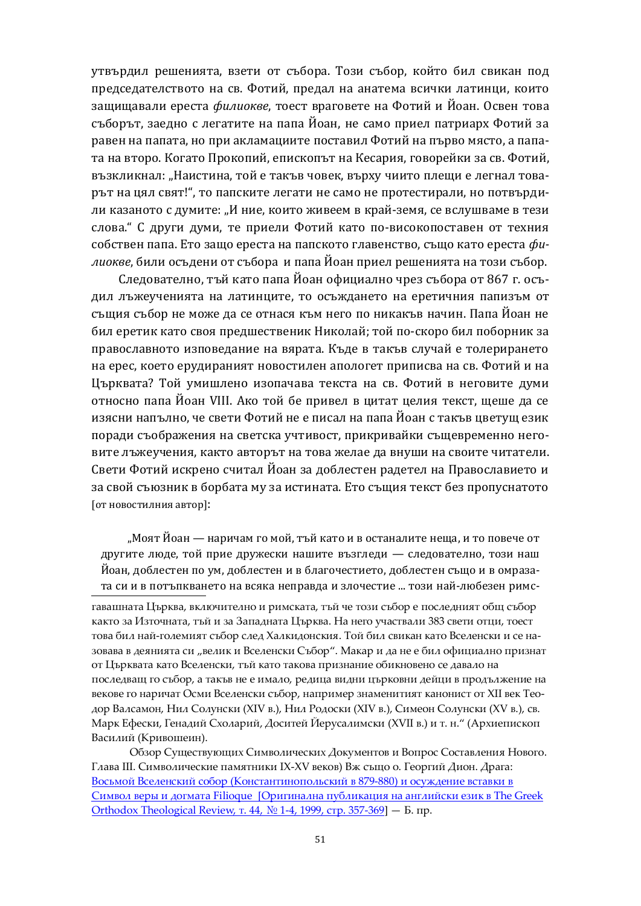утвърдил решенията, взети от събора. Този събор, който бил свикан под председателството на св. Фотий, предал на анатема всички латинци, които защищавали ереста *филиокве*, тоест враговете на Фотий и Йоан. Освен това съборът, заедно с легатите на папа Йоан, не само приел патриарх Фотий за равен на папата, но при акламациите поставил Фотий на първо място, а папата на второ. Когато Прокопий, епископът на Кесария, говорейки за св. Фотий, възкликнал: „Наистина, той е такъв човек, върху чиито плещи е легнал товарът на цял свят!", то папските легати не само не протестирали, но потвърдили казаното с думите: „И ние, които живеем в край-земя, се вслушваме в тези слова." С други думи, те приели Фотий като по-високопоставен от техния собствен папа. Ето защо ереста на папското главенство, също като ереста *филиокве*, били осъдени от събора и папа Йоан приел решенията на този събор.

Следователно, тъй като папа Йоан официално чрез събора от 867 г. осъдил лъжеученията на латинците, то осъждането на еретичния папизъм от същия събор не може да се отнася към него по никакъв начин. Папа Йоан не бил еретик като своя предшественик Николай; той по-скоро бил поборник за православното изповедание на вярата. Къде в такъв случай е толерирането на ерес, което ерудираният новостилен апологет приписва на св. Фотий и на Църквата? Той умишлено изопачава текста на св. Фотий в неговите думи относно папа Йоан VIII. Ако той бе привел в цитат целия текст, щеше да се изясни напълно, че свети Фотий не е писал на папа Йоан с такъв цветущ език поради съображения на светска учтивост, прикривайки същевременно неговите лъжеучения, както авторът на това желае да внуши на своите читатели. Свети Фотий искрено считал Йоан за доблестен радетел на Православието и за свой съюзник в борбата му за истината. Ето същия текст без пропуснатото [от новостилния автор]:

> „Моят Йоан — наричам го мой, тъй като и в останалите неща, и то повече от другите люде, той прие дружески нашите възгледи — следователно, този наш Йоан, доблестен по ум, доблестен и в благочестието, доблестен също и в омразата си и в потъпкването на всяка неправда и злочестие ... този най-любезен римс-

---

гавашната Църква, включително и римската, тъй че този събор е последният общ събор както за Източната, тъй и за Западната Църква. На него участвали 383 свети отци, тоест това бил най-големият събор след Халкидонския. Той бил свикан като Вселенски и се назовава в деянията си „велик и Вселенски Събор". Макар и да не е бил официално признат от Църквата като Вселенски, тъй като такова признание обикновено се давало на последващ го събор, а такъв не е имало, редица видни църковни дейци в продължение на векове го наричат Осми Вселенски събор, например знаменитият канонист от XII век Теодор Валсамон, Нил Солунски (XIV в.), Нил Родоски (XIV в.), Симеон Солунски (XV в.), св. Марк Ефески, Генадий Схоларий, Доситей Йерусалимски (XVII в.) и т. н." (Архиепископ Василий (Кривошеин).

Обзор Существующих Символических Документов и Вопрос Составления Нового. Глава III. Символические памятники IX-XV веков) Вж също о. Георгий Дион. Драга: [Восьмой Вселенский собор (Константинопольский в 879-880) и осуждение вставки в Символ веры и догмата Filioque [Оригинална публикация на английски език в The Greek Orthodox Theological Review, т. 44, № 1-4, 1999, стр. 357-369]] — Б. пр.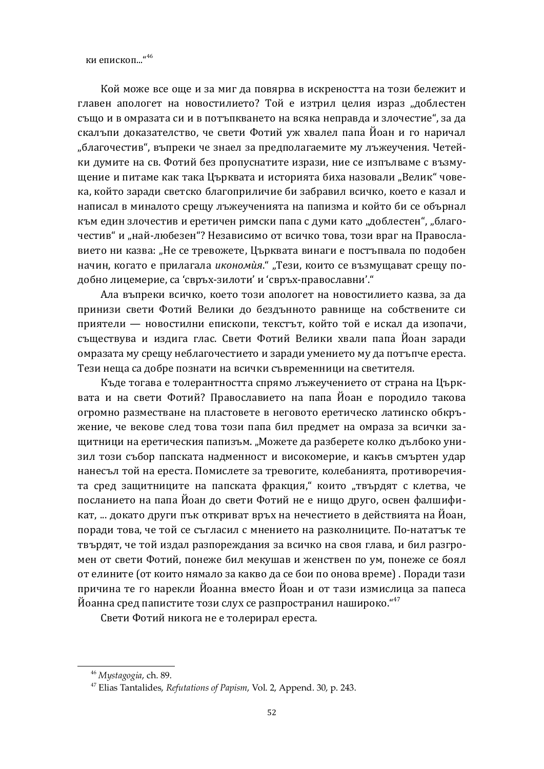ки епископ..."[46]

Кой може все още и за миг да повярва в искреността на този бележит и главен апологет на новостилието? Той е изтрил целия израз „доблестен също и в омразата си и в потъпкването на всяка неправда и злочестие", за да скалъпи доказателство, че свети Фотий уж хвалел папа Йоан и го наричал „благочестив", въпреки че знаел за предполагаемите му лъжеучения. Четейки думите на св. Фотий без пропуснатите изрази, ние се изпълваме с възмущение и питаме как така Църквата и историята биха назовали „Велик" човека, който заради светско благоприличие би забравил всичко, което е казал и написал в миналото срещу лъжеученията на папизма и който би се обърнал към един злочестив и еретичен римски папа с думи като „доблестен", „благочестив" и „най-любезен"? Независимо от всичко това, този враг на Православието ни казва: „Не се тревожете, Църквата винаги е постъпвала по подобен начин, когато е прилагала *икономѝя*." „Тези, които се възмущават срещу подобно лицемерие, са 'свръх-зилоти' и 'свръх-православни'."

Ала въпреки всичко, което този апологет на новостилието казва, за да принизи свети Фотий Велики до бездънното равнище на собствените си приятели — новостилни епископи, текстът, който той е искал да изопачи, съществува и издига глас. Свети Фотий Велики хвали папа Йоан заради омразата му срещу неблагочестието и заради умението му да потъпче ереста. Тези неща са добре познати на всички съвременници на светителя.

Къде тогава е толерантността спрямо лъжеучението от страна на Църквата и на свети Фотий? Православието на папа Йоан е породило такова огромно разместване на пластовете в неговото еретическо латинско обкръжение, че векове след това този папа бил предмет на омраза за всички защитници на еретическия папизъм. „Можете да разберете колко дълбоко унизил този събор папската надменност и високомерие, и какъв смъртен удар нанесъл той на ереста. Помислете за тревогите, колебанията, противоречията сред защитниците на папската фракция," които „твърдят с клетва, че посланието на папа Йоан до свети Фотий не е нищо друго, освен фалшификат, ... докато други пък откриват връх на нечестието в действията на Йоан, поради това, че той се съгласил с мнението на разколниците. По-нататък те твърдят, че той издал разпореждания за всичко на своя глава, и бил разгромен от свети Фотий, понеже бил мекушав и женствен по ум, понеже се боял от елините (от които нямало за какво да се бои по онова време) . Поради тази причина те го нарекли Йоанна вместо Йоан и от тази измислица за папеса Йоанна сред папистите този слух се разпространил нашироко."[47]

Свети Фотий никога не е толерирал ереста.

---

[46] *Mystagogia*, ch. 89.

[47] Elias Tantalides, *Refutations of Papism*, Vol. 2, Append. 30, p. 243.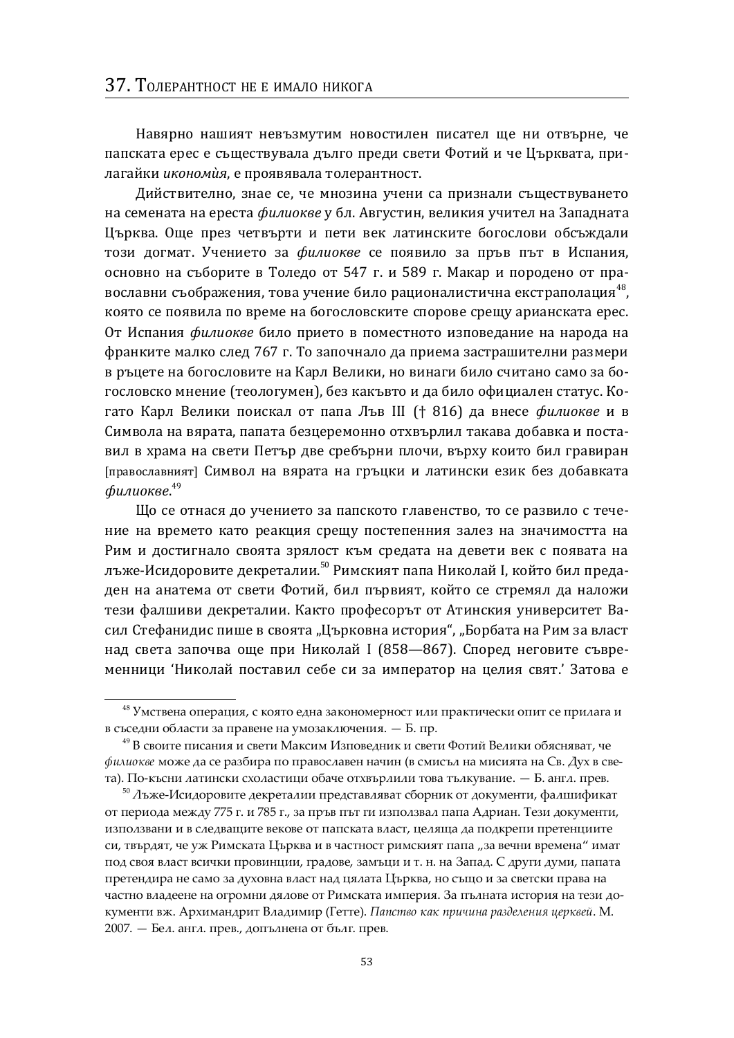## 37. Толерантност не е имало никога

Навярно нашият невъзмутим новостилен писател ще ни отвърне, че папската ерес е съществувала дълго преди свети Фотий и че Църквата, прилагайки *икономѝя*, е проявявала толерантност.

Действително, знае се, че мнозина учени са признали съществуването на семената на ереста *филиокве* у бл. Августин, великия учител на Западната Църква. Още през четвърти и пети век латинските богослови обсъждали този догмат. Учението за *филиокве* се появило за пръв път в Испания, основно на съборите в Толедо от 547 г. и 589 г. Макар и породено от православни съображения, това учение било рационалистична екстраполация[48], която се появила по време на богословските спорове срещу арианската ерес. От Испания *филиокве* било прието в поместното изповедание на народа на франките малко след 767 г. То започнало да приема застрашителни размери в ръцете на богословите на Карл Велики, но винаги било считано само за богословско мнение (теологумен), без какъвто и да било официален статус. Когато Карл Велики поискал от папа Лъв III († 816) да внесе *филиокве* и в Символа на вярата, папата безцеремонно отхвърлил такава добавка и поставил в храма на свети Петър две сребърни плочи, върху които бил гравиран [православният] Символ на вярата на гръцки и латински език без добавката *филиокве*.[49]

Що се отнася до учението за папското главенство, то се развило с течение на времето като реакция срещу постепенния залез на значимостта на Рим и достигнало своята зрялост към средата на девети век с появата на лъже-Исидоровите декреталии.[50] Римският папа Николай I, който бил предаден на анатема от свети Фотий, бил първият, който се стремял да наложи тези фалшиви декреталии. Както професорът от Атинския университет Васил Стефанидис пише в своята „Църковна история", „Борбата на Рим за власт над света започва още при Николай I (858—867). Според неговите съвременници 'Николай поставил себе си за император на целия свят.' Затова е

---

[48] Умствена операция, с която една закономерност или практически опит се прилага и в съседни области за правене на умозаключения. — Б. пр.

[49] В своите писания и свети Максим Изповедник и свети Фотий Велики обясняват, че *филиокве* може да се разбира по православен начин (в смисъл на мисията на Св. Дух в света). По-късни латински схоластици обаче отхвърлили това тълкуване. — Б. англ. прев.

[50] Лъже-Исидоровите декреталии представляват сборник от документи, фалшификат от периода между 775 г. и 785 г., за пръв път ги използвал папа Адриан. Тези документи, използвани и в следващите векове от папската власт, целяща да подкрепи претенциите си, твърдят, че уж Римската Църква и в частност римският папа „за вечни времена" имат под своя власт всички провинции, градове, замъци и т. н. на Запад. С други думи, папата претендира не само за духовна власт над цялата Църква, но също и за светски права на частно владеене на огромни дялове от Римската империя. За пълната история на тези документи вж. Архимандрит Владимир (Гетте). *Папство как причина разделения церквей*. М. 2007. — Бел. англ. прев., допълнена от бълг. прев.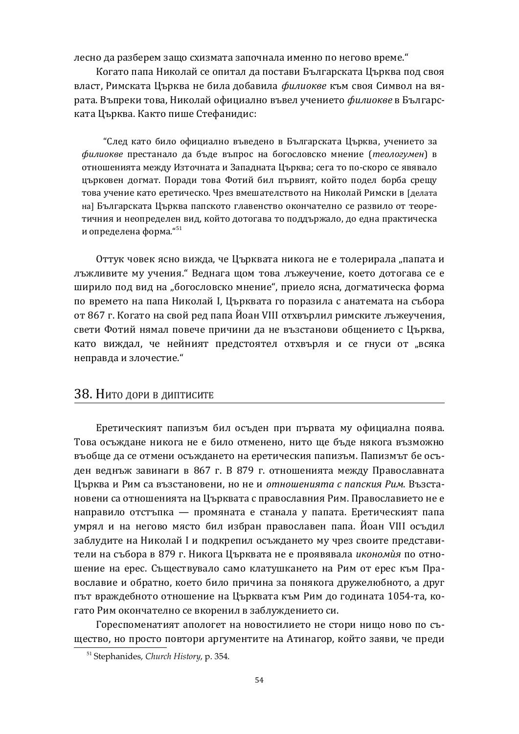лесно да разберем защо схизмата започнала именно по негово време.“

Когато папа Николай се опитал да постави Българската Църква под своя власт, Римската Църква не била добавила *филиокве* към своя Символ на вярата. Въпреки това, Николай официално въвел учението *филиокве* в Българската Църква. Както пише Стефанидис:

> “След като било официално въведено в Българската Църква, учението за *филиокве* престанало да бъде въпрос на богословско мнение (*теологумен*) в отношенията между Източната и Западната Църква; сега то по-скоро се явявало църковен догмат. Поради това Фотий бил първият, който подел борба срещу това учение като еретическо. Чрез вмешателството на Николай Римски в [делата на] Българската Църква папското главенство окончателно се развило от теоретичния и неопределен вид, който дотогава то поддържало, до една практическа и определена форма.“[51]

Оттук човек ясно вижда, че Църквата никога не е толерирала „папата и лъжливите му учения.“ Веднага щом това лъжеучение, което дотогава се е ширило под вид на „богословско мнение“, приело ясна, догматическа форма по времето на папа Николай I, Църквата го поразила с анатемата на събора от 867 г. Когато на свой ред папа Йоан VIII отхвърлил римските лъжеучения, свети Фотий нямал повече причини да не възстанови общението с Църква, като виждал, че нейният предстоятел отхвърля и се гнуси от „всяка неправда и злочестие.“

## 38. Нито дори в диптисите

Еретическият папизъм бил осъден при първата му официална поява. Това осъждане никога не е било отменено, нито ще бъде някога възможно въобще да се отмени осъждането на еретическия папизъм. Папизмът бе осъден веднъж завинаги в 867 г. В 879 г. отношенията между Православната Църква и Рим са възстановени, но не и *отношенията с папския Рим.* Възстановени са отношенията на Църквата с православния Рим. Православието не е направило отстъпка — промяната е станала у папата. Еретическият папа умрял и на негово място бил избран православен папа. Йоан VIII осъдил заблудите на Николай I и подкрепил осъждането му чрез своите представители на събора в 879 г. Никога Църквата не е проявявала *икономѝя* по отношение на ерес. Съществувало само клатушкането на Рим от ерес към Православие и обратно, което било причина за понякога дружелюбното, а друг път враждебното отношение на Църквата към Рим до годината 1054-та, когато Рим окончателно се вкоренил в заблуждението си.

Гореспоменатият апологет на новостилието не стори нищо ново по същество, но просто повтори аргументите на Атинагор, който заяви, че преди

[51] Stephanides, *Church History*, p. 354.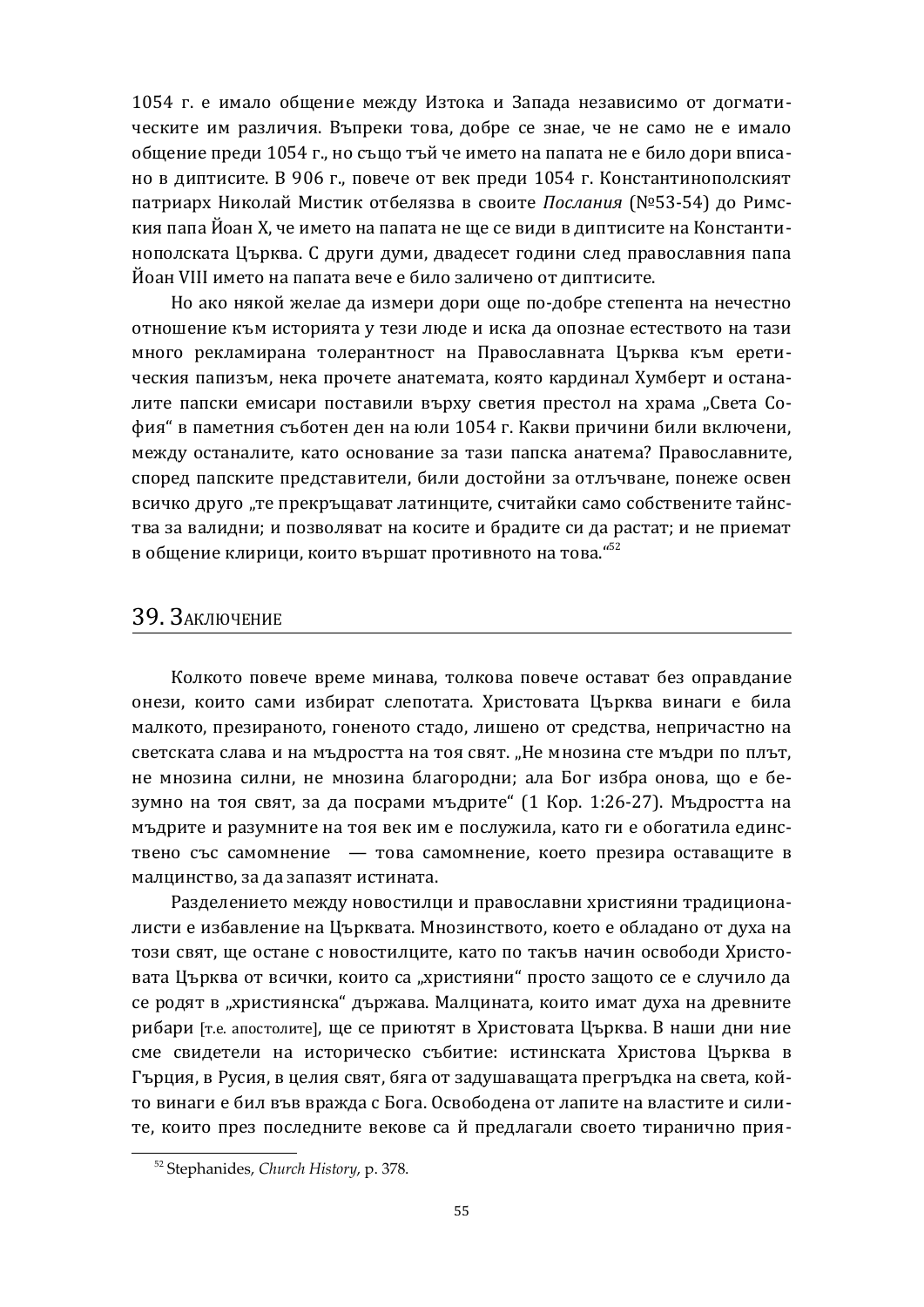1054 г. е имало общение между Изтока и Запада независимо от догматическите им различия. Въпреки това, добре се знае, че не само не е имало общение преди 1054 г., но също тъй че името на папата не е било дори вписано в диптисите. В 906 г., повече от век преди 1054 г. Константинополският патриарх Николай Мистик отбелязва в своите *Послания* (№53-54) до Римския папа Йоан X, че името на папата не ще се види в диптисите на Константинополската Църква. С други думи, двадесет години след православния папа Йоан VIII името на папата вече е било заличено от диптисите.

Но ако някой желае да измери дори още по-добре степента на нечестно отношение към историята у тези люде и иска да опознае естеството на тази много рекламирана толерантност на Православната Църква към еретическия папизъм, нека прочете анатемата, която кардинал Хумберт и останалите папски емисари поставили върху светия престол на храма „Света София" в паметния съботен ден на юли 1054 г. Какви причини били включени, между останалите, като основание за тази папска анатема? Православните, според папските представители, били достойни за отлъчване, понеже освен всичко друго „те прекръщават латинците, считайки само собствените тайнства за валидни; и позволяват на косите и брадите си да растат; и не приемат в общение клирици, които вършат противното на това."[52]

## 39. Заключение

Колкото повече време минава, толкова повече остават без оправдание онези, които сами избират слепотата. Христовата Църква винаги е била малкото, презираното, гоненото стадо, лишено от средства, непричастно на светската слава и на мъдростта на тоя свят. „Не мнозина сте мъдри по плът, не мнозина силни, не мнозина благородни; ала Бог избра онова, що е безумно на тоя свят, за да посрами мъдрите" (1 Кор. 1:26-27). Мъдростта на мъдрите и разумните на тоя век им е послужила, като ги е обогатила единствено със самомнение — това самомнение, което презира оставащите в малцинство, за да запазят истината.

Разделението между новостилци и православни християни традиционалисти е избавление на Църквата. Мнозинството, което е обладано от духа на този свят, ще остане с новостилците, като по такъв начин освободи Христовата Църква от всички, които са „християни" просто защото се е случило да се родят в „християнска" държава. Малцината, които имат духа на древните рибари [т.е. апостолите], ще се приютят в Христовата Църква. В наши дни ние сме свидетели на историческо събитие: истинската Христова Църква в Гърция, в Русия, в целия свят, бяга от задушаващата прегръдка на света, който винаги е бил във вражда с Бога. Освободена от лапите на властите и силите, които през последните векове са ѝ предлагали своето тиранично прия-

---

[52] Stephanides, *Church History*, p. 378.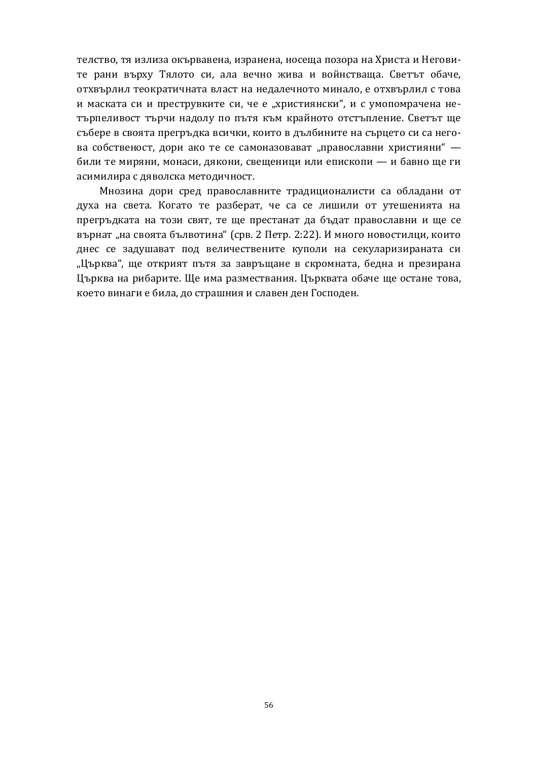телство, тя излиза окървавена, изранена, носеща позора на Христа и Неговите рани върху Тялото си, ала вечно жива и войнстваща. Светът обаче, отхвърлил теократичната власт на недалечното минало, е отхвърлил с това и маската си и преструвките си, че е „християнски“, и с умопомрачена нетърпеливост търчи надолу по пътя към крайното отстъпление. Светът ще събере в своята прегръдка всички, които в дълбините на сърцето си са негова собственост, дори ако те се самоназовават „православни християни“ — били те миряни, монаси, дякони, свещеници или епископи — и бавно ще ги асимилира с дяволска методичност.

Мнозина дори сред православните традиционалисти са обладани от духа на света. Когато те разберат, че са се лишили от утешенията на прегръдката на този свят, те ще престанат да бъдат православни и ще се върнат „на своята бълвотина“ (срв. 2 Петр. 2:22). И много новостилци, които днес се задушават под величествените куполи на секуларизираната си „Църква“, ще открият пътя за завръщане в скромната, бедна и презирана Църква на рибарите. Ще има размествания. Църквата обаче ще остане това, което винаги е била, до страшния и славен ден Господен.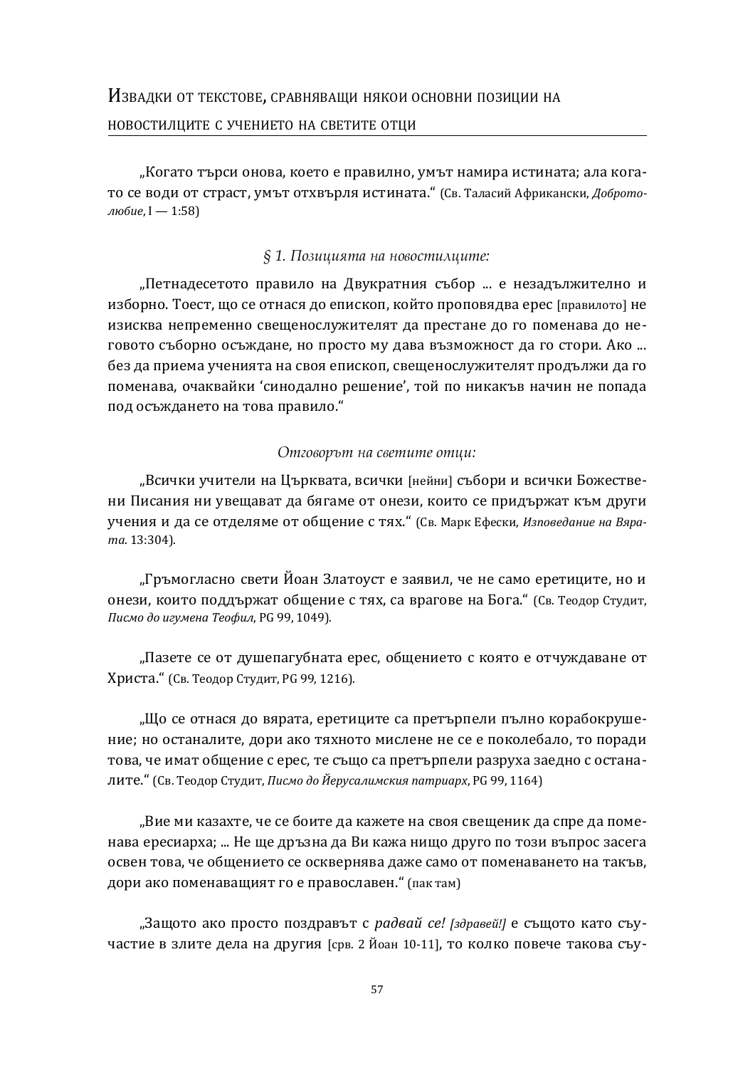## Извадки от текстове, сравняващи някои основни позиции на новостилците с учението на светите отци

„Когато търси онова, което е правилно, умът намира истината; ала когато се води от страст, умът отхвърля истината.“ (Св. Таласий Африкански, *Добротолюбие*, I — 1:58)

### *§ 1. Позицията на новостилците:*

„Петнадесетото правило на Двукратния събор ... е незадължително и изборно. Тоест, що се отнася до епископ, който проповядва ерес [правилото] не изисква непременно свещенослужителят да престане до го поменава до неговото съборно осъждане, но просто му дава възможност да го стори. Ако ... без да приема ученията на своя епископ, свещенослужителят продължи да го поменава, очаквайки ‘синодално решение’, той по никакъв начин не попада под осъждането на това правило.“

*Отговорът на светите отци:*

„Всички учители на Църквата, всички [нейни] събори и всички Божествени Писания ни увещават да бягаме от онези, които се придържат към други учения и да се отделяме от общение с тях.“ (Св. Марк Ефески, *Изповедание на Вярата*. 13:304).

„Гръмогласно свети Йоан Златоуст е заявил, че не само еретиците, но и онези, които поддържат общение с тях, са врагове на Бога.“ (Св. Теодор Студит, *Писмо до игумена Теофил*, PG 99, 1049).

„Пазете се от душепагубната ерес, общението с която е отчуждаване от Христа.“ (Св. Теодор Студит, PG 99, 1216).

„Що се отнася до вярата, еретиците са претърпели пълно корабокрушение; но останалите, дори ако тяхното мислене не се е поколебало, то поради това, че имат общение с ерес, те също са претърпели разруха заедно с останалите.“ (Св. Теодор Студит, *Писмо до Йерусалимския патриарх*, PG 99, 1164)

„Вие ми казахте, че се боите да кажете на своя свещеник да спре да поменава ересиарха; ... Не ще дръзна да Ви кажа нищо друго по този въпрос засега освен това, че общението се осквернява даже само от поменаването на такъв, дори ако поменаващият го е православен.“ (пак там)

„Защото ако просто поздравът с *радвай се! [здравей!]* е същото като съучастие в злите дела на другия [срв. 2 Йоан 10-11], то колко повече такова съу-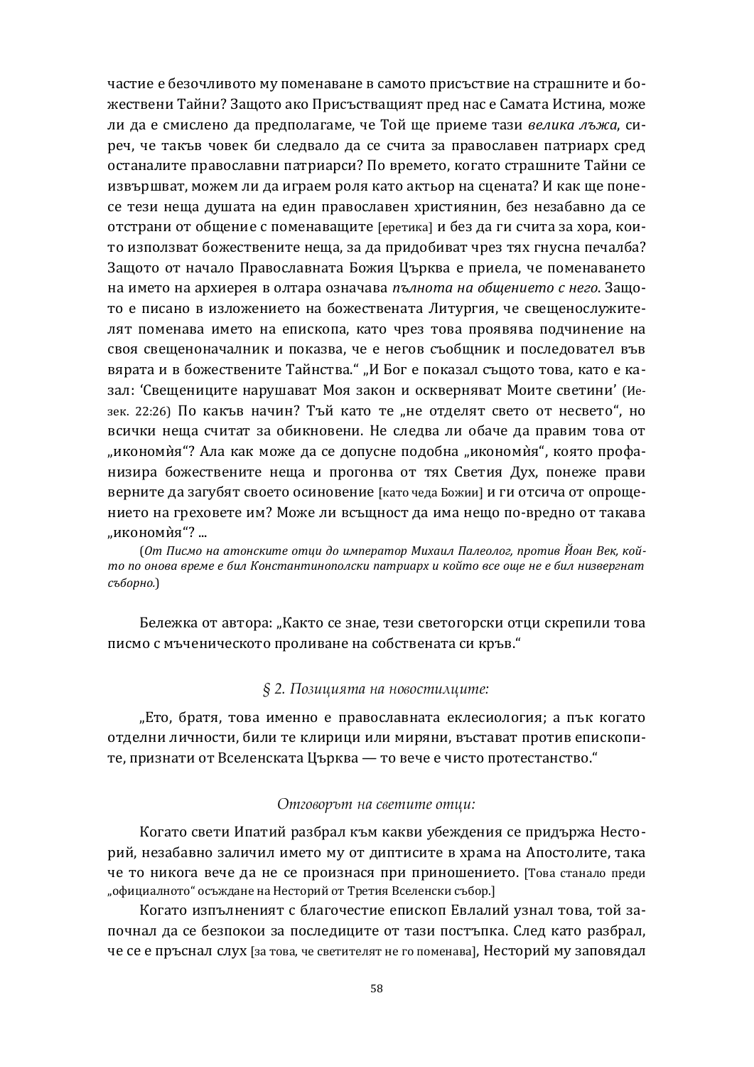частие е безочливото му поменаване в самото присъствие на страшните и божествени Тайни? Защото ако Присъстващият пред нас е Самата Истина, може ли да е смислено да предполагаме, че Той ще приеме тази *велика лъжа*, сиреч, че такъв човек би следвало да се счита за православен патриарх сред останалите православни патриарси? По времето, когато страшните Тайни се извършват, можем ли да играем роля като актьор на сцената? И как ще понесе тези неща душата на един православен християнин, без незабавно да се отстрани от общение с поменаващите [еретика] и без да ги счита за хора, които използват божествените неща, за да придобиват чрез тях гнусна печалба? Защото от начало Православната Божия Църква е приела, че поменаването на името на архиерея в олтара означава *пълнота на общението с него*. Защото е писано в изложението на божествената Литургия, че свещенослужителят поменава името на епископа, като чрез това проявява подчинение на своя свещеноначалник и показва, че е негов съобщник и последовател във вярата и в божествените Тайнства." „И Бог е показал същото това, като е казал: 'Свещениците нарушават Моя закон и оскверняват Моите светини' (Иезек. 22:26) По какъв начин? Тъй като те „не отделят свето от несвето", но всички неща считат за обикновени. Не следва ли обаче да правим това от „икономѝя"? Ала как може да се допусне подобна „икономѝя", която профанизира божествените неща и прогонва от тях Светия Дух, понеже прави верните да загубят своето осиновение [като чеда Божии] и ги отсича от опрощението на греховете им? Може ли всъщност да има нещо по-вредно от такава „икономѝя"? ...

(*От Писмо на атонските отци до император Михаил Палеолог, против Йоан Век, който по онова време е бил Константинополски патриарх и който все още не е бил низвергнат съборно.*)

Бележка от автора: „Както се знае, тези светогорски отци скрепили това писмо с мъченическото проливане на собствената си кръв."

### *§ 2. Позицията на новостилците:*

„Ето, братя, това именно е православната еклесиология; а пък когато отделни личности, били те клирици или миряни, въстават против епископите, признати от Вселенската Църква — то вече е чисто протестанство."

### *Отговорът на светите отци:*

Когато свети Ипатий разбрал към какви убеждения се придържа Несторий, незабавно заличил името му от диптисите в храма на Апостолите, така че то никога вече да не се произнася при приношението. [Това станало преди „официалното" осъждане на Несторий от Третия Вселенски събор.]

Когато изпълненият с благочестие епископ Евлалий узнал това, той започнал да се безпокои за последиците от тази постъпка. След като разбрал, че се е пръснал слух [за това, че светителят не го поменава], Несторий му заповядал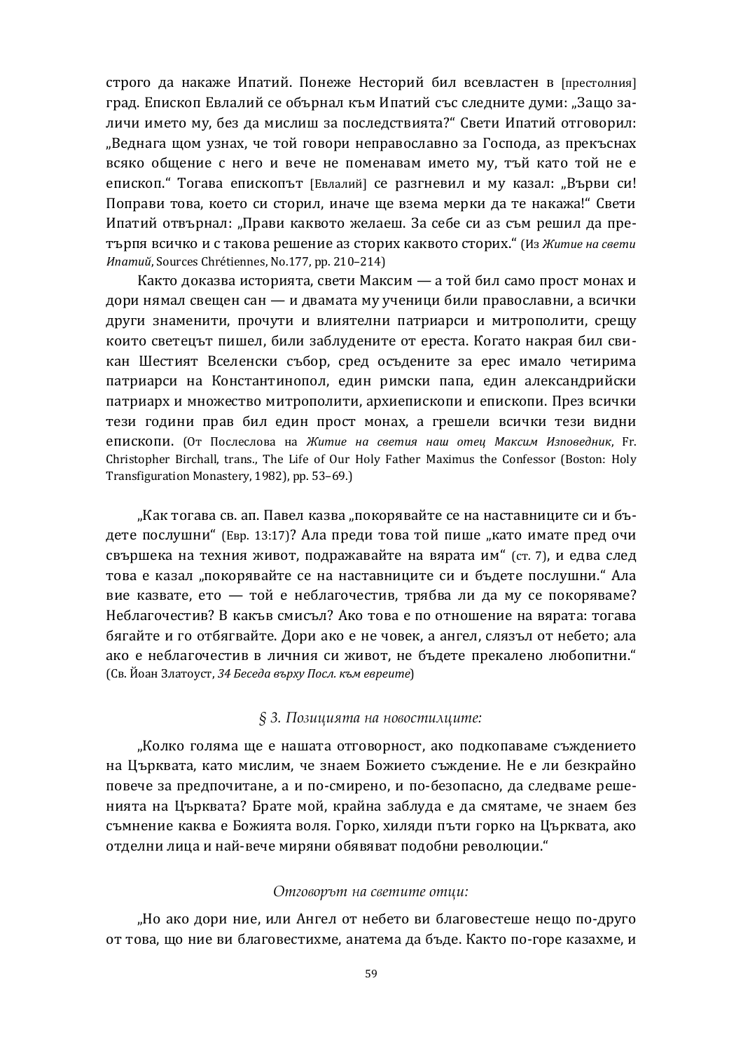строго да накаже Ипатий. Понеже Несторий бил всевластен в [престолния] град. Епископ Евлалий се обърнал към Ипатий със следните думи: „Защо заличи името му, без да мислиш за последствията?“ Свети Ипатий отговорил: „Веднага щом узнах, че той говори неправославно за Господа, аз прекъснах всяко общение с него и вече не поменавам името му, тъй като той не е епископ.“ Тогава епископът [Евлалий] се разгневил и му казал: „Върви си! Поправи това, което си сторил, иначе ще взема мерки да те накажа!“ Свети Ипатий отвърнал: „Прави каквото желаеш. За себе си аз съм решил да претърпя всичко и с такова решение аз сторих каквото сторих.“ (Из *Житие на свети Ипатий*, Sources Chrétiennes, No.177, pp. 210–214)

Както доказва историята, свети Максим — а той бил само прост монах и дори нямал свещен сан — и двамата му ученици били православни, а всички други знаменити, прочути и влиятелни патриарси и митрополити, срещу които светецът пишел, били заблудените от ереста. Когато накрая бил свикан Шестият Вселенски събор, сред осъдените за ерес имало четирима патриарси на Константинопол, един римски папа, един александрийски патриарх и множество митрополити, архиепископи и епископи. През всички тези години прав бил един прост монах, а грешели всички тези видни епископи. (От Послеслова на *Житие на светия наш отец Максим Изповедник*, Fr. Christopher Birchall, trans., The Life of Our Holy Father Maximus the Confessor (Boston: Holy Transfiguration Monastery, 1982), pp. 53–69.)

„Как тогава св. ап. Павел казва „покорявайте се на наставниците си и бъдете послушни“ (Евр. 13:17)? Ала преди това той пише „като имате пред очи свършека на техния живот, подражавайте на вярата им“ (ст. 7), и едва след това е казал „покорявайте се на наставниците си и бъдете послушни.“ Ала вие казвате, ето — той е неблагочестив, трябва ли да му се покоряваме? Неблагочестив? В какъв смисъл? Ако това е по отношение на вярата: тогава бягайте и го отбягвайте. Дори ако е не човек, а ангел, слязъл от небето; ала ако е неблагочестив в личния си живот, не бъдете прекалено любопитни.“ (Св. Йоан Златоуст, *34 Беседа върху Посл. към евреите*)

### *§ 3. Позицията на новостилците:*

„Колко голяма ще е нашата отговорност, ако подкопаваме съждението на Църквата, като мислим, че знаем Божието съждение. Не е ли безкрайно повече за предпочитане, а и по-смирено, и по-безопасно, да следваме решенията на Църквата? Брате мой, крайна заблуда е да смятаме, че знаем без съмнение каква е Божията воля. Горко, хиляди пъти горко на Църквата, ако отделни лица и най-вече миряни обявяват подобни революции.“

### *Отговорът на светите отци:*

„Но ако дори ние, или Ангел от небето ви благовестеше нещо по-друго от това, що ние ви благовестихме, анатема да бъде. Както по-горе казахме, и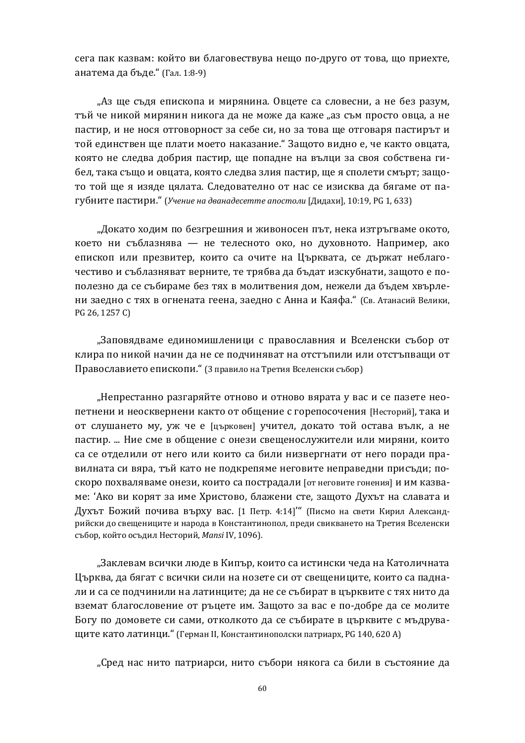сега пак казвам: който ви благовествува нещо по-друго от това, що приехте, анатема да бъде.“ (Гал. 1:8-9)

„Аз ще съдя епископа и мирянина. Овцете са словесни, а не без разум, тъй че никой мирянин никога да не може да каже „аз съм просто овца, а не пастир, и не нося отговорност за себе си, но за това ще отговаря пастирът и той единствен ще плати моето наказание.“ Защото видно е, че както овцата, която не следва добрия пастир, ще попадне на вълци за своя собствена гибел, така също и овцата, която следва злия пастир, ще я сполети смърт; защото той ще я изяде цялата. Следователно от нас се изисква да бягаме от пагубните пастири.“ (*Учение на дванадесетте апостоли* [Дидахи], 10:19, PG 1, 633)

„Докато ходим по безгрешния и живоносен път, нека изтръгваме окото, което ни съблазнява — не телесното око, но духовното. Например, ако епископ или презвитер, които са очите на Църквата, се държат неблагочестиво и съблазняват верните, те трябва да бъдат изскубнати, защото е полезно да се събираме без тях в молитвения дом, нежели да бъдем хвърлени заедно с тях в огнената геена, заедно с Анна и Каяфа.“ (Св. Атанасий Велики, PG 26, 1257 C)

„Заповядваме единомишленици с православния и Вселенски събор от клира по никой начин да не се подчиняват на отстъпили или отстъпващи от Православието епископи.“ (3 правило на Третия Вселенски събор)

„Непрестанно разгаряйте отново и отново вярата у вас и се пазете неопетнени и неосквернени както от общение с горепосочения [Несторий], така и от слушането му, уж че е [църковен] учител, докато той остава вълк, а не пастир. ... Ние сме в общение с онези свещенослужители или миряни, които са се отделили от него или които са били низвергнати от него поради правилната си вяра, тъй като не подкрепяме неговите неправедни присъди; поскоро похваляваме онези, които са пострадали [от неговите гонения] и им казваме: ‘Ако ви корят за име Христово, блажени сте, защото Духът на славата и Духът Божий почива върху вас. [1 Петр. 4:14]’“ (Писмо на свети Кирил Александрийски до свещениците и народа в Константинопол, преди свикването на Третия Вселенски събор, който осъдил Несторий, *Mansi* IV, 1096).

„Заклевам всички люде в Кипър, които са истински чеда на Католичната Църква, да бягат с всички сили на нозете си от свещениците, които са паднали и са се подчинили на латинците; да не се събират в църквите с тях нито да вземат благословение от ръцете им. Защото за вас е по-добре да се молите Богу по домовете си сами, отколкото да се събирате в църквите с мъдруващите като латинци.“ (Герман II, Константинополски патриарх, PG 140, 620 A)

„Сред нас нито патриарси, нито събори някога са били в състояние да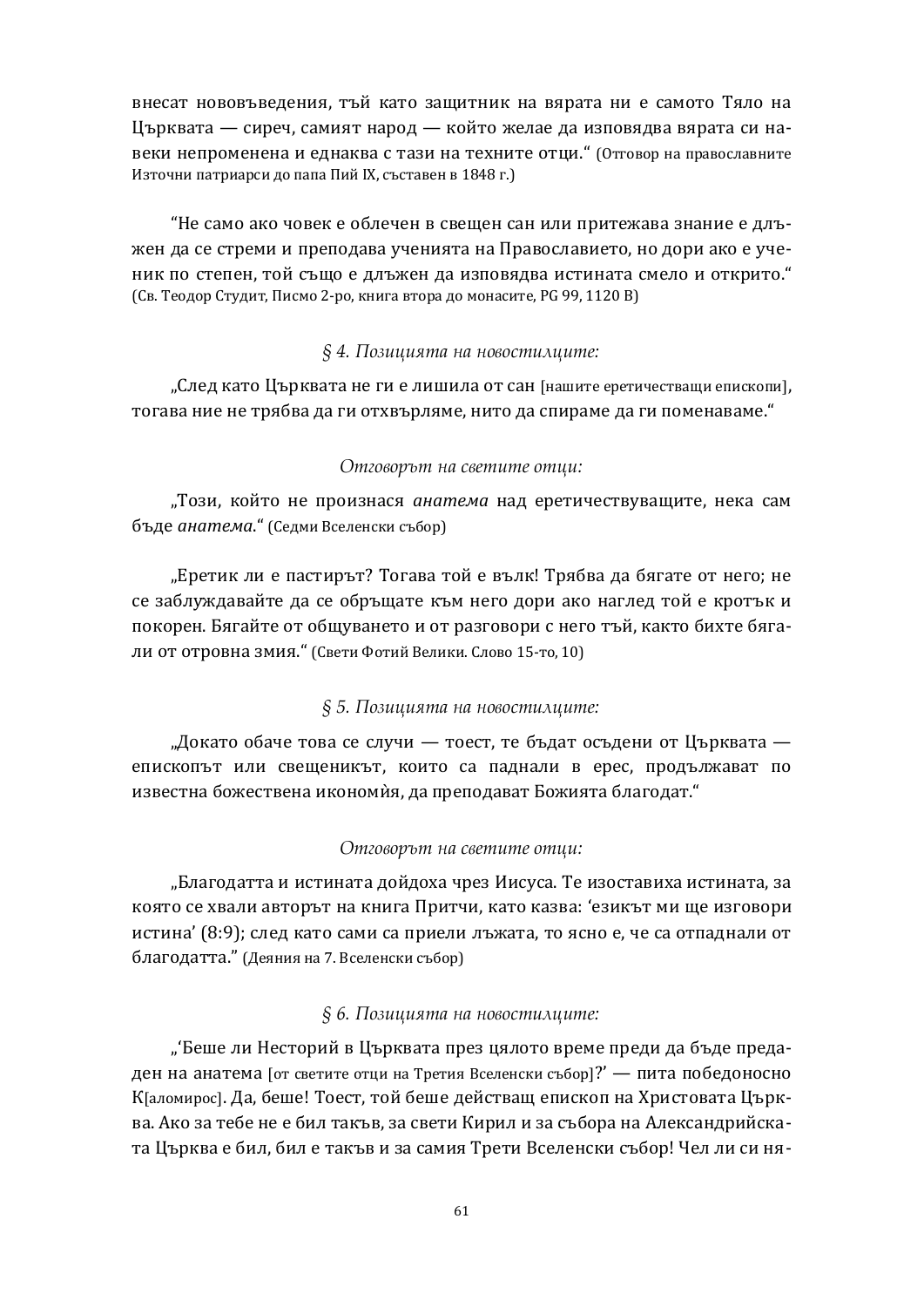внесат нововъведения, тъй като защитник на вярата ни е самото Тяло на Църквата — сиреч, самият народ — който желае да изповядва вярата си навеки непроменена и еднаква с тази на техните отци.“ (Отговор на православните Източни патриарси до папа Пий IX, съставен в 1848 г.)

“Не само ако човек е облечен в свещен сан или притежава знание е длъжен да се стреми и преподава ученията на Православието, но дори ако е ученик по степен, той също е длъжен да изповядва истината смело и открито.“ (Св. Теодор Студит, Писмо 2-ро, книга втора до монасите, PG 99, 1120 B)

*§ 4. Позицията на новостилците:*

„След като Църквата не ги е лишила от сан [нашите еретичестващи епископи], тогава ние не трябва да ги отхвърляме, нито да спираме да ги поменаваме.“

*Отговорът на светите отци:*

„Този, който не произнася *анатема* над еретичествуващите, нека сам бъде *анатема*.“ (Седми Вселенски събор)

„Еретик ли е пастирът? Тогава той е вълк! Трябва да бягате от него; не се заблуждавайте да се обръщате към него дори ако наглед той е кротък и покорен. Бягайте от общуването и от разговори с него тъй, както бихте бягали от отровна змия.“ (Свети Фотий Велики. Слово 15-то, 10)

*§ 5. Позицията на новостилците:*

„Докато обаче това се случи — тоест, те бъдат осъдени от Църквата — епископът или свещеникът, които са паднали в ерес, продължават по известна божествена иконом̀ия, да преподават Божията благодат.“

*Отговорът на светите отци:*

„Благодатта и истината дойдоха чрез Иисуса. Те изоставиха истината, за която се хвали авторът на книга Притчи, като казва: ‘езикът ми ще изговори истина’ (8:9); след като сами са приели лъжата, то ясно е, че са отпаднали от благодатта.” (Деяния на 7. Вселенски събор)

*§ 6. Позицията на новостилците:*

„‘Беше ли Несторий в Църквата през цялото време преди да бъде предаден на анатема [от светите отци на Третия Вселенски събор]?’ — пита победоносно К[аломирос]. Да, беше! Тоест, той беше действащ епископ на Христовата Църква. Ако за тебе не е бил такъв, за свети Кирил и за събора на Александрийската Църква е бил, бил е такъв и за самия Трети Вселенски събор! Чел ли си ня-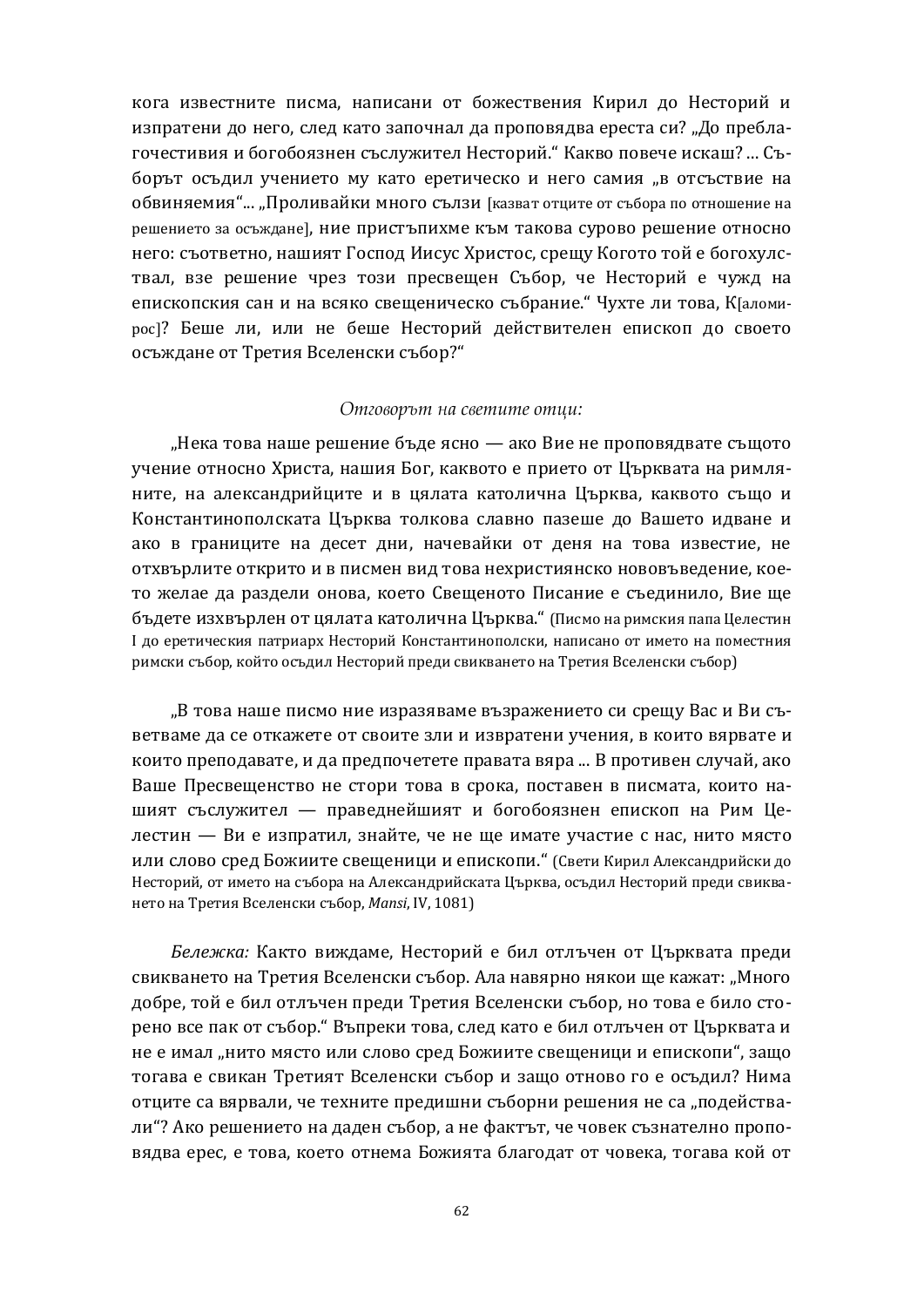кога известните писма, написани от божествения Кирил до Несторий и изпратени до него, след като започнал да проповядва ереста си? „До преблагочестивия и богобоязнен съслужител Несторий.“ Какво повече искаш? ... Съборът осъдил учението му като еретическо и него самия „в отсъствие на обвиняемия“... „Проливайки много сълзи [казват отците от събора по отношение на решението за осъждане], ние пристъпихме към такова сурово решение относно него: съответно, нашият Господ Иисус Христос, срещу Когото той е богохулствал, взе решение чрез този пресвещен Събор, че Несторий е чужд на епископския сан и на всяко свещеническо събрание.“ Чухте ли това, К[аломирос]? Беше ли, или не беше Несторий действителен епископ до своето осъждане от Третия Вселенски събор?“

*Отговорът на светите отци:*

„Нека това наше решение бъде ясно — ако Вие не проповядвате същото учение относно Христа, нашия Бог, каквото е прието от Църквата на римляните, на александрийците и в цялата католична Църква, каквото също и Константинополската Църква толкова славно пазеше до Вашето идване и ако в границите на десет дни, начевайки от деня на това известие, не отхвърлите открито и в писмен вид това нехристиянско нововъведение, което желае да раздели онова, което Свещеното Писание е съединило, Вие ще бъдете изхвърлен от цялата католична Църква.“ (Писмо на римския папа Целестин I до еретическия патриарх Несторий Константинополски, написано от името на поместния римски събор, който осъдил Несторий преди свикването на Третия Вселенски събор)

„В това наше писмо ние изразяваме възражението си срещу Вас и Ви съветваме да се откажете от своите зли и извратени учения, в които вярвате и които преподавате, и да предпочетете правата вяра ... В противен случай, ако Ваше Преосвещенство не стори това в срока, поставен в писмата, които нашият съслужител — праведнейшият и богобоязнен епископ на Рим Целестин — Ви е изпратил, знайте, че не ще имате участие с нас, нито място или слово сред Божиите свещеници и епископи.“ (Свети Кирил Александрийски до Несторий, от името на събора на Александрийската Църква, осъдил Несторий преди свикването на Третия Вселенски събор, *Mansi*, IV, 1081)

*Бележка:* Както виждаме, Несторий е бил отлъчен от Църквата преди свикването на Третия Вселенски събор. Ала навярно някои ще кажат: „Много добре, той е бил отлъчен преди Третия Вселенски събор, но това е било сторено все пак от събор.“ Въпреки това, след като е бил отлъчен от Църквата и не е имал „нито място или слово сред Божиите свещеници и епископи“, защо тогава е свикан Третият Вселенски събор и защо отново го е осъдил? Нима отците са вярвали, че техните предишни съборни решения не са „подействали“? Ако решението на даден събор, а не фактът, че човек съзнателно проповядва ерес, е това, което отнема Божията благодат от човека, тогава кой от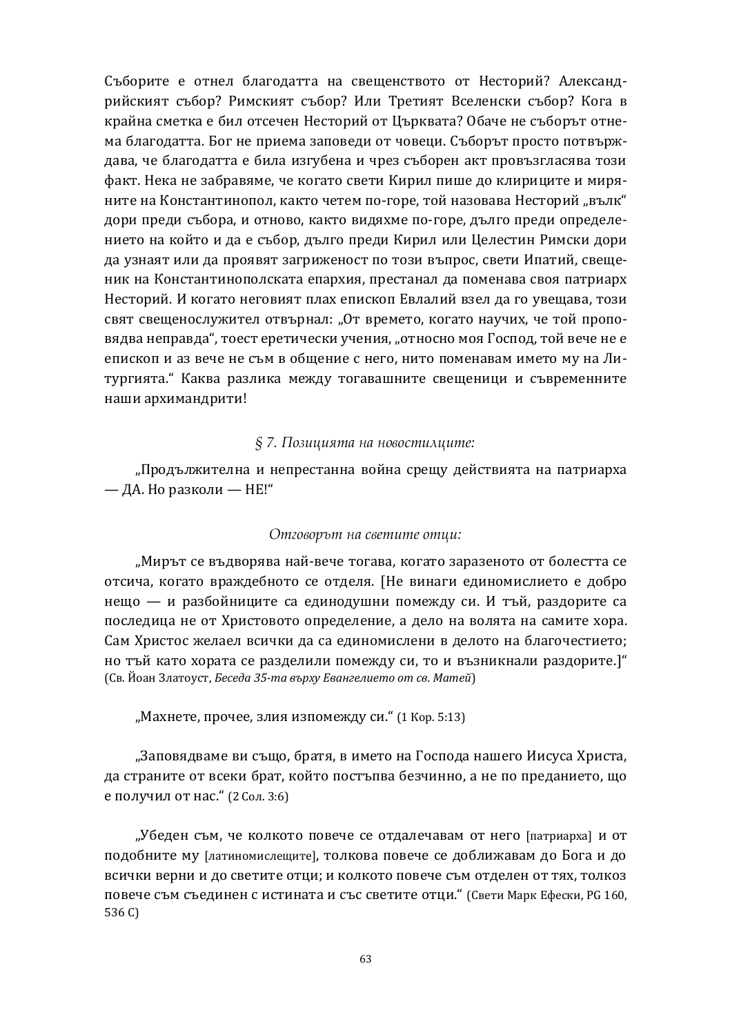Съборите е отнел благодатта на свещенството от Несторий? Александрийският събор? Римският събор? Или Третият Вселенски събор? Кога в крайна сметка е бил отсечен Несторий от Църквата? Обаче не съборът отнема благодатта. Бог не приема заповеди от човеци. Съборът просто потвърждава, че благодатта е била изгубена и чрез съборен акт провъзгласява този факт. Нека не забравяме, че когато свети Кирил пише до клириците и миряните на Константинопол, както четем по-горе, той назовава Несторий „вълк" дори преди събора, и отново, както видяхме по-горе, дълго преди определението на който и да е събор, дълго преди Кирил или Целестин Римски дори да узнаят или да проявят загриженост по този въпрос, свети Ипатий, свещеник на Константинополската епархия, престанал да поменава своя патриарх Несторий. И когато неговият плах епископ Евлалий взел да го увещава, този свят свещенослужител отвърнал: „От времето, когато научих, че той проповядва неправда", тоест еретически учения, „относно моя Господ, той вече не е епископ и аз вече не съм в общение с него, нито поменавам името му на Литургията." Каква разлика между тогавашните свещеници и съвременните наши архимандрити!

### *§ 7. Позицията на новостилците:*

„Продължителна и непрестанна война срещу действията на патриарха — ДА. Но разколи — НЕ!"

### *Отговорът на светите отци:*

„Мирът се въдворява най-вече тогава, когато заразеното от болестта се отсича, когато враждебното се отделя. [Не винаги единомислието е добро нещо — и разбойниците са единодушни помежду си. И тъй, раздорите са последица не от Христовото определение, а дело на волята на самите хора. Сам Христос желаел всички да са единомислени в делото на благочестието; но тъй като хората се разделили помежду си, то и възникнали раздорите.]" (Св. Йоан Златоуст, *Беседа 35-та върху Евангелието от св. Матей*)

„Махнете, прочее, злия измежду си." (1 Кор. 5:13)

„Заповядваме ви също, братя, в името на Господа нашего Иисуса Христа, да страните от всеки брат, който постъпва безчинно, а не по преданието, що е получил от нас." (2 Сол. 3:6)

„Убеден съм, че колкото повече се отдалечавам от него [патриарха] и от подобните му [латиномислещите], толкова повече се доближавам до Бога и до всички верни и до светите отци; и колкото повече съм отделен от тях, толкоз повече съм съединен с истината и със светите отци." (Свети Марк Ефески, PG 160, 536 C)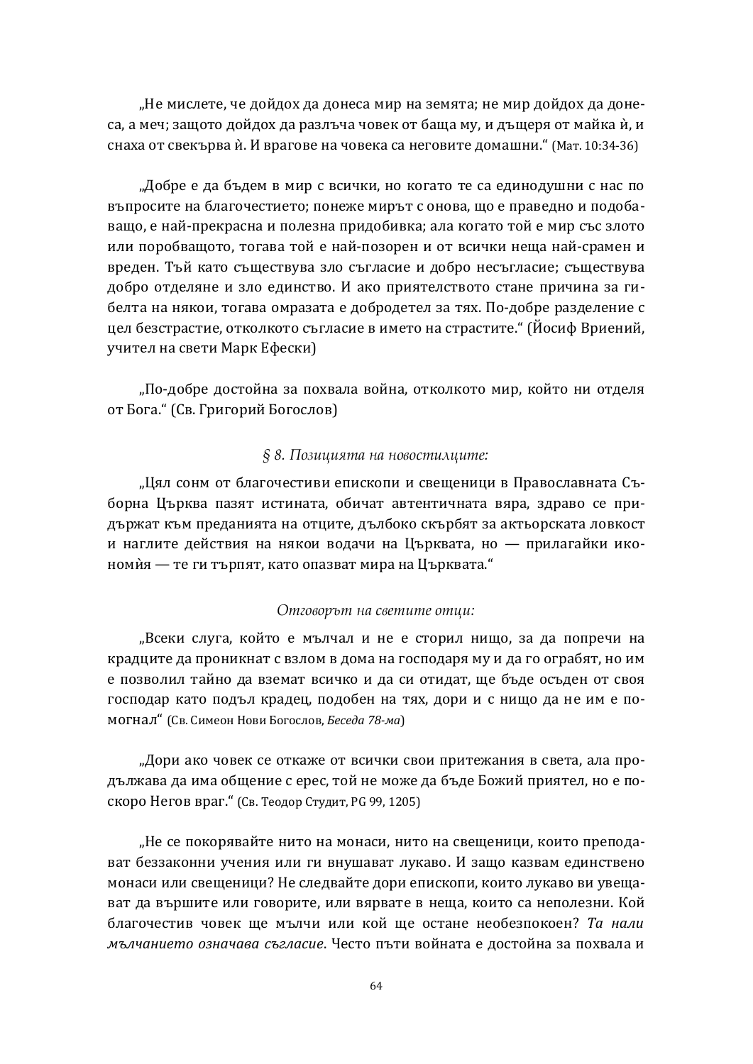„Не мислете, че дойдох да донеса мир на земята; не мир дойдох да донеса, а меч; защото дойдох да разлъча човек от баща му, и дъщеря от майка ѝ, и снаха от свекърва ѝ. И врагове на човека са неговите домашни.“ (Мат. 10:34-36)

„Добре е да бъдем в мир с всички, но когато те са единодушни с нас по въпросите на благочестието; понеже мирът с онова, що е праведно и подобаващо, е най-прекрасна и полезна придобивка; ала когато той е мир със злото или поробващото, тогава той е най-позорен и от всички неща най-срамен и вреден. Тъй като съществува зло съгласие и добро несъгласие; съществува добро отделяне и зло единство. И ако приятелството стане причина за гибелта на някои, тогава омразата е добродетел за тях. По-добре разделение с цел безстрастие, отколкото съгласие в името на страстите.“ (Йосиф Вриений, учител на свети Марк Ефески)

„По-добре достойна за похвала война, отколкото мир, който ни отделя от Бога.“ (Св. Григорий Богослов)

### *§ 8. Позицията на новостилците:*

„Цял сонм от благочестиви епископи и свещеници в Православната Съборна Църква пазят истината, обичат автентичната вяра, здраво се придържат към преданията на отците, дълбоко скърбят за актьорската ловкост и наглите действия на някои водачи на Църквата, но — прилагайки икономѝя — те ги търпят, като опазват мира на Църквата.“

### *Отговорът на светите отци:*

„Всеки слуга, който е мълчал и не е сторил нищо, за да попречи на крадците да проникнат с взлом в дома на господаря му и да го ограбят, но им е позволил тайно да вземат всичко и да си отидат, ще бъде осъден от своя господар като подъл крадец, подобен на тях, дори и с нищо да не им е помогнал“ (Св. Симеон Нови Богослов, *Беседа 78-ма*)

„Дори ако човек се откаже от всички свои притежания в света, ала продължава да има общение с ерес, той не може да бъде Божий приятел, но е по-скоро Негов враг.“ (Св. Теодор Студит, PG 99, 1205)

„Не се покорявайте нито на монаси, нито на свещеници, които преподават беззаконни учения или ги внушават лукаво. И защо казвам единствено монаси или свещеници? Не следвайте дори епископи, които лукаво ви увещават да вършите или говорите, или вярвате в неща, които са неполезни. Кой благочестив човек ще мълчи или кой ще остане необезпокоен? *Та нали мълчанието означава съгласие*. Често пъти войната е достойна за похвала и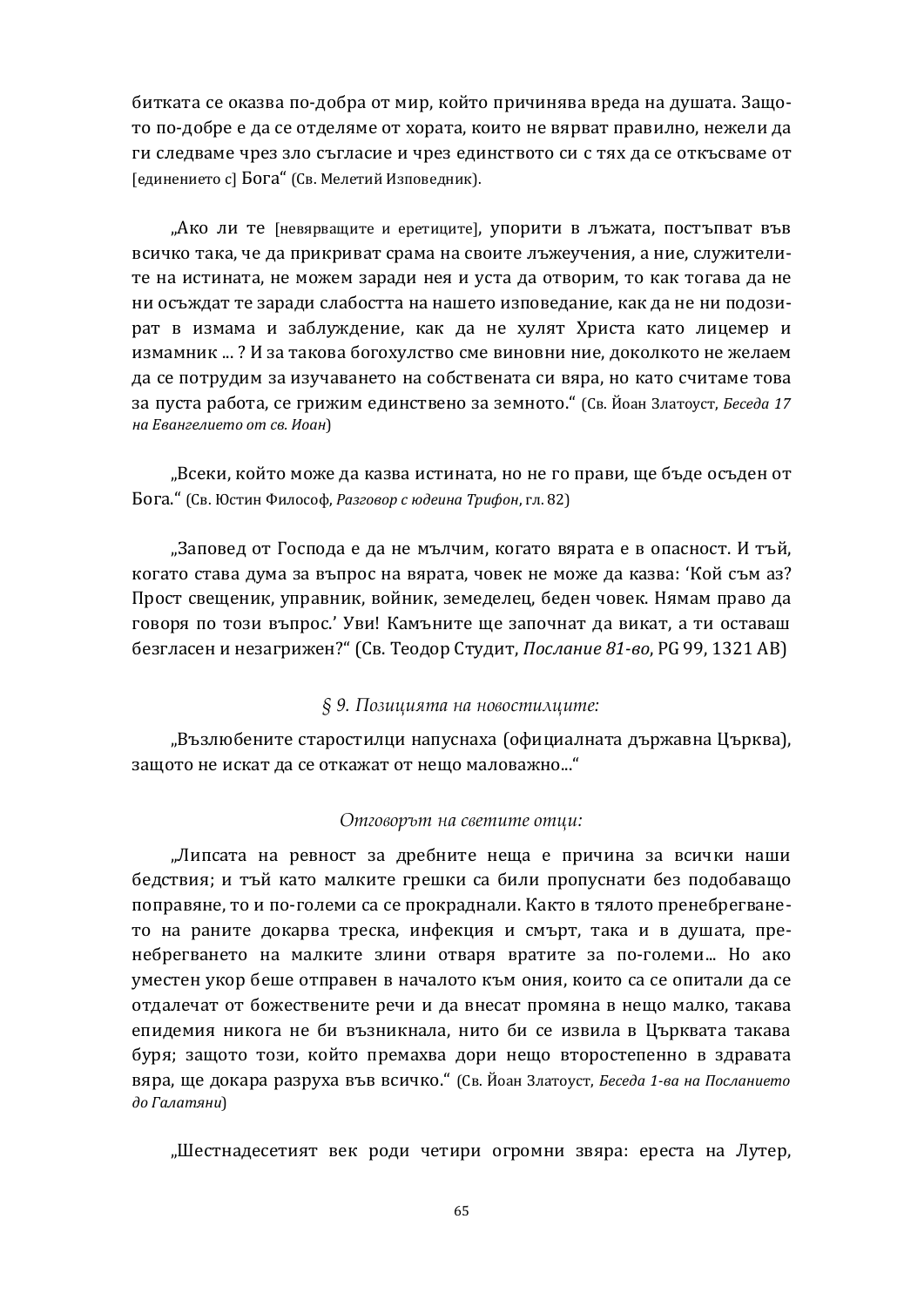битката се оказва по-добра от мир, който причинява вреда на душата. Защото по-добре е да се отделяме от хората, които не вярват правилно, нежели да ги следваме чрез зло съгласие и чрез единството си с тях да се откъсваме от [единението с] Бога“ (Св. Мелетий Изповедник).

„Ако ли те [невярващите и еретиците], упорити в лъжата, постъпват във всичко така, че да прикриват срама на своите лъжеучения, а ние, служителите на истината, не можем заради нея и уста да отворим, то как тогава да не ни осъждат те заради слабостта на нашето изповедание, как да не ни подозират в измама и заблуждение, как да не хулят Христа като лицемер и измамник ... ? И за такова богохулство сме виновни ние, доколкото не желаем да се потрудим за изучаването на собствената си вяра, но като считаме това за пуста работа, се грижим единствено за земното.“ (Св. Йоан Златоуст, *Беседа 17 на Евангелието от св. Йоан*)

„Всеки, който може да казва истината, но не го прави, ще бъде осъден от Бога.“ (Св. Юстин Философ, *Разговор с юдеина Трифон*, гл. 82)

„Заповед от Господа е да не мълчим, когато вярата е в опасност. И тъй, когато става дума за въпрос на вярата, човек не може да казва: ‘Кой съм аз? Прост свещеник, управник, войник, земеделец, беден човек. Нямам право да говоря по този въпрос.’ Уви! Камъните ще започнат да викат, а ти оставаш безгласен и незагрижен?“ (Св. Теодор Студит, *Послание 81-во*, PG 99, 1321 AB)

### *§ 9. Позицията на новостилците:*

„Възлюбените старостилци напуснаха (официалната държавна Църква), защото не искат да се откажат от нещо маловажно...“

### *Отговорът на светите отци:*

„Липсата на ревност за дребните неща е причина за всички наши бедствия; и тъй като малките грешки са били пропуснати без подобаващо поправяне, то и по-големи са се прокраднали. Както в тялото пренебрегването на раните докарва треска, инфекция и смърт, така и в душата, пренебрегването на малките злини отваря вратите за по-големи... Но ако уместен укор беше отправен в началото към ония, които са се опитали да се отдалечат от божествените речи и да внесат промяна в нещо малко, такава епидемия никога не би възникнала, нито би се извила в Църквата такава буря; защото този, който премахва дори нещо второстепенно в здравата вяра, ще докара разруха във всичко.“ (Св. Йоан Златоуст, *Беседа 1-ва на Посланието до Галатяни*)

„Шестнадесетият век роди четири огромни звяра: ереста на Лутер,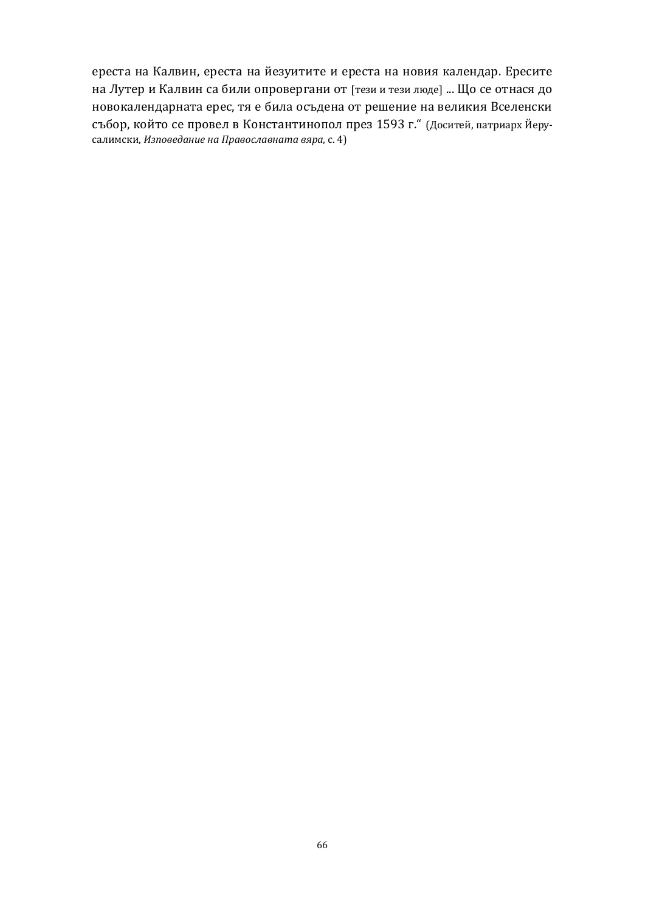ереста на Калвин, ереста на йезуитите и ереста на новия календар. Ересите на Лутер и Калвин са били опровергани от [тези и тези люде] ... Що се отнася до новокалендарната ерес, тя е била осъдена от решение на великия Вселенски събор, който се провел в Константинопол през 1593 г.“ (Доситей, патриарх Йерусалимски, *Изповедание на Православната вяра*, с. 4)